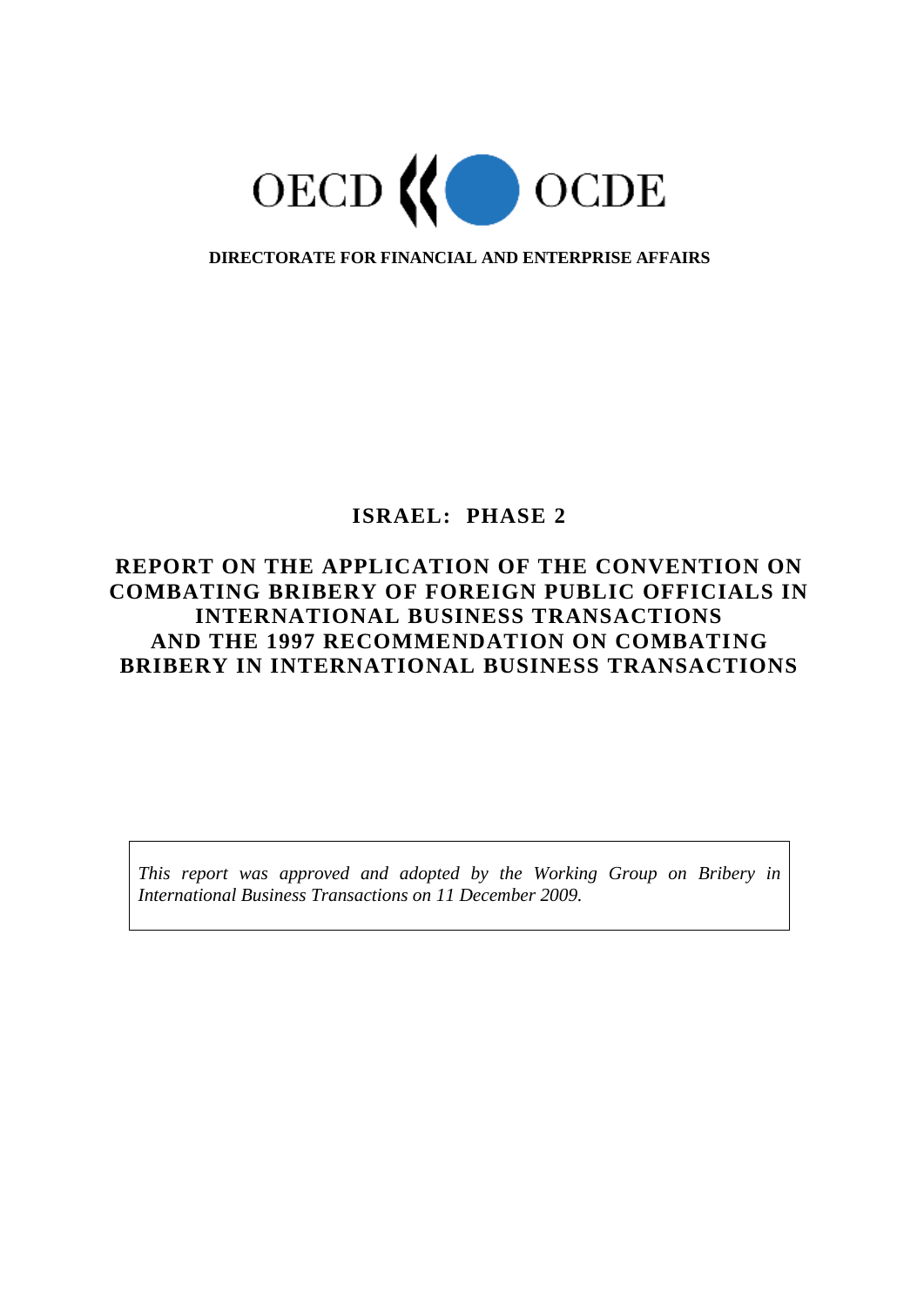OECD OCDE

**DIRECTORATE FOR FINANCIAL AND ENTERPRISE AFFAIRS**

# ISRAEL: PHASE 2

# REPORT ON THE APPLICATION OF THE CONVENTION ON COMBATING BRIBERY OF FOREIGN PUBLIC OFFICIALS IN INTERNATIONAL BUSINESS TRANSACTIONS AND THE 1997 RECOMMENDATION ON COMBATING BRIBERY IN INTERNATIONAL BUSINESS TRANSACTIONS

*This report was approved and adopted by the Working Group on Bribery in International Business Transactions on 11 December 2009.*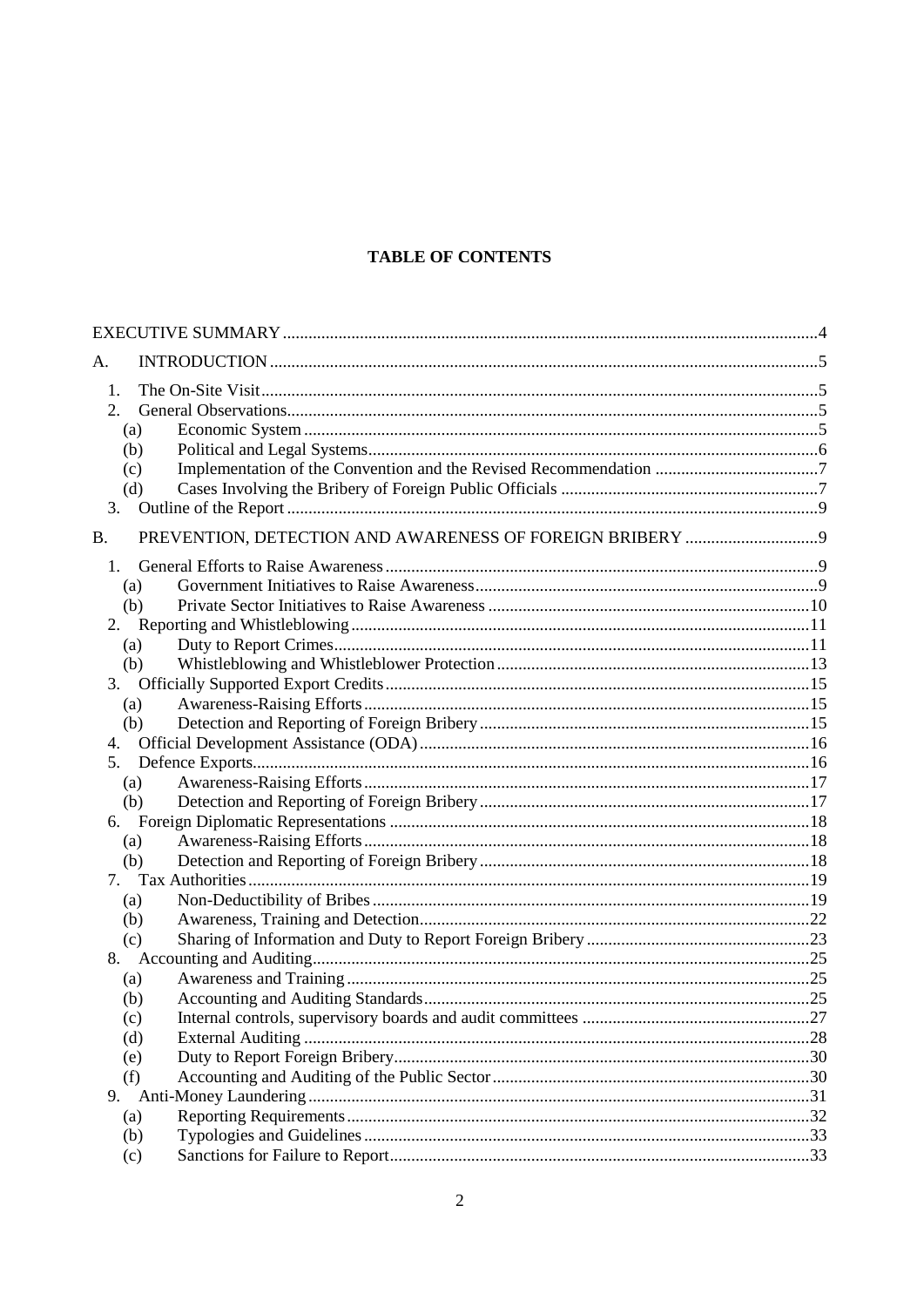**TABLE OF CONTENTS**

EXECUTIVE SUMMARY ....4

A. INTRODUCTION ....5

1. The On-Site Visit ....5
2. General Observations ....5
   - (a) Economic System ....5
   - (b) Political and Legal Systems ....6
   - (c) Implementation of the Convention and the Revised Recommendation ....7
   - (d) Cases Involving the Bribery of Foreign Public Officials ....7
3. Outline of the Report ....9

B. PREVENTION, DETECTION AND AWARENESS OF FOREIGN BRIBERY ....9

1. General Efforts to Raise Awareness ....9
   - (a) Government Initiatives to Raise Awareness ....9
   - (b) Private Sector Initiatives to Raise Awareness ....10
2. Reporting and Whistleblowing ....11
   - (a) Duty to Report Crimes ....11
   - (b) Whistleblowing and Whistleblower Protection ....13
3. Officially Supported Export Credits ....15
   - (a) Awareness-Raising Efforts ....15
   - (b) Detection and Reporting of Foreign Bribery ....15
4. Official Development Assistance (ODA) ....16
5. Defence Exports ....16
   - (a) Awareness-Raising Efforts ....17
   - (b) Detection and Reporting of Foreign Bribery ....17
6. Foreign Diplomatic Representations ....18
   - (a) Awareness-Raising Efforts ....18
   - (b) Detection and Reporting of Foreign Bribery ....18
7. Tax Authorities ....19
   - (a) Non-Deductibility of Bribes ....19
   - (b) Awareness, Training and Detection ....22
   - (c) Sharing of Information and Duty to Report Foreign Bribery ....23
8. Accounting and Auditing ....25
   - (a) Awareness and Training ....25
   - (b) Accounting and Auditing Standards ....25
   - (c) Internal controls, supervisory boards and audit committees ....27
   - (d) External Auditing ....28
   - (e) Duty to Report Foreign Bribery ....30
   - (f) Accounting and Auditing of the Public Sector ....30
9. Anti-Money Laundering ....31
   - (a) Reporting Requirements ....32
   - (b) Typologies and Guidelines ....33
   - (c) Sanctions for Failure to Report ....33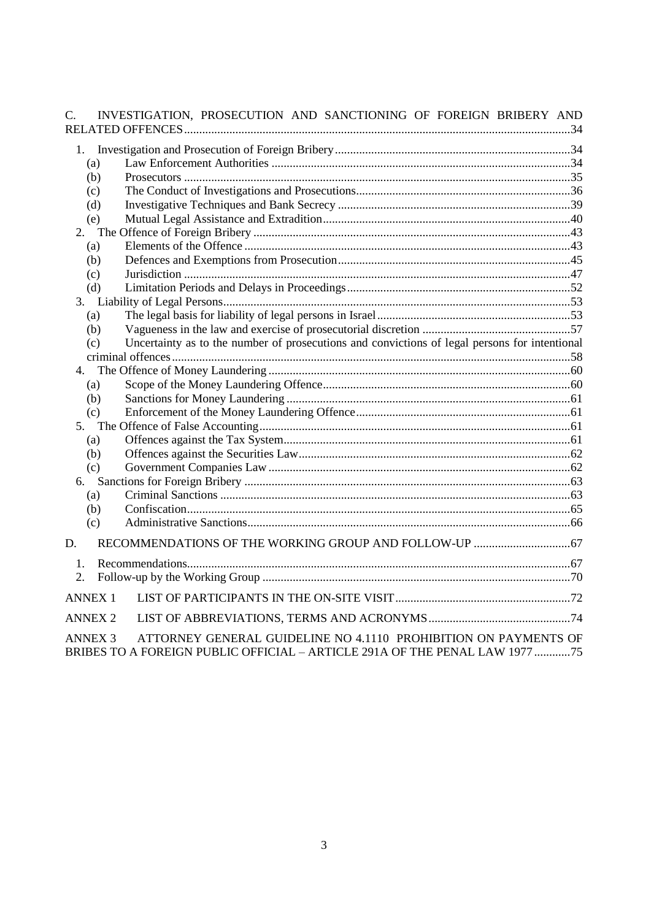C. INVESTIGATION, PROSECUTION AND SANCTIONING OF FOREIGN BRIBERY AND RELATED OFFENCES .....34

1. Investigation and Prosecution of Foreign Bribery .....34
   - (a) Law Enforcement Authorities .....34
   - (b) Prosecutors .....35
   - (c) The Conduct of Investigations and Prosecutions .....36
   - (d) Investigative Techniques and Bank Secrecy .....39
   - (e) Mutual Legal Assistance and Extradition .....40
2. The Offence of Foreign Bribery .....43
   - (a) Elements of the Offence .....43
   - (b) Defences and Exemptions from Prosecution .....45
   - (c) Jurisdiction .....47
   - (d) Limitation Periods and Delays in Proceedings .....52
3. Liability of Legal Persons .....53
   - (a) The legal basis for liability of legal persons in Israel .....53
   - (b) Vagueness in the law and exercise of prosecutorial discretion .....57
   - (c) Uncertainty as to the number of prosecutions and convictions of legal persons for intentional criminal offences .....58
4. The Offence of Money Laundering .....60
   - (a) Scope of the Money Laundering Offence .....60
   - (b) Sanctions for Money Laundering .....61
   - (c) Enforcement of the Money Laundering Offence .....61
5. The Offence of False Accounting .....61
   - (a) Offences against the Tax System .....61
   - (b) Offences against the Securities Law .....62
   - (c) Government Companies Law .....62
6. Sanctions for Foreign Bribery .....63
   - (a) Criminal Sanctions .....63
   - (b) Confiscation .....65
   - (c) Administrative Sanctions .....66

D. RECOMMENDATIONS OF THE WORKING GROUP AND FOLLOW-UP .....67

1. Recommendations .....67
2. Follow-up by the Working Group .....70

ANNEX 1 LIST OF PARTICIPANTS IN THE ON-SITE VISIT .....72

ANNEX 2 LIST OF ABBREVIATIONS, TERMS AND ACRONYMS .....74

ANNEX 3 ATTORNEY GENERAL GUIDELINE NO 4.1110 PROHIBITION ON PAYMENTS OF BRIBES TO A FOREIGN PUBLIC OFFICIAL – ARTICLE 291A OF THE PENAL LAW 1977 .....75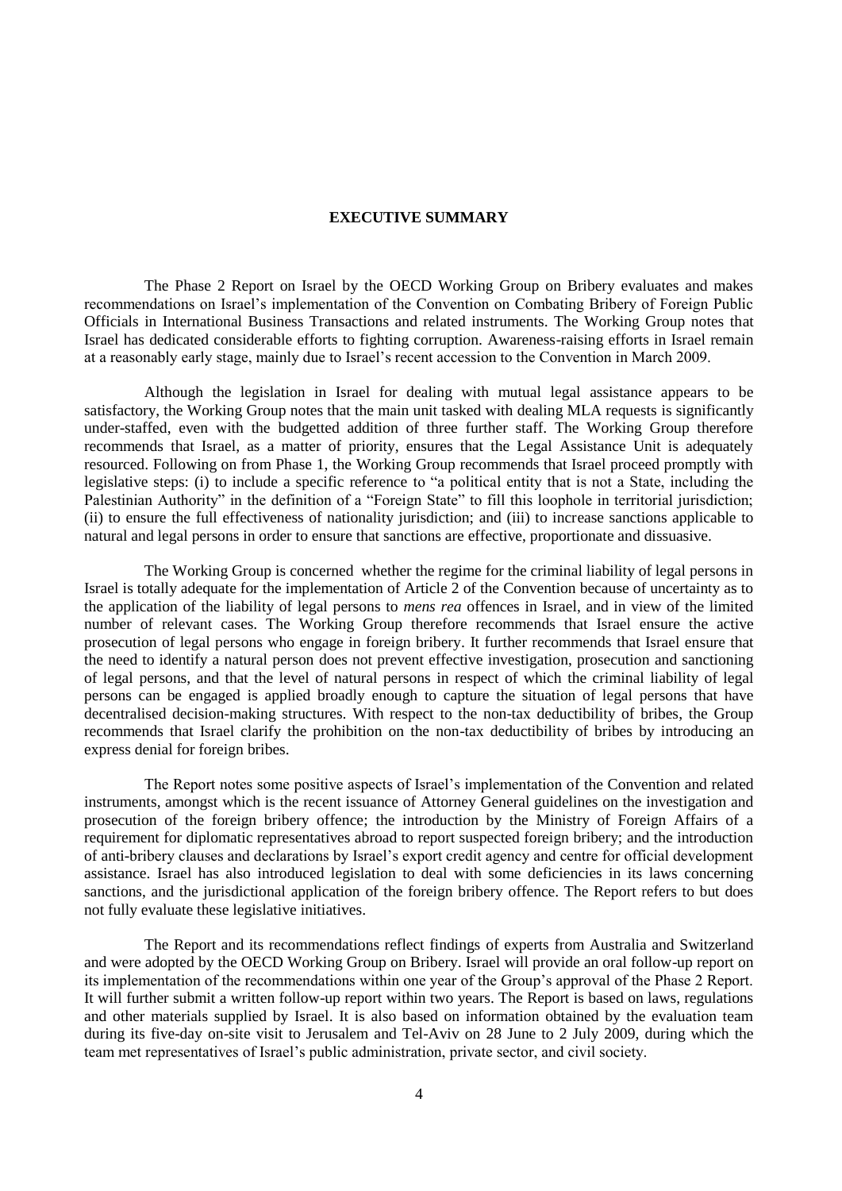# EXECUTIVE SUMMARY

The Phase 2 Report on Israel by the OECD Working Group on Bribery evaluates and makes recommendations on Israel's implementation of the Convention on Combating Bribery of Foreign Public Officials in International Business Transactions and related instruments. The Working Group notes that Israel has dedicated considerable efforts to fighting corruption. Awareness-raising efforts in Israel remain at a reasonably early stage, mainly due to Israel's recent accession to the Convention in March 2009.

Although the legislation in Israel for dealing with mutual legal assistance appears to be satisfactory, the Working Group notes that the main unit tasked with dealing MLA requests is significantly under-staffed, even with the budgetted addition of three further staff. The Working Group therefore recommends that Israel, as a matter of priority, ensures that the Legal Assistance Unit is adequately resourced. Following on from Phase 1, the Working Group recommends that Israel proceed promptly with legislative steps: (i) to include a specific reference to "a political entity that is not a State, including the Palestinian Authority" in the definition of a "Foreign State" to fill this loophole in territorial jurisdiction; (ii) to ensure the full effectiveness of nationality jurisdiction; and (iii) to increase sanctions applicable to natural and legal persons in order to ensure that sanctions are effective, proportionate and dissuasive.

The Working Group is concerned whether the regime for the criminal liability of legal persons in Israel is totally adequate for the implementation of Article 2 of the Convention because of uncertainty as to the application of the liability of legal persons to *mens rea* offences in Israel, and in view of the limited number of relevant cases. The Working Group therefore recommends that Israel ensure the active prosecution of legal persons who engage in foreign bribery. It further recommends that Israel ensure that the need to identify a natural person does not prevent effective investigation, prosecution and sanctioning of legal persons, and that the level of natural persons in respect of which the criminal liability of legal persons can be engaged is applied broadly enough to capture the situation of legal persons that have decentralised decision-making structures. With respect to the non-tax deductibility of bribes, the Group recommends that Israel clarify the prohibition on the non-tax deductibility of bribes by introducing an express denial for foreign bribes.

The Report notes some positive aspects of Israel's implementation of the Convention and related instruments, amongst which is the recent issuance of Attorney General guidelines on the investigation and prosecution of the foreign bribery offence; the introduction by the Ministry of Foreign Affairs of a requirement for diplomatic representatives abroad to report suspected foreign bribery; and the introduction of anti-bribery clauses and declarations by Israel's export credit agency and centre for official development assistance. Israel has also introduced legislation to deal with some deficiencies in its laws concerning sanctions, and the jurisdictional application of the foreign bribery offence. The Report refers to but does not fully evaluate these legislative initiatives.

The Report and its recommendations reflect findings of experts from Australia and Switzerland and were adopted by the OECD Working Group on Bribery. Israel will provide an oral follow-up report on its implementation of the recommendations within one year of the Group's approval of the Phase 2 Report. It will further submit a written follow-up report within two years. The Report is based on laws, regulations and other materials supplied by Israel. It is also based on information obtained by the evaluation team during its five-day on-site visit to Jerusalem and Tel-Aviv on 28 June to 2 July 2009, during which the team met representatives of Israel's public administration, private sector, and civil society.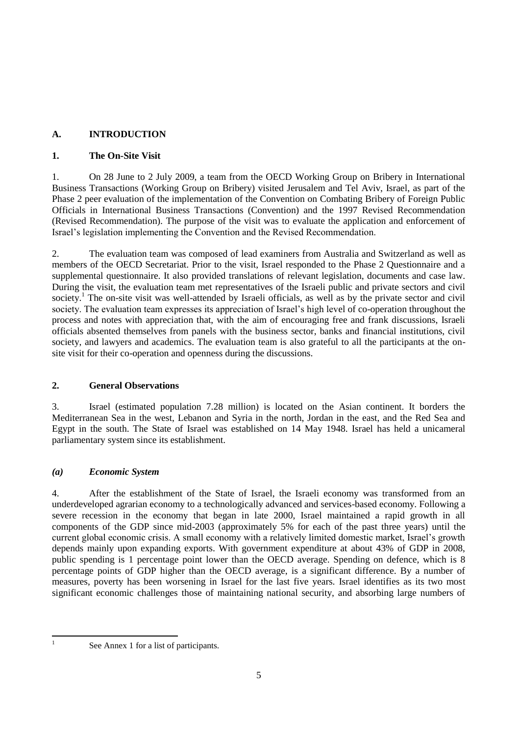## A. INTRODUCTION

### 1. The On-Site Visit

1. On 28 June to 2 July 2009, a team from the OECD Working Group on Bribery in International Business Transactions (Working Group on Bribery) visited Jerusalem and Tel Aviv, Israel, as part of the Phase 2 peer evaluation of the implementation of the Convention on Combating Bribery of Foreign Public Officials in International Business Transactions (Convention) and the 1997 Revised Recommendation (Revised Recommendation). The purpose of the visit was to evaluate the application and enforcement of Israel's legislation implementing the Convention and the Revised Recommendation.

2. The evaluation team was composed of lead examiners from Australia and Switzerland as well as members of the OECD Secretariat. Prior to the visit, Israel responded to the Phase 2 Questionnaire and a supplemental questionnaire. It also provided translations of relevant legislation, documents and case law. During the visit, the evaluation team met representatives of the Israeli public and private sectors and civil society.[1] The on-site visit was well-attended by Israeli officials, as well as by the private sector and civil society. The evaluation team expresses its appreciation of Israel's high level of co-operation throughout the process and notes with appreciation that, with the aim of encouraging free and frank discussions, Israeli officials absented themselves from panels with the business sector, banks and financial institutions, civil society, and lawyers and academics. The evaluation team is also grateful to all the participants at the on-site visit for their co-operation and openness during the discussions.

### 2. General Observations

3. Israel (estimated population 7.28 million) is located on the Asian continent. It borders the Mediterranean Sea in the west, Lebanon and Syria in the north, Jordan in the east, and the Red Sea and Egypt in the south. The State of Israel was established on 14 May 1948. Israel has held a unicameral parliamentary system since its establishment.

#### *(a) Economic System*

4. After the establishment of the State of Israel, the Israeli economy was transformed from an underdeveloped agrarian economy to a technologically advanced and services-based economy. Following a severe recession in the economy that began in late 2000, Israel maintained a rapid growth in all components of the GDP since mid-2003 (approximately 5% for each of the past three years) until the current global economic crisis. A small economy with a relatively limited domestic market, Israel's growth depends mainly upon expanding exports. With government expenditure at about 43% of GDP in 2008, public spending is 1 percentage point lower than the OECD average. Spending on defence, which is 8 percentage points of GDP higher than the OECD average, is a significant difference. By a number of measures, poverty has been worsening in Israel for the last five years. Israel identifies as its two most significant economic challenges those of maintaining national security, and absorbing large numbers of

---

[1] See Annex 1 for a list of participants.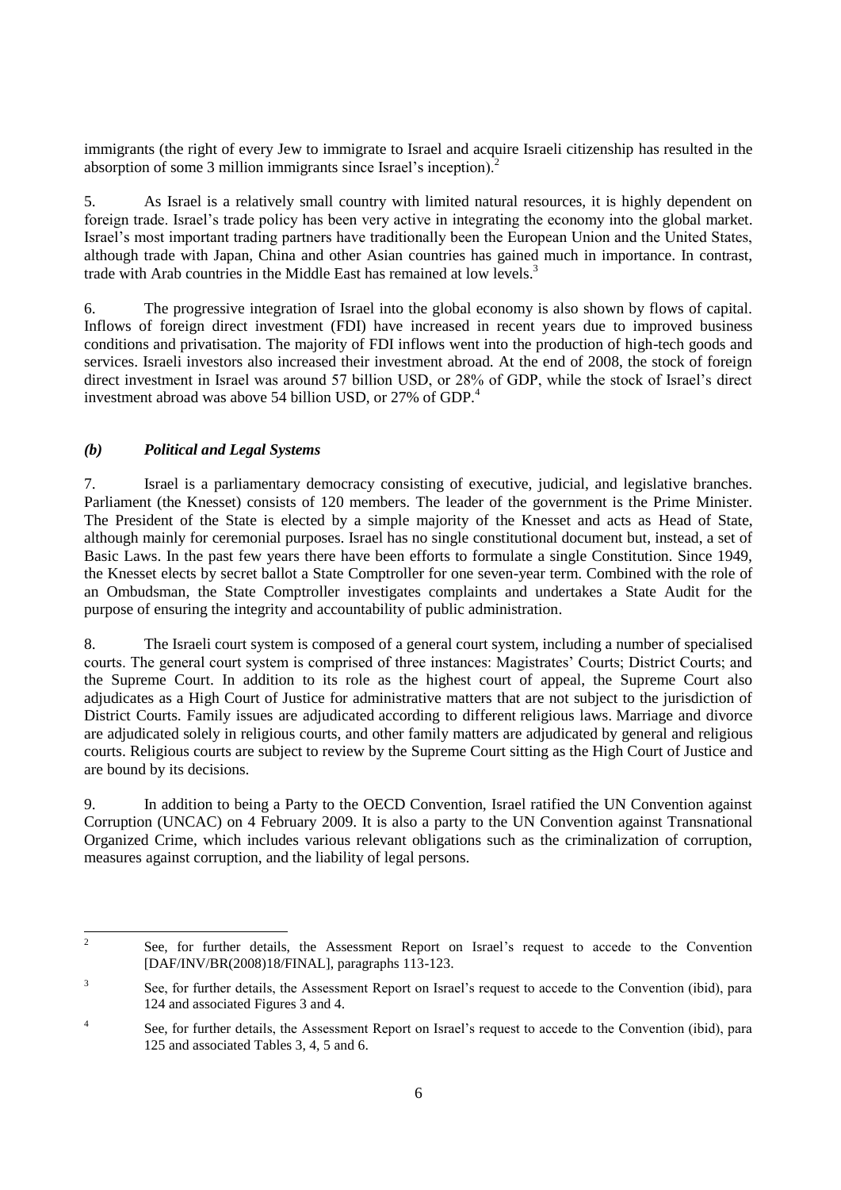immigrants (the right of every Jew to immigrate to Israel and acquire Israeli citizenship has resulted in the absorption of some 3 million immigrants since Israel's inception).[2]

5. As Israel is a relatively small country with limited natural resources, it is highly dependent on foreign trade. Israel's trade policy has been very active in integrating the economy into the global market. Israel's most important trading partners have traditionally been the European Union and the United States, although trade with Japan, China and other Asian countries has gained much in importance. In contrast, trade with Arab countries in the Middle East has remained at low levels.[3]

6. The progressive integration of Israel into the global economy is also shown by flows of capital. Inflows of foreign direct investment (FDI) have increased in recent years due to improved business conditions and privatisation. The majority of FDI inflows went into the production of high-tech goods and services. Israeli investors also increased their investment abroad. At the end of 2008, the stock of foreign direct investment in Israel was around 57 billion USD, or 28% of GDP, while the stock of Israel's direct investment abroad was above 54 billion USD, or 27% of GDP.[4]

### *(b) Political and Legal Systems*

7. Israel is a parliamentary democracy consisting of executive, judicial, and legislative branches. Parliament (the Knesset) consists of 120 members. The leader of the government is the Prime Minister. The President of the State is elected by a simple majority of the Knesset and acts as Head of State, although mainly for ceremonial purposes. Israel has no single constitutional document but, instead, a set of Basic Laws. In the past few years there have been efforts to formulate a single Constitution. Since 1949, the Knesset elects by secret ballot a State Comptroller for one seven-year term. Combined with the role of an Ombudsman, the State Comptroller investigates complaints and undertakes a State Audit for the purpose of ensuring the integrity and accountability of public administration.

8. The Israeli court system is composed of a general court system, including a number of specialised courts. The general court system is comprised of three instances: Magistrates' Courts; District Courts; and the Supreme Court. In addition to its role as the highest court of appeal, the Supreme Court also adjudicates as a High Court of Justice for administrative matters that are not subject to the jurisdiction of District Courts. Family issues are adjudicated according to different religious laws. Marriage and divorce are adjudicated solely in religious courts, and other family matters are adjudicated by general and religious courts. Religious courts are subject to review by the Supreme Court sitting as the High Court of Justice and are bound by its decisions.

9. In addition to being a Party to the OECD Convention, Israel ratified the UN Convention against Corruption (UNCAC) on 4 February 2009. It is also a party to the UN Convention against Transnational Organized Crime, which includes various relevant obligations such as the criminalization of corruption, measures against corruption, and the liability of legal persons.

---

[2] See, for further details, the Assessment Report on Israel's request to accede to the Convention [DAF/INV/BR(2008)18/FINAL], paragraphs 113-123.

[3] See, for further details, the Assessment Report on Israel's request to accede to the Convention (ibid), para 124 and associated Figures 3 and 4.

[4] See, for further details, the Assessment Report on Israel's request to accede to the Convention (ibid), para 125 and associated Tables 3, 4, 5 and 6.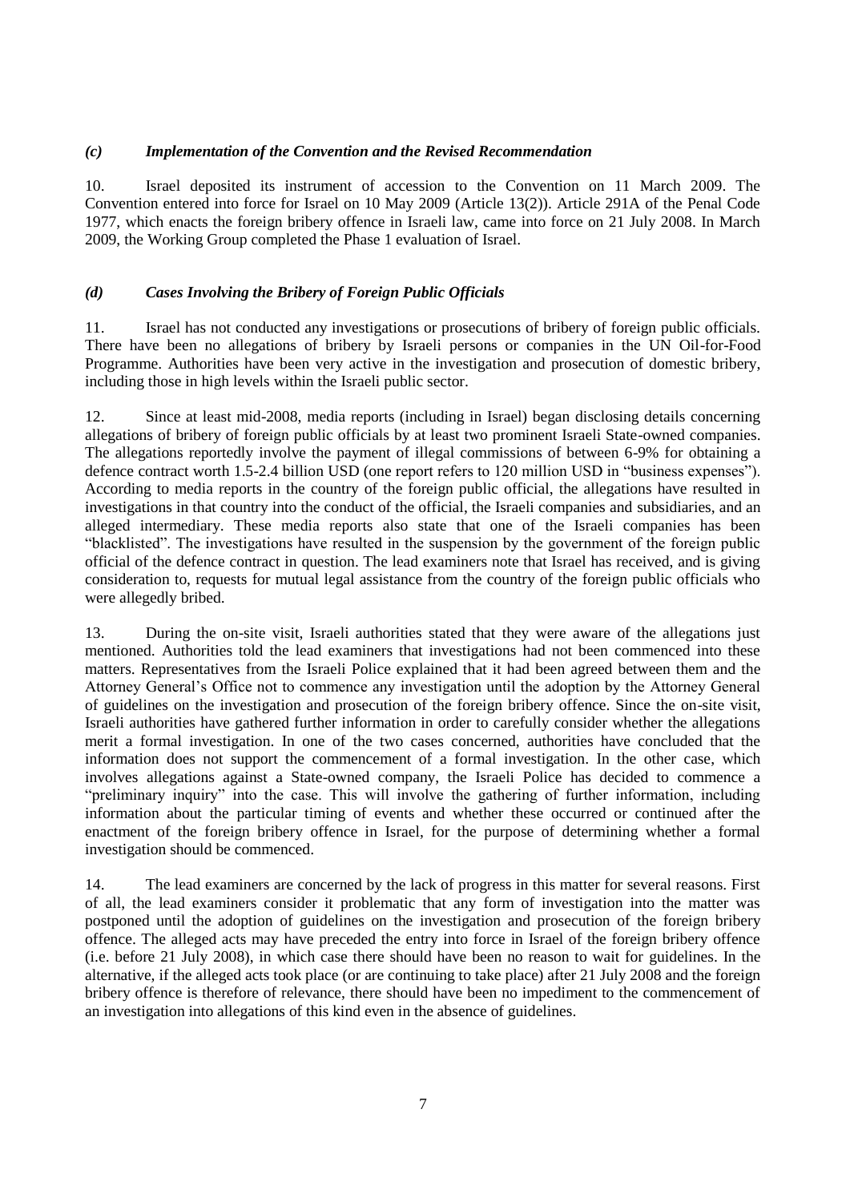### *(c) Implementation of the Convention and the Revised Recommendation*

10. Israel deposited its instrument of accession to the Convention on 11 March 2009. The Convention entered into force for Israel on 10 May 2009 (Article 13(2)). Article 291A of the Penal Code 1977, which enacts the foreign bribery offence in Israeli law, came into force on 21 July 2008. In March 2009, the Working Group completed the Phase 1 evaluation of Israel.

### *(d) Cases Involving the Bribery of Foreign Public Officials*

11. Israel has not conducted any investigations or prosecutions of bribery of foreign public officials. There have been no allegations of bribery by Israeli persons or companies in the UN Oil-for-Food Programme. Authorities have been very active in the investigation and prosecution of domestic bribery, including those in high levels within the Israeli public sector.

12. Since at least mid-2008, media reports (including in Israel) began disclosing details concerning allegations of bribery of foreign public officials by at least two prominent Israeli State-owned companies. The allegations reportedly involve the payment of illegal commissions of between 6-9% for obtaining a defence contract worth 1.5-2.4 billion USD (one report refers to 120 million USD in "business expenses"). According to media reports in the country of the foreign public official, the allegations have resulted in investigations in that country into the conduct of the official, the Israeli companies and subsidiaries, and an alleged intermediary. These media reports also state that one of the Israeli companies has been "blacklisted". The investigations have resulted in the suspension by the government of the foreign public official of the defence contract in question. The lead examiners note that Israel has received, and is giving consideration to, requests for mutual legal assistance from the country of the foreign public officials who were allegedly bribed.

13. During the on-site visit, Israeli authorities stated that they were aware of the allegations just mentioned. Authorities told the lead examiners that investigations had not been commenced into these matters. Representatives from the Israeli Police explained that it had been agreed between them and the Attorney General's Office not to commence any investigation until the adoption by the Attorney General of guidelines on the investigation and prosecution of the foreign bribery offence. Since the on-site visit, Israeli authorities have gathered further information in order to carefully consider whether the allegations merit a formal investigation. In one of the two cases concerned, authorities have concluded that the information does not support the commencement of a formal investigation. In the other case, which involves allegations against a State-owned company, the Israeli Police has decided to commence a "preliminary inquiry" into the case. This will involve the gathering of further information, including information about the particular timing of events and whether these occurred or continued after the enactment of the foreign bribery offence in Israel, for the purpose of determining whether a formal investigation should be commenced.

14. The lead examiners are concerned by the lack of progress in this matter for several reasons. First of all, the lead examiners consider it problematic that any form of investigation into the matter was postponed until the adoption of guidelines on the investigation and prosecution of the foreign bribery offence. The alleged acts may have preceded the entry into force in Israel of the foreign bribery offence (i.e. before 21 July 2008), in which case there should have been no reason to wait for guidelines. In the alternative, if the alleged acts took place (or are continuing to take place) after 21 July 2008 and the foreign bribery offence is therefore of relevance, there should have been no impediment to the commencement of an investigation into allegations of this kind even in the absence of guidelines.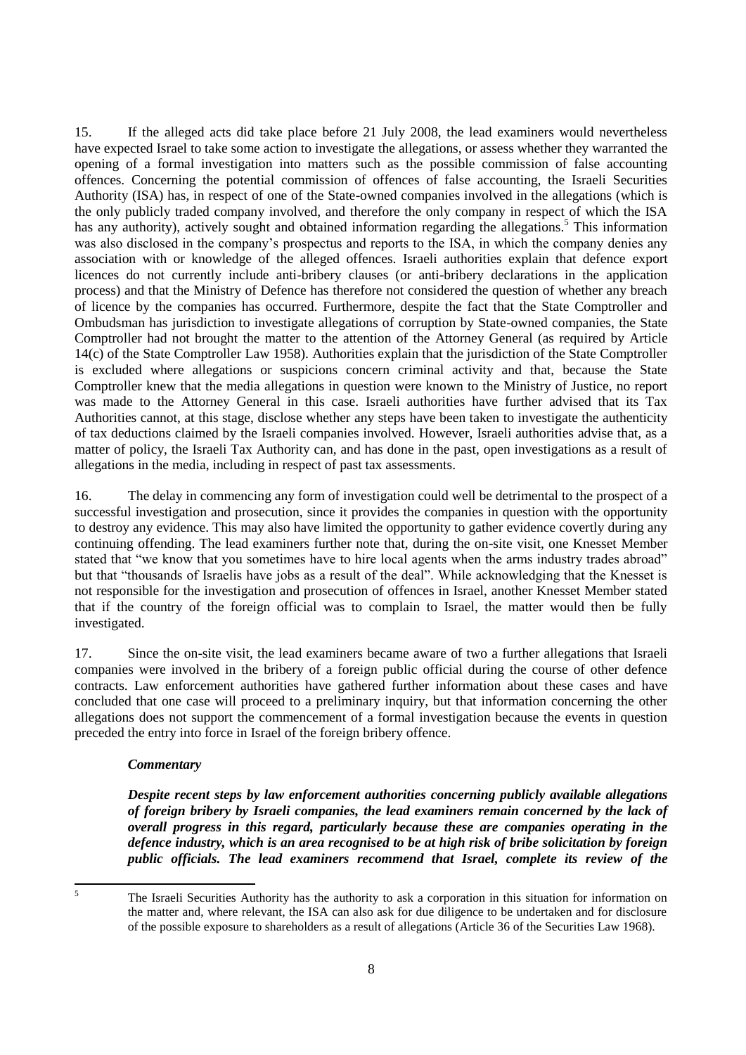15. If the alleged acts did take place before 21 July 2008, the lead examiners would nevertheless have expected Israel to take some action to investigate the allegations, or assess whether they warranted the opening of a formal investigation into matters such as the possible commission of false accounting offences. Concerning the potential commission of offences of false accounting, the Israeli Securities Authority (ISA) has, in respect of one of the State-owned companies involved in the allegations (which is the only publicly traded company involved, and therefore the only company in respect of which the ISA has any authority), actively sought and obtained information regarding the allegations.[5] This information was also disclosed in the company's prospectus and reports to the ISA, in which the company denies any association with or knowledge of the alleged offences. Israeli authorities explain that defence export licences do not currently include anti-bribery clauses (or anti-bribery declarations in the application process) and that the Ministry of Defence has therefore not considered the question of whether any breach of licence by the companies has occurred. Furthermore, despite the fact that the State Comptroller and Ombudsman has jurisdiction to investigate allegations of corruption by State-owned companies, the State Comptroller had not brought the matter to the attention of the Attorney General (as required by Article 14(c) of the State Comptroller Law 1958). Authorities explain that the jurisdiction of the State Comptroller is excluded where allegations or suspicions concern criminal activity and that, because the State Comptroller knew that the media allegations in question were known to the Ministry of Justice, no report was made to the Attorney General in this case. Israeli authorities have further advised that its Tax Authorities cannot, at this stage, disclose whether any steps have been taken to investigate the authenticity of tax deductions claimed by the Israeli companies involved. However, Israeli authorities advise that, as a matter of policy, the Israeli Tax Authority can, and has done in the past, open investigations as a result of allegations in the media, including in respect of past tax assessments.

16. The delay in commencing any form of investigation could well be detrimental to the prospect of a successful investigation and prosecution, since it provides the companies in question with the opportunity to destroy any evidence. This may also have limited the opportunity to gather evidence covertly during any continuing offending. The lead examiners further note that, during the on-site visit, one Knesset Member stated that "we know that you sometimes have to hire local agents when the arms industry trades abroad" but that "thousands of Israelis have jobs as a result of the deal". While acknowledging that the Knesset is not responsible for the investigation and prosecution of offences in Israel, another Knesset Member stated that if the country of the foreign official was to complain to Israel, the matter would then be fully investigated.

17. Since the on-site visit, the lead examiners became aware of two a further allegations that Israeli companies were involved in the bribery of a foreign public official during the course of other defence contracts. Law enforcement authorities have gathered further information about these cases and have concluded that one case will proceed to a preliminary inquiry, but that information concerning the other allegations does not support the commencement of a formal investigation because the events in question preceded the entry into force in Israel of the foreign bribery offence.

***Commentary***

***Despite recent steps by law enforcement authorities concerning publicly available allegations of foreign bribery by Israeli companies, the lead examiners remain concerned by the lack of overall progress in this regard, particularly because these are companies operating in the defence industry, which is an area recognised to be at high risk of bribe solicitation by foreign public officials. The lead examiners recommend that Israel, complete its review of the***

---

[5] The Israeli Securities Authority has the authority to ask a corporation in this situation for information on the matter and, where relevant, the ISA can also ask for due diligence to be undertaken and for disclosure of the possible exposure to shareholders as a result of allegations (Article 36 of the Securities Law 1968).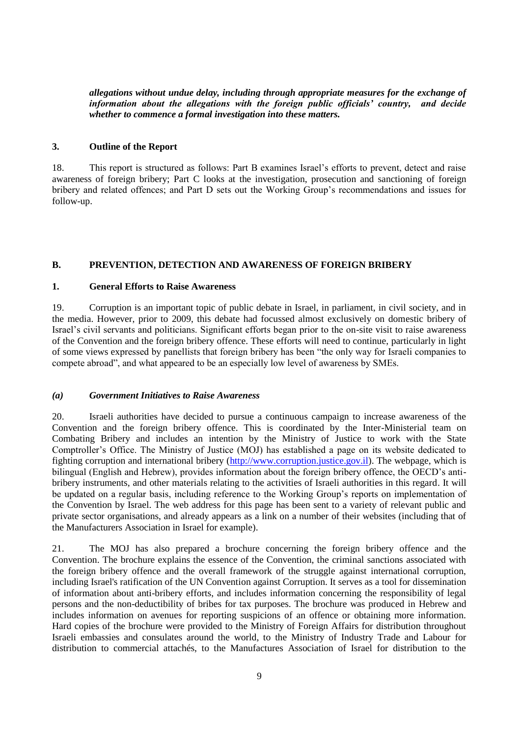***allegations without undue delay, including through appropriate measures for the exchange of information about the allegations with the foreign public officials' country, and decide whether to commence a formal investigation into these matters.***

### 3. Outline of the Report

18. This report is structured as follows: Part B examines Israel's efforts to prevent, detect and raise awareness of foreign bribery; Part C looks at the investigation, prosecution and sanctioning of foreign bribery and related offences; and Part D sets out the Working Group's recommendations and issues for follow-up.

## B. PREVENTION, DETECTION AND AWARENESS OF FOREIGN BRIBERY

### 1. General Efforts to Raise Awareness

19. Corruption is an important topic of public debate in Israel, in parliament, in civil society, and in the media. However, prior to 2009, this debate had focussed almost exclusively on domestic bribery of Israel's civil servants and politicians. Significant efforts began prior to the on-site visit to raise awareness of the Convention and the foreign bribery offence. These efforts will need to continue, particularly in light of some views expressed by panellists that foreign bribery has been "the only way for Israeli companies to compete abroad", and what appeared to be an especially low level of awareness by SMEs.

#### *(a) Government Initiatives to Raise Awareness*

20. Israeli authorities have decided to pursue a continuous campaign to increase awareness of the Convention and the foreign bribery offence. This is coordinated by the Inter-Ministerial team on Combating Bribery and includes an intention by the Ministry of Justice to work with the State Comptroller's Office. The Ministry of Justice (MOJ) has established a page on its website dedicated to fighting corruption and international bribery (http://www.corruption.justice.gov.il). The webpage, which is bilingual (English and Hebrew), provides information about the foreign bribery offence, the OECD's anti-bribery instruments, and other materials relating to the activities of Israeli authorities in this regard. It will be updated on a regular basis, including reference to the Working Group's reports on implementation of the Convention by Israel. The web address for this page has been sent to a variety of relevant public and private sector organisations, and already appears as a link on a number of their websites (including that of the Manufacturers Association in Israel for example).

21. The MOJ has also prepared a brochure concerning the foreign bribery offence and the Convention. The brochure explains the essence of the Convention, the criminal sanctions associated with the foreign bribery offence and the overall framework of the struggle against international corruption, including Israel's ratification of the UN Convention against Corruption. It serves as a tool for dissemination of information about anti-bribery efforts, and includes information concerning the responsibility of legal persons and the non-deductibility of bribes for tax purposes. The brochure was produced in Hebrew and includes information on avenues for reporting suspicions of an offence or obtaining more information. Hard copies of the brochure were provided to the Ministry of Foreign Affairs for distribution throughout Israeli embassies and consulates around the world, to the Ministry of Industry Trade and Labour for distribution to commercial attachés, to the Manufactures Association of Israel for distribution to the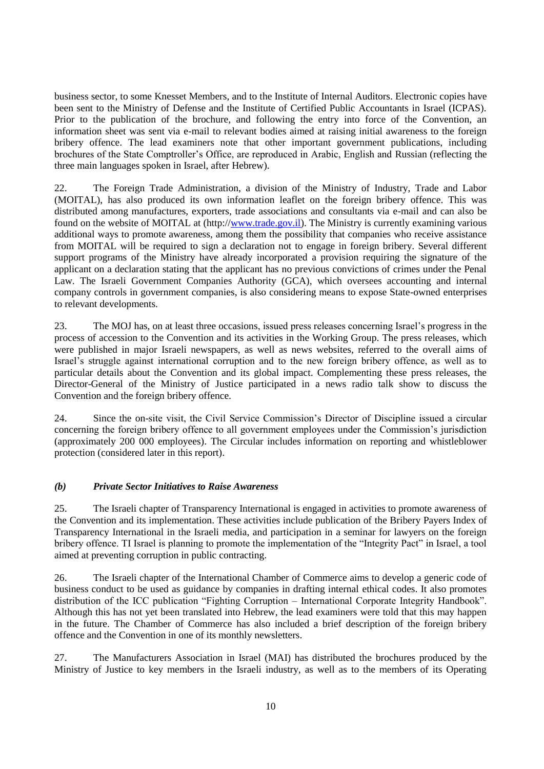business sector, to some Knesset Members, and to the Institute of Internal Auditors. Electronic copies have been sent to the Ministry of Defense and the Institute of Certified Public Accountants in Israel (ICPAS). Prior to the publication of the brochure, and following the entry into force of the Convention, an information sheet was sent via e-mail to relevant bodies aimed at raising initial awareness to the foreign bribery offence. The lead examiners note that other important government publications, including brochures of the State Comptroller's Office, are reproduced in Arabic, English and Russian (reflecting the three main languages spoken in Israel, after Hebrew).

22. The Foreign Trade Administration, a division of the Ministry of Industry, Trade and Labor (MOITAL), has also produced its own information leaflet on the foreign bribery offence. This was distributed among manufactures, exporters, trade associations and consultants via e-mail and can also be found on the website of MOITAL at (http://www.trade.gov.il). The Ministry is currently examining various additional ways to promote awareness, among them the possibility that companies who receive assistance from MOITAL will be required to sign a declaration not to engage in foreign bribery. Several different support programs of the Ministry have already incorporated a provision requiring the signature of the applicant on a declaration stating that the applicant has no previous convictions of crimes under the Penal Law. The Israeli Government Companies Authority (GCA), which oversees accounting and internal company controls in government companies, is also considering means to expose State-owned enterprises to relevant developments.

23. The MOJ has, on at least three occasions, issued press releases concerning Israel's progress in the process of accession to the Convention and its activities in the Working Group. The press releases, which were published in major Israeli newspapers, as well as news websites, referred to the overall aims of Israel's struggle against international corruption and to the new foreign bribery offence, as well as to particular details about the Convention and its global impact. Complementing these press releases, the Director-General of the Ministry of Justice participated in a news radio talk show to discuss the Convention and the foreign bribery offence.

24. Since the on-site visit, the Civil Service Commission's Director of Discipline issued a circular concerning the foreign bribery offence to all government employees under the Commission's jurisdiction (approximately 200 000 employees). The Circular includes information on reporting and whistleblower protection (considered later in this report).

### *(b) Private Sector Initiatives to Raise Awareness*

25. The Israeli chapter of Transparency International is engaged in activities to promote awareness of the Convention and its implementation. These activities include publication of the Bribery Payers Index of Transparency International in the Israeli media, and participation in a seminar for lawyers on the foreign bribery offence. TI Israel is planning to promote the implementation of the "Integrity Pact" in Israel, a tool aimed at preventing corruption in public contracting.

26. The Israeli chapter of the International Chamber of Commerce aims to develop a generic code of business conduct to be used as guidance by companies in drafting internal ethical codes. It also promotes distribution of the ICC publication "Fighting Corruption – International Corporate Integrity Handbook". Although this has not yet been translated into Hebrew, the lead examiners were told that this may happen in the future. The Chamber of Commerce has also included a brief description of the foreign bribery offence and the Convention in one of its monthly newsletters.

27. The Manufacturers Association in Israel (MAI) has distributed the brochures produced by the Ministry of Justice to key members in the Israeli industry, as well as to the members of its Operating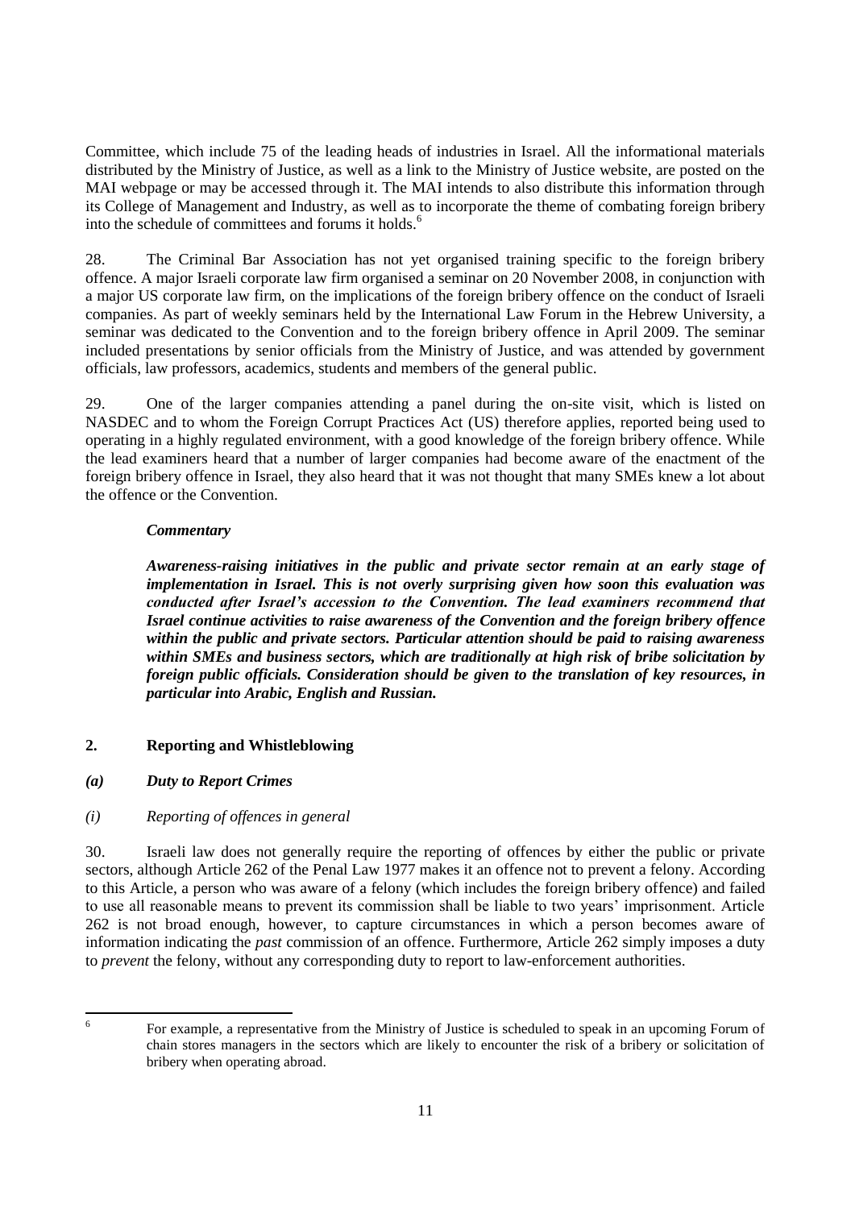Committee, which include 75 of the leading heads of industries in Israel. All the informational materials distributed by the Ministry of Justice, as well as a link to the Ministry of Justice website, are posted on the MAI webpage or may be accessed through it. The MAI intends to also distribute this information through its College of Management and Industry, as well as to incorporate the theme of combating foreign bribery into the schedule of committees and forums it holds.[6]

28. The Criminal Bar Association has not yet organised training specific to the foreign bribery offence. A major Israeli corporate law firm organised a seminar on 20 November 2008, in conjunction with a major US corporate law firm, on the implications of the foreign bribery offence on the conduct of Israeli companies. As part of weekly seminars held by the International Law Forum in the Hebrew University, a seminar was dedicated to the Convention and to the foreign bribery offence in April 2009. The seminar included presentations by senior officials from the Ministry of Justice, and was attended by government officials, law professors, academics, students and members of the general public.

29. One of the larger companies attending a panel during the on-site visit, which is listed on NASDEC and to whom the Foreign Corrupt Practices Act (US) therefore applies, reported being used to operating in a highly regulated environment, with a good knowledge of the foreign bribery offence. While the lead examiners heard that a number of larger companies had become aware of the enactment of the foreign bribery offence in Israel, they also heard that it was not thought that many SMEs knew a lot about the offence or the Convention.

***Commentary***

***Awareness-raising initiatives in the public and private sector remain at an early stage of implementation in Israel. This is not overly surprising given how soon this evaluation was conducted after Israel's accession to the Convention. The lead examiners recommend that Israel continue activities to raise awareness of the Convention and the foreign bribery offence within the public and private sectors. Particular attention should be paid to raising awareness within SMEs and business sectors, which are traditionally at high risk of bribe solicitation by foreign public officials. Consideration should be given to the translation of key resources, in particular into Arabic, English and Russian.***

## 2. Reporting and Whistleblowing

### *(a) Duty to Report Crimes*

#### *(i) Reporting of offences in general*

30. Israeli law does not generally require the reporting of offences by either the public or private sectors, although Article 262 of the Penal Law 1977 makes it an offence not to prevent a felony. According to this Article, a person who was aware of a felony (which includes the foreign bribery offence) and failed to use all reasonable means to prevent its commission shall be liable to two years' imprisonment. Article 262 is not broad enough, however, to capture circumstances in which a person becomes aware of information indicating the *past* commission of an offence. Furthermore, Article 262 simply imposes a duty to *prevent* the felony, without any corresponding duty to report to law-enforcement authorities.

---

[6] For example, a representative from the Ministry of Justice is scheduled to speak in an upcoming Forum of chain stores managers in the sectors which are likely to encounter the risk of a bribery or solicitation of bribery when operating abroad.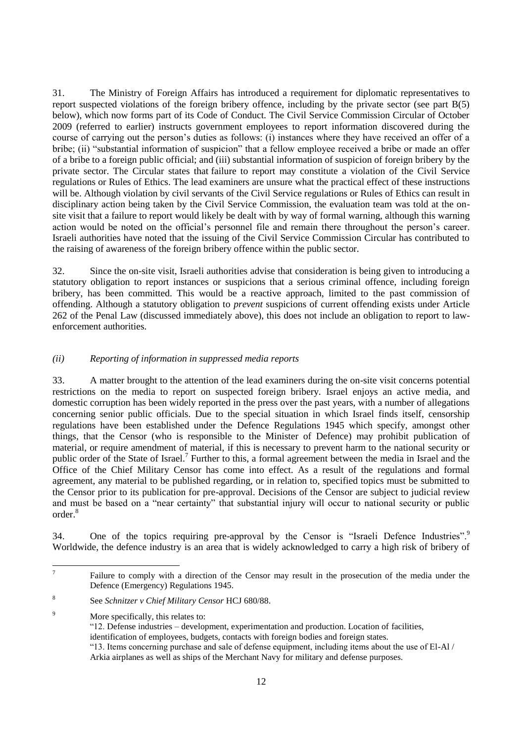31. The Ministry of Foreign Affairs has introduced a requirement for diplomatic representatives to report suspected violations of the foreign bribery offence, including by the private sector (see part B(5) below), which now forms part of its Code of Conduct. The Civil Service Commission Circular of October 2009 (referred to earlier) instructs government employees to report information discovered during the course of carrying out the person's duties as follows: (i) instances where they have received an offer of a bribe; (ii) "substantial information of suspicion" that a fellow employee received a bribe or made an offer of a bribe to a foreign public official; and (iii) substantial information of suspicion of foreign bribery by the private sector. The Circular states that failure to report may constitute a violation of the Civil Service regulations or Rules of Ethics. The lead examiners are unsure what the practical effect of these instructions will be. Although violation by civil servants of the Civil Service regulations or Rules of Ethics can result in disciplinary action being taken by the Civil Service Commission, the evaluation team was told at the on-site visit that a failure to report would likely be dealt with by way of formal warning, although this warning action would be noted on the official's personnel file and remain there throughout the person's career. Israeli authorities have noted that the issuing of the Civil Service Commission Circular has contributed to the raising of awareness of the foreign bribery offence within the public sector.

32. Since the on-site visit, Israeli authorities advise that consideration is being given to introducing a statutory obligation to report instances or suspicions that a serious criminal offence, including foreign bribery, has been committed. This would be a reactive approach, limited to the past commission of offending. Although a statutory obligation to *prevent* suspicions of current offending exists under Article 262 of the Penal Law (discussed immediately above), this does not include an obligation to report to law-enforcement authorities.

### *(ii) Reporting of information in suppressed media reports*

33. A matter brought to the attention of the lead examiners during the on-site visit concerns potential restrictions on the media to report on suspected foreign bribery. Israel enjoys an active media, and domestic corruption has been widely reported in the press over the past years, with a number of allegations concerning senior public officials. Due to the special situation in which Israel finds itself, censorship regulations have been established under the Defence Regulations 1945 which specify, amongst other things, that the Censor (who is responsible to the Minister of Defence) may prohibit publication of material, or require amendment of material, if this is necessary to prevent harm to the national security or public order of the State of Israel.[7] Further to this, a formal agreement between the media in Israel and the Office of the Chief Military Censor has come into effect. As a result of the regulations and formal agreement, any material to be published regarding, or in relation to, specified topics must be submitted to the Censor prior to its publication for pre-approval. Decisions of the Censor are subject to judicial review and must be based on a "near certainty" that substantial injury will occur to national security or public order.[8]

34. One of the topics requiring pre-approval by the Censor is "Israeli Defence Industries".[9] Worldwide, the defence industry is an area that is widely acknowledged to carry a high risk of bribery of

---

[7] Failure to comply with a direction of the Censor may result in the prosecution of the media under the Defence (Emergency) Regulations 1945.

[8] See *Schnitzer v Chief Military Censor* HCJ 680/88.

[9] More specifically, this relates to:
"12. Defense industries – development, experimentation and production. Location of facilities, identification of employees, budgets, contacts with foreign bodies and foreign states.
"13. Items concerning purchase and sale of defense equipment, including items about the use of El-Al / Arkia airplanes as well as ships of the Merchant Navy for military and defense purposes.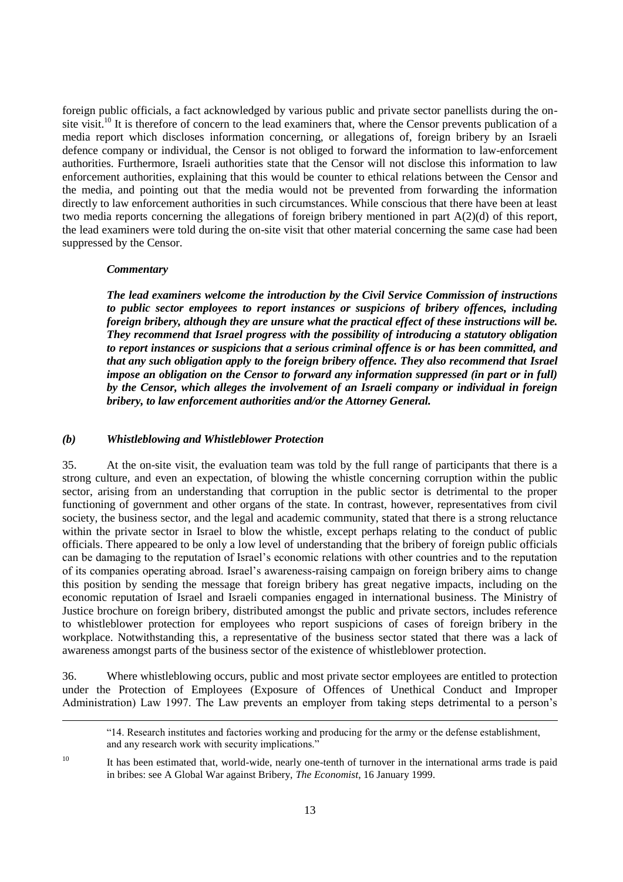foreign public officials, a fact acknowledged by various public and private sector panellists during the on-site visit.[10] It is therefore of concern to the lead examiners that, where the Censor prevents publication of a media report which discloses information concerning, or allegations of, foreign bribery by an Israeli defence company or individual, the Censor is not obliged to forward the information to law-enforcement authorities. Furthermore, Israeli authorities state that the Censor will not disclose this information to law enforcement authorities, explaining that this would be counter to ethical relations between the Censor and the media, and pointing out that the media would not be prevented from forwarding the information directly to law enforcement authorities in such circumstances. While conscious that there have been at least two media reports concerning the allegations of foreign bribery mentioned in part A(2)(d) of this report, the lead examiners were told during the on-site visit that other material concerning the same case had been suppressed by the Censor.

***Commentary***

***The lead examiners welcome the introduction by the Civil Service Commission of instructions to public sector employees to report instances or suspicions of bribery offences, including foreign bribery, although they are unsure what the practical effect of these instructions will be. They recommend that Israel progress with the possibility of introducing a statutory obligation to report instances or suspicions that a serious criminal offence is or has been committed, and that any such obligation apply to the foreign bribery offence. They also recommend that Israel impose an obligation on the Censor to forward any information suppressed (in part or in full) by the Censor, which alleges the involvement of an Israeli company or individual in foreign bribery, to law enforcement authorities and/or the Attorney General.***

### *(b) Whistleblowing and Whistleblower Protection*

35. At the on-site visit, the evaluation team was told by the full range of participants that there is a strong culture, and even an expectation, of blowing the whistle concerning corruption within the public sector, arising from an understanding that corruption in the public sector is detrimental to the proper functioning of government and other organs of the state. In contrast, however, representatives from civil society, the business sector, and the legal and academic community, stated that there is a strong reluctance within the private sector in Israel to blow the whistle, except perhaps relating to the conduct of public officials. There appeared to be only a low level of understanding that the bribery of foreign public officials can be damaging to the reputation of Israel's economic relations with other countries and to the reputation of its companies operating abroad. Israel's awareness-raising campaign on foreign bribery aims to change this position by sending the message that foreign bribery has great negative impacts, including on the economic reputation of Israel and Israeli companies engaged in international business. The Ministry of Justice brochure on foreign bribery, distributed amongst the public and private sectors, includes reference to whistleblower protection for employees who report suspicions of cases of foreign bribery in the workplace. Notwithstanding this, a representative of the business sector stated that there was a lack of awareness amongst parts of the business sector of the existence of whistleblower protection.

36. Where whistleblowing occurs, public and most private sector employees are entitled to protection under the Protection of Employees (Exposure of Offences of Unethical Conduct and Improper Administration) Law 1997. The Law prevents an employer from taking steps detrimental to a person's

---

"14. Research institutes and factories working and producing for the army or the defense establishment, and any research work with security implications."

[10] It has been estimated that, world-wide, nearly one-tenth of turnover in the international arms trade is paid in bribes: see A Global War against Bribery, *The Economist*, 16 January 1999.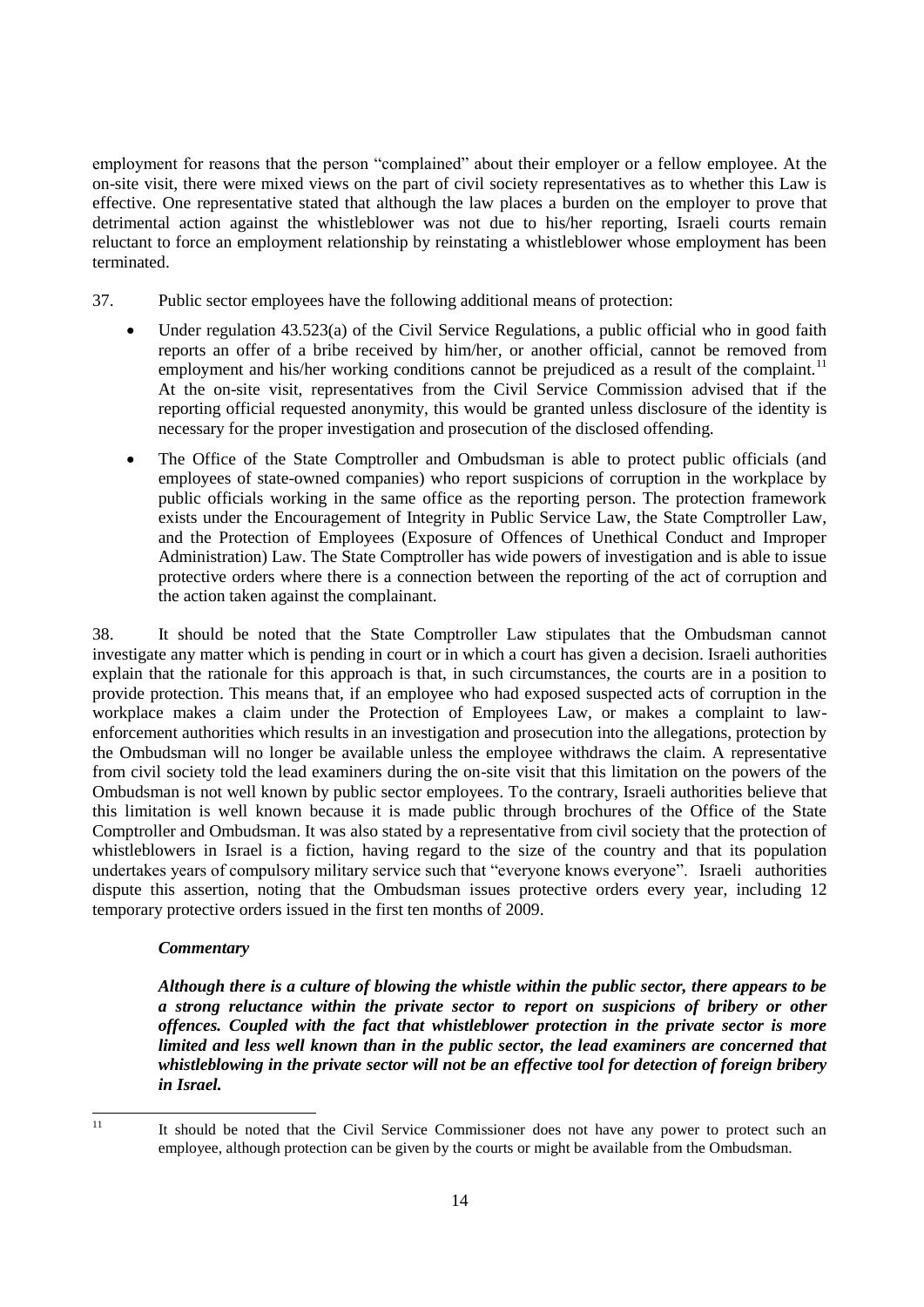employment for reasons that the person "complained" about their employer or a fellow employee. At the on-site visit, there were mixed views on the part of civil society representatives as to whether this Law is effective. One representative stated that although the law places a burden on the employer to prove that detrimental action against the whistleblower was not due to his/her reporting, Israeli courts remain reluctant to force an employment relationship by reinstating a whistleblower whose employment has been terminated.

37. Public sector employees have the following additional means of protection:

- Under regulation 43.523(a) of the Civil Service Regulations, a public official who in good faith reports an offer of a bribe received by him/her, or another official, cannot be removed from employment and his/her working conditions cannot be prejudiced as a result of the complaint.[11] At the on-site visit, representatives from the Civil Service Commission advised that if the reporting official requested anonymity, this would be granted unless disclosure of the identity is necessary for the proper investigation and prosecution of the disclosed offending.
- The Office of the State Comptroller and Ombudsman is able to protect public officials (and employees of state-owned companies) who report suspicions of corruption in the workplace by public officials working in the same office as the reporting person. The protection framework exists under the Encouragement of Integrity in Public Service Law, the State Comptroller Law, and the Protection of Employees (Exposure of Offences of Unethical Conduct and Improper Administration) Law. The State Comptroller has wide powers of investigation and is able to issue protective orders where there is a connection between the reporting of the act of corruption and the action taken against the complainant.

38. It should be noted that the State Comptroller Law stipulates that the Ombudsman cannot investigate any matter which is pending in court or in which a court has given a decision. Israeli authorities explain that the rationale for this approach is that, in such circumstances, the courts are in a position to provide protection. This means that, if an employee who had exposed suspected acts of corruption in the workplace makes a claim under the Protection of Employees Law, or makes a complaint to law-enforcement authorities which results in an investigation and prosecution into the allegations, protection by the Ombudsman will no longer be available unless the employee withdraws the claim. A representative from civil society told the lead examiners during the on-site visit that this limitation on the powers of the Ombudsman is not well known by public sector employees. To the contrary, Israeli authorities believe that this limitation is well known because it is made public through brochures of the Office of the State Comptroller and Ombudsman. It was also stated by a representative from civil society that the protection of whistleblowers in Israel is a fiction, having regard to the size of the country and that its population undertakes years of compulsory military service such that "everyone knows everyone". Israeli authorities dispute this assertion, noting that the Ombudsman issues protective orders every year, including 12 temporary protective orders issued in the first ten months of 2009.

***Commentary***

***Although there is a culture of blowing the whistle within the public sector, there appears to be a strong reluctance within the private sector to report on suspicions of bribery or other offences. Coupled with the fact that whistleblower protection in the private sector is more limited and less well known than in the public sector, the lead examiners are concerned that whistleblowing in the private sector will not be an effective tool for detection of foreign bribery in Israel.***

[11] It should be noted that the Civil Service Commissioner does not have any power to protect such an employee, although protection can be given by the courts or might be available from the Ombudsman.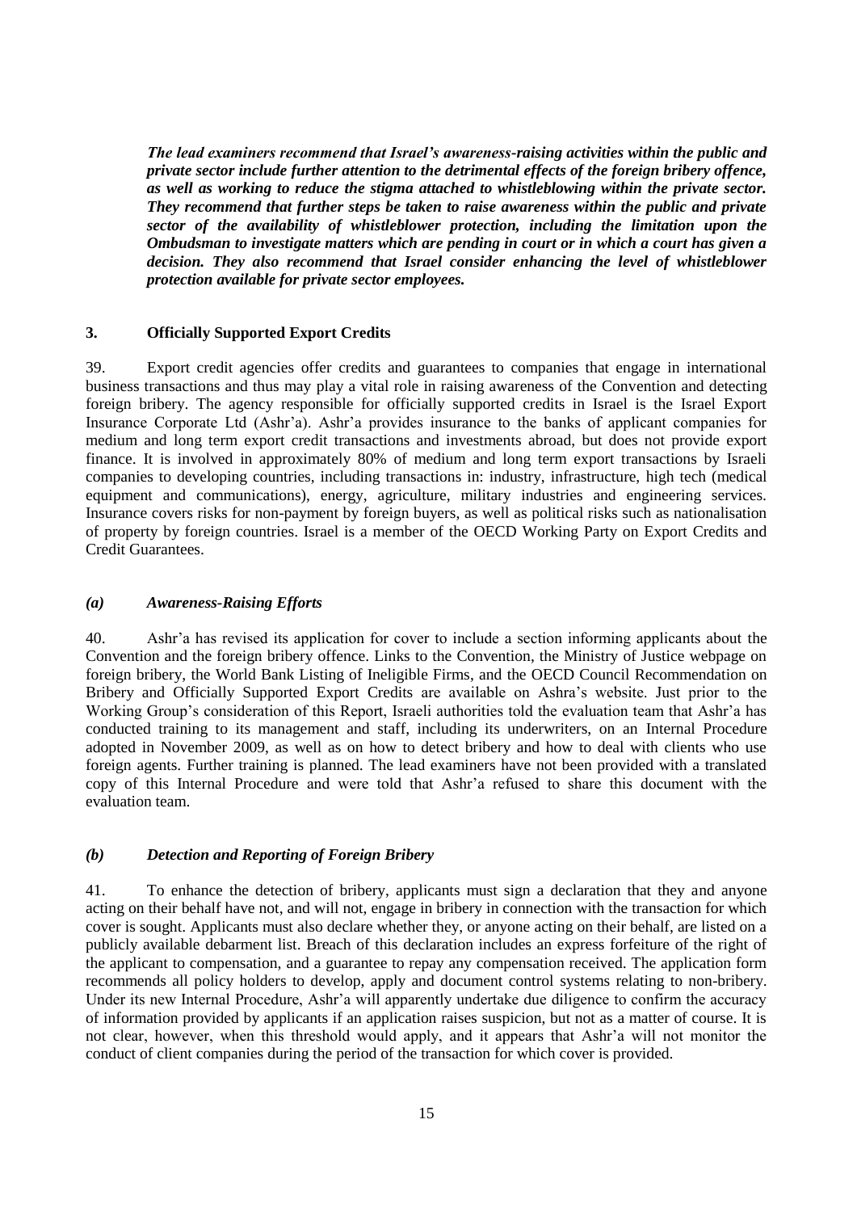***The lead examiners recommend that Israel's awareness-raising activities within the public and private sector include further attention to the detrimental effects of the foreign bribery offence, as well as working to reduce the stigma attached to whistleblowing within the private sector. They recommend that further steps be taken to raise awareness within the public and private sector of the availability of whistleblower protection, including the limitation upon the Ombudsman to investigate matters which are pending in court or in which a court has given a decision. They also recommend that Israel consider enhancing the level of whistleblower protection available for private sector employees.***

### 3. Officially Supported Export Credits

39. Export credit agencies offer credits and guarantees to companies that engage in international business transactions and thus may play a vital role in raising awareness of the Convention and detecting foreign bribery. The agency responsible for officially supported credits in Israel is the Israel Export Insurance Corporate Ltd (Ashr'a). Ashr'a provides insurance to the banks of applicant companies for medium and long term export credit transactions and investments abroad, but does not provide export finance. It is involved in approximately 80% of medium and long term export transactions by Israeli companies to developing countries, including transactions in: industry, infrastructure, high tech (medical equipment and communications), energy, agriculture, military industries and engineering services. Insurance covers risks for non-payment by foreign buyers, as well as political risks such as nationalisation of property by foreign countries. Israel is a member of the OECD Working Party on Export Credits and Credit Guarantees.

#### *(a) Awareness-Raising Efforts*

40. Ashr'a has revised its application for cover to include a section informing applicants about the Convention and the foreign bribery offence. Links to the Convention, the Ministry of Justice webpage on foreign bribery, the World Bank Listing of Ineligible Firms, and the OECD Council Recommendation on Bribery and Officially Supported Export Credits are available on Ashra's website. Just prior to the Working Group's consideration of this Report, Israeli authorities told the evaluation team that Ashr'a has conducted training to its management and staff, including its underwriters, on an Internal Procedure adopted in November 2009, as well as on how to detect bribery and how to deal with clients who use foreign agents. Further training is planned. The lead examiners have not been provided with a translated copy of this Internal Procedure and were told that Ashr'a refused to share this document with the evaluation team.

#### *(b) Detection and Reporting of Foreign Bribery*

41. To enhance the detection of bribery, applicants must sign a declaration that they and anyone acting on their behalf have not, and will not, engage in bribery in connection with the transaction for which cover is sought. Applicants must also declare whether they, or anyone acting on their behalf, are listed on a publicly available debarment list. Breach of this declaration includes an express forfeiture of the right of the applicant to compensation, and a guarantee to repay any compensation received. The application form recommends all policy holders to develop, apply and document control systems relating to non-bribery. Under its new Internal Procedure, Ashr'a will apparently undertake due diligence to confirm the accuracy of information provided by applicants if an application raises suspicion, but not as a matter of course. It is not clear, however, when this threshold would apply, and it appears that Ashr'a will not monitor the conduct of client companies during the period of the transaction for which cover is provided.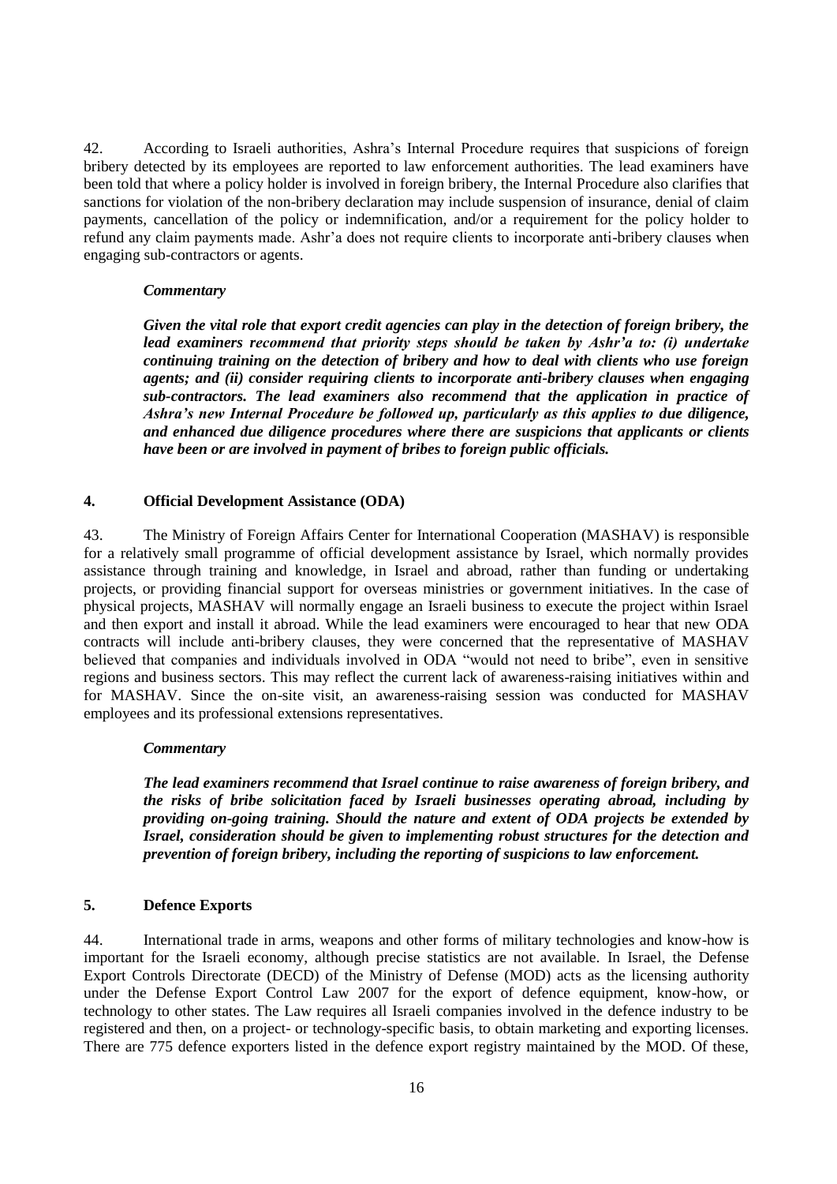42. According to Israeli authorities, Ashra's Internal Procedure requires that suspicions of foreign bribery detected by its employees are reported to law enforcement authorities. The lead examiners have been told that where a policy holder is involved in foreign bribery, the Internal Procedure also clarifies that sanctions for violation of the non-bribery declaration may include suspension of insurance, denial of claim payments, cancellation of the policy or indemnification, and/or a requirement for the policy holder to refund any claim payments made. Ashr'a does not require clients to incorporate anti-bribery clauses when engaging sub-contractors or agents.

*Commentary*

***Given the vital role that export credit agencies can play in the detection of foreign bribery, the lead examiners recommend that priority steps should be taken by Ashr'a to: (i) undertake continuing training on the detection of bribery and how to deal with clients who use foreign agents; and (ii) consider requiring clients to incorporate anti-bribery clauses when engaging sub-contractors. The lead examiners also recommend that the application in practice of Ashra's new Internal Procedure be followed up, particularly as this applies to due diligence, and enhanced due diligence procedures where there are suspicions that applicants or clients have been or are involved in payment of bribes to foreign public officials.***

## 4. Official Development Assistance (ODA)

43. The Ministry of Foreign Affairs Center for International Cooperation (MASHAV) is responsible for a relatively small programme of official development assistance by Israel, which normally provides assistance through training and knowledge, in Israel and abroad, rather than funding or undertaking projects, or providing financial support for overseas ministries or government initiatives. In the case of physical projects, MASHAV will normally engage an Israeli business to execute the project within Israel and then export and install it abroad. While the lead examiners were encouraged to hear that new ODA contracts will include anti-bribery clauses, they were concerned that the representative of MASHAV believed that companies and individuals involved in ODA "would not need to bribe", even in sensitive regions and business sectors. This may reflect the current lack of awareness-raising initiatives within and for MASHAV. Since the on-site visit, an awareness-raising session was conducted for MASHAV employees and its professional extensions representatives.

*Commentary*

***The lead examiners recommend that Israel continue to raise awareness of foreign bribery, and the risks of bribe solicitation faced by Israeli businesses operating abroad, including by providing on-going training. Should the nature and extent of ODA projects be extended by Israel, consideration should be given to implementing robust structures for the detection and prevention of foreign bribery, including the reporting of suspicions to law enforcement.***

## 5. Defence Exports

44. International trade in arms, weapons and other forms of military technologies and know-how is important for the Israeli economy, although precise statistics are not available. In Israel, the Defense Export Controls Directorate (DECD) of the Ministry of Defense (MOD) acts as the licensing authority under the Defense Export Control Law 2007 for the export of defence equipment, know-how, or technology to other states. The Law requires all Israeli companies involved in the defence industry to be registered and then, on a project- or technology-specific basis, to obtain marketing and exporting licenses. There are 775 defence exporters listed in the defence export registry maintained by the MOD. Of these,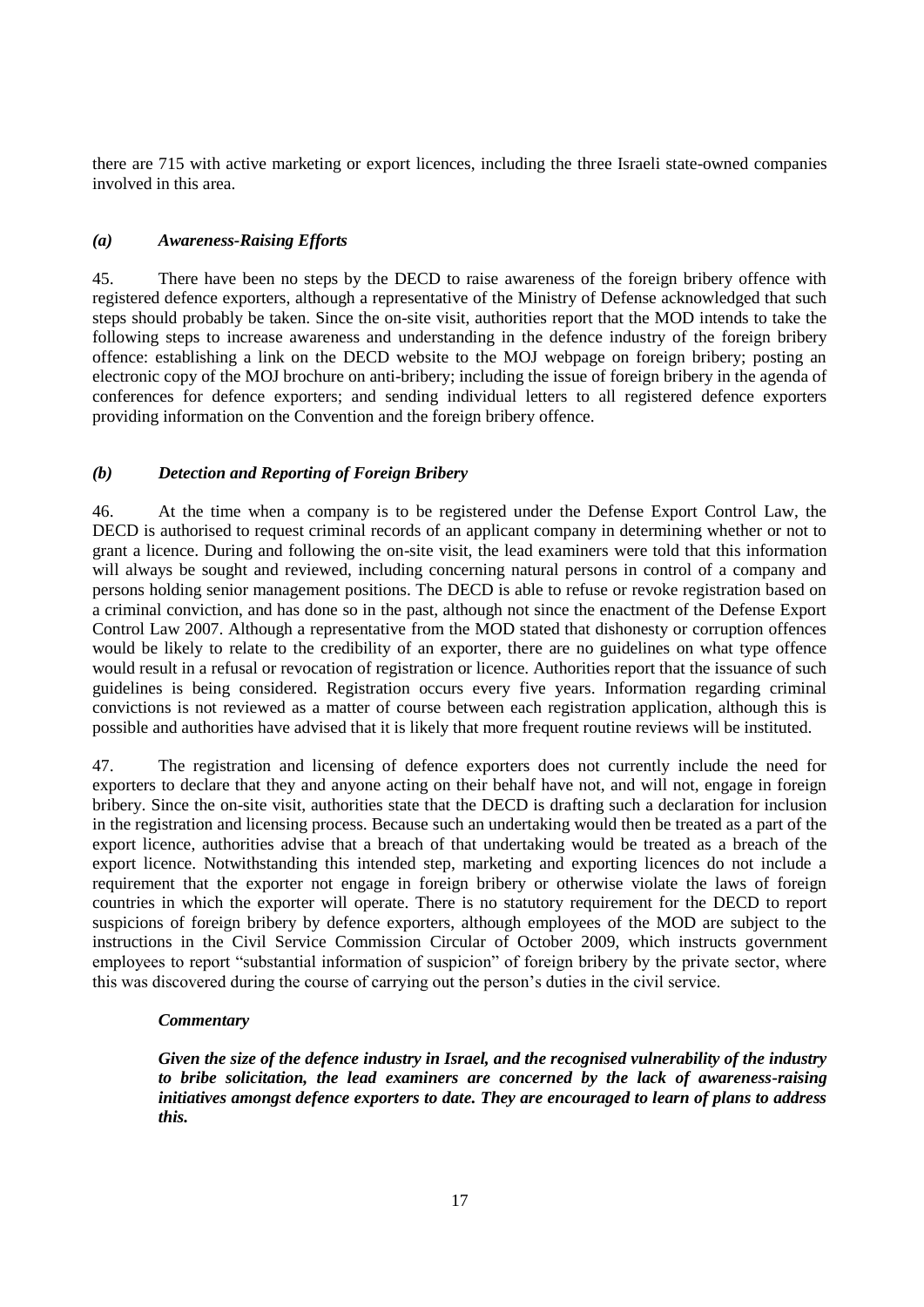there are 715 with active marketing or export licences, including the three Israeli state-owned companies involved in this area.

### *(a) Awareness-Raising Efforts*

45. There have been no steps by the DECD to raise awareness of the foreign bribery offence with registered defence exporters, although a representative of the Ministry of Defense acknowledged that such steps should probably be taken. Since the on-site visit, authorities report that the MOD intends to take the following steps to increase awareness and understanding in the defence industry of the foreign bribery offence: establishing a link on the DECD website to the MOJ webpage on foreign bribery; posting an electronic copy of the MOJ brochure on anti-bribery; including the issue of foreign bribery in the agenda of conferences for defence exporters; and sending individual letters to all registered defence exporters providing information on the Convention and the foreign bribery offence.

### *(b) Detection and Reporting of Foreign Bribery*

46. At the time when a company is to be registered under the Defense Export Control Law, the DECD is authorised to request criminal records of an applicant company in determining whether or not to grant a licence. During and following the on-site visit, the lead examiners were told that this information will always be sought and reviewed, including concerning natural persons in control of a company and persons holding senior management positions. The DECD is able to refuse or revoke registration based on a criminal conviction, and has done so in the past, although not since the enactment of the Defense Export Control Law 2007. Although a representative from the MOD stated that dishonesty or corruption offences would be likely to relate to the credibility of an exporter, there are no guidelines on what type offence would result in a refusal or revocation of registration or licence. Authorities report that the issuance of such guidelines is being considered. Registration occurs every five years. Information regarding criminal convictions is not reviewed as a matter of course between each registration application, although this is possible and authorities have advised that it is likely that more frequent routine reviews will be instituted.

47. The registration and licensing of defence exporters does not currently include the need for exporters to declare that they and anyone acting on their behalf have not, and will not, engage in foreign bribery. Since the on-site visit, authorities state that the DECD is drafting such a declaration for inclusion in the registration and licensing process. Because such an undertaking would then be treated as a part of the export licence, authorities advise that a breach of that undertaking would be treated as a breach of the export licence. Notwithstanding this intended step, marketing and exporting licences do not include a requirement that the exporter not engage in foreign bribery or otherwise violate the laws of foreign countries in which the exporter will operate. There is no statutory requirement for the DECD to report suspicions of foreign bribery by defence exporters, although employees of the MOD are subject to the instructions in the Civil Service Commission Circular of October 2009, which instructs government employees to report "substantial information of suspicion" of foreign bribery by the private sector, where this was discovered during the course of carrying out the person's duties in the civil service.

***Commentary***

***Given the size of the defence industry in Israel, and the recognised vulnerability of the industry to bribe solicitation, the lead examiners are concerned by the lack of awareness-raising initiatives amongst defence exporters to date. They are encouraged to learn of plans to address this.***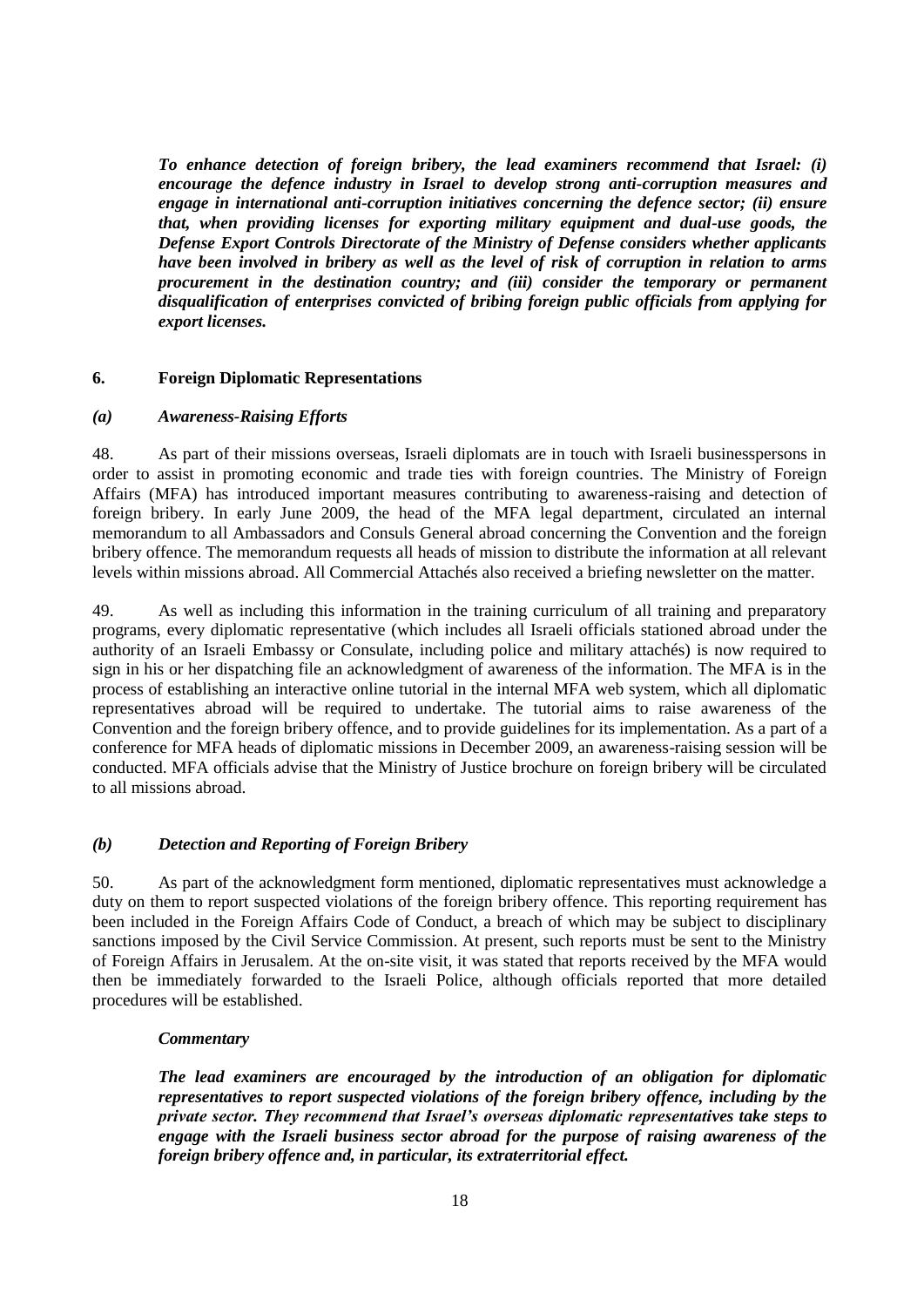***To enhance detection of foreign bribery, the lead examiners recommend that Israel: (i) encourage the defence industry in Israel to develop strong anti-corruption measures and engage in international anti-corruption initiatives concerning the defence sector; (ii) ensure that, when providing licenses for exporting military equipment and dual-use goods, the Defense Export Controls Directorate of the Ministry of Defense considers whether applicants have been involved in bribery as well as the level of risk of corruption in relation to arms procurement in the destination country; and (iii) consider the temporary or permanent disqualification of enterprises convicted of bribing foreign public officials from applying for export licenses.***

## 6. Foreign Diplomatic Representations

### *(a) Awareness-Raising Efforts*

48. As part of their missions overseas, Israeli diplomats are in touch with Israeli businesspersons in order to assist in promoting economic and trade ties with foreign countries. The Ministry of Foreign Affairs (MFA) has introduced important measures contributing to awareness-raising and detection of foreign bribery. In early June 2009, the head of the MFA legal department, circulated an internal memorandum to all Ambassadors and Consuls General abroad concerning the Convention and the foreign bribery offence. The memorandum requests all heads of mission to distribute the information at all relevant levels within missions abroad. All Commercial Attachés also received a briefing newsletter on the matter.

49. As well as including this information in the training curriculum of all training and preparatory programs, every diplomatic representative (which includes all Israeli officials stationed abroad under the authority of an Israeli Embassy or Consulate, including police and military attachés) is now required to sign in his or her dispatching file an acknowledgment of awareness of the information. The MFA is in the process of establishing an interactive online tutorial in the internal MFA web system, which all diplomatic representatives abroad will be required to undertake. The tutorial aims to raise awareness of the Convention and the foreign bribery offence, and to provide guidelines for its implementation. As a part of a conference for MFA heads of diplomatic missions in December 2009, an awareness-raising session will be conducted. MFA officials advise that the Ministry of Justice brochure on foreign bribery will be circulated to all missions abroad.

### *(b) Detection and Reporting of Foreign Bribery*

50. As part of the acknowledgment form mentioned, diplomatic representatives must acknowledge a duty on them to report suspected violations of the foreign bribery offence. This reporting requirement has been included in the Foreign Affairs Code of Conduct, a breach of which may be subject to disciplinary sanctions imposed by the Civil Service Commission. At present, such reports must be sent to the Ministry of Foreign Affairs in Jerusalem. At the on-site visit, it was stated that reports received by the MFA would then be immediately forwarded to the Israeli Police, although officials reported that more detailed procedures will be established.

***Commentary***

***The lead examiners are encouraged by the introduction of an obligation for diplomatic representatives to report suspected violations of the foreign bribery offence, including by the private sector. They recommend that Israel's overseas diplomatic representatives take steps to engage with the Israeli business sector abroad for the purpose of raising awareness of the foreign bribery offence and, in particular, its extraterritorial effect.***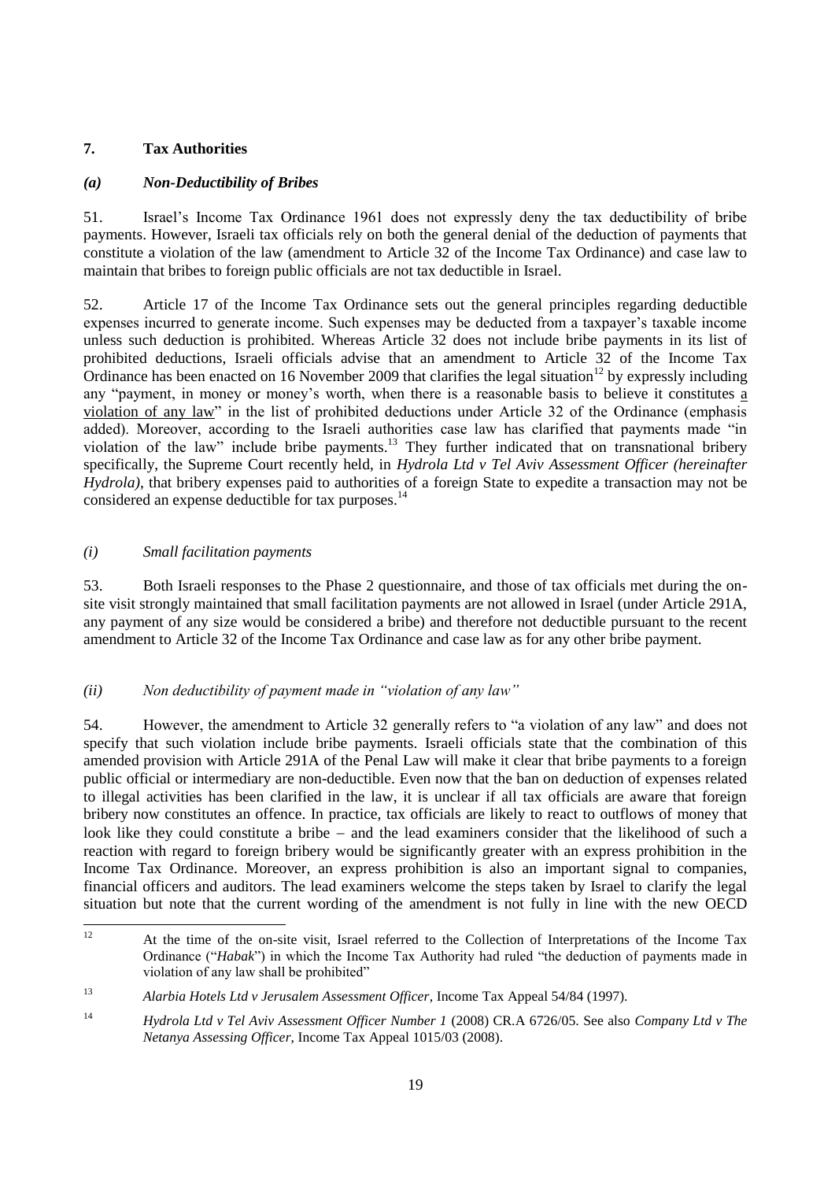## 7. Tax Authorities

### *(a) Non-Deductibility of Bribes*

51. Israel's Income Tax Ordinance 1961 does not expressly deny the tax deductibility of bribe payments. However, Israeli tax officials rely on both the general denial of the deduction of payments that constitute a violation of the law (amendment to Article 32 of the Income Tax Ordinance) and case law to maintain that bribes to foreign public officials are not tax deductible in Israel.

52. Article 17 of the Income Tax Ordinance sets out the general principles regarding deductible expenses incurred to generate income. Such expenses may be deducted from a taxpayer's taxable income unless such deduction is prohibited. Whereas Article 32 does not include bribe payments in its list of prohibited deductions, Israeli officials advise that an amendment to Article 32 of the Income Tax Ordinance has been enacted on 16 November 2009 that clarifies the legal situation[12] by expressly including any "payment, in money or money's worth, when there is a reasonable basis to believe it constitutes a violation of any law" in the list of prohibited deductions under Article 32 of the Ordinance (emphasis added). Moreover, according to the Israeli authorities case law has clarified that payments made "in violation of the law" include bribe payments.[13] They further indicated that on transnational bribery specifically, the Supreme Court recently held, in *Hydrola Ltd v Tel Aviv Assessment Officer (hereinafter Hydrola)*, that bribery expenses paid to authorities of a foreign State to expedite a transaction may not be considered an expense deductible for tax purposes.[14]

#### *(i) Small facilitation payments*

53. Both Israeli responses to the Phase 2 questionnaire, and those of tax officials met during the on-site visit strongly maintained that small facilitation payments are not allowed in Israel (under Article 291A, any payment of any size would be considered a bribe) and therefore not deductible pursuant to the recent amendment to Article 32 of the Income Tax Ordinance and case law as for any other bribe payment.

#### *(ii) Non deductibility of payment made in "violation of any law"*

54. However, the amendment to Article 32 generally refers to "a violation of any law" and does not specify that such violation include bribe payments. Israeli officials state that the combination of this amended provision with Article 291A of the Penal Law will make it clear that bribe payments to a foreign public official or intermediary are non-deductible. Even now that the ban on deduction of expenses related to illegal activities has been clarified in the law, it is unclear if all tax officials are aware that foreign bribery now constitutes an offence. In practice, tax officials are likely to react to outflows of money that look like they could constitute a bribe – and the lead examiners consider that the likelihood of such a reaction with regard to foreign bribery would be significantly greater with an express prohibition in the Income Tax Ordinance. Moreover, an express prohibition is also an important signal to companies, financial officers and auditors. The lead examiners welcome the steps taken by Israel to clarify the legal situation but note that the current wording of the amendment is not fully in line with the new OECD

---

[12] At the time of the on-site visit, Israel referred to the Collection of Interpretations of the Income Tax Ordinance ("*Habak*") in which the Income Tax Authority had ruled "the deduction of payments made in violation of any law shall be prohibited"

[13] *Alarbia Hotels Ltd v Jerusalem Assessment Officer*, Income Tax Appeal 54/84 (1997).

[14] *Hydrola Ltd v Tel Aviv Assessment Officer Number 1* (2008) CR.A 6726/05. See also *Company Ltd v The Netanya Assessing Officer*, Income Tax Appeal 1015/03 (2008).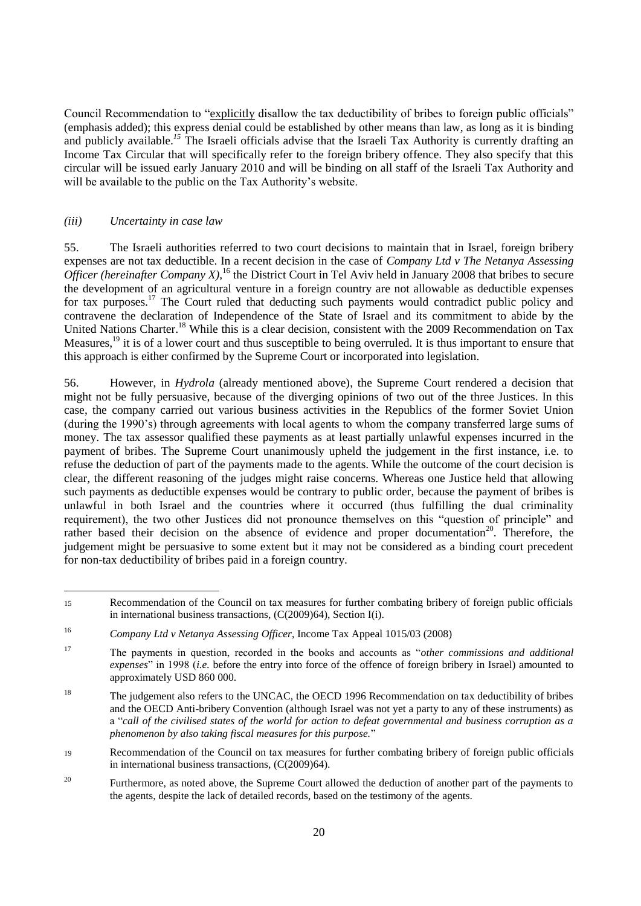Council Recommendation to "explicitly disallow the tax deductibility of bribes to foreign public officials" (emphasis added); this express denial could be established by other means than law, as long as it is binding and publicly available.[15] The Israeli officials advise that the Israeli Tax Authority is currently drafting an Income Tax Circular that will specifically refer to the foreign bribery offence. They also specify that this circular will be issued early January 2010 and will be binding on all staff of the Israeli Tax Authority and will be available to the public on the Tax Authority's website.

#### *(iii) Uncertainty in case law*

55. The Israeli authorities referred to two court decisions to maintain that in Israel, foreign bribery expenses are not tax deductible. In a recent decision in the case of *Company Ltd v The Netanya Assessing Officer (hereinafter Company X)*,[16] the District Court in Tel Aviv held in January 2008 that bribes to secure the development of an agricultural venture in a foreign country are not allowable as deductible expenses for tax purposes.[17] The Court ruled that deducting such payments would contradict public policy and contravene the declaration of Independence of the State of Israel and its commitment to abide by the United Nations Charter.[18] While this is a clear decision, consistent with the 2009 Recommendation on Tax Measures,[19] it is of a lower court and thus susceptible to being overruled. It is thus important to ensure that this approach is either confirmed by the Supreme Court or incorporated into legislation.

56. However, in *Hydrola* (already mentioned above), the Supreme Court rendered a decision that might not be fully persuasive, because of the diverging opinions of two out of the three Justices. In this case, the company carried out various business activities in the Republics of the former Soviet Union (during the 1990's) through agreements with local agents to whom the company transferred large sums of money. The tax assessor qualified these payments as at least partially unlawful expenses incurred in the payment of bribes. The Supreme Court unanimously upheld the judgement in the first instance, i.e. to refuse the deduction of part of the payments made to the agents. While the outcome of the court decision is clear, the different reasoning of the judges might raise concerns. Whereas one Justice held that allowing such payments as deductible expenses would be contrary to public order, because the payment of bribes is unlawful in both Israel and the countries where it occurred (thus fulfilling the dual criminality requirement), the two other Justices did not pronounce themselves on this "question of principle" and rather based their decision on the absence of evidence and proper documentation[20]. Therefore, the judgement might be persuasive to some extent but it may not be considered as a binding court precedent for non-tax deductibility of bribes paid in a foreign country.

---

[15] Recommendation of the Council on tax measures for further combating bribery of foreign public officials in international business transactions, (C(2009)64), Section I(i).

[16] *Company Ltd v Netanya Assessing Officer*, Income Tax Appeal 1015/03 (2008)

[17] The payments in question, recorded in the books and accounts as "*other commissions and additional expenses*" in 1998 (*i.e.* before the entry into force of the offence of foreign bribery in Israel) amounted to approximately USD 860 000.

[18] The judgement also refers to the UNCAC, the OECD 1996 Recommendation on tax deductibility of bribes and the OECD Anti-bribery Convention (although Israel was not yet a party to any of these instruments) as a "*call of the civilised states of the world for action to defeat governmental and business corruption as a phenomenon by also taking fiscal measures for this purpose.*"

[19] Recommendation of the Council on tax measures for further combating bribery of foreign public officials in international business transactions, (C(2009)64).

[20] Furthermore, as noted above, the Supreme Court allowed the deduction of another part of the payments to the agents, despite the lack of detailed records, based on the testimony of the agents.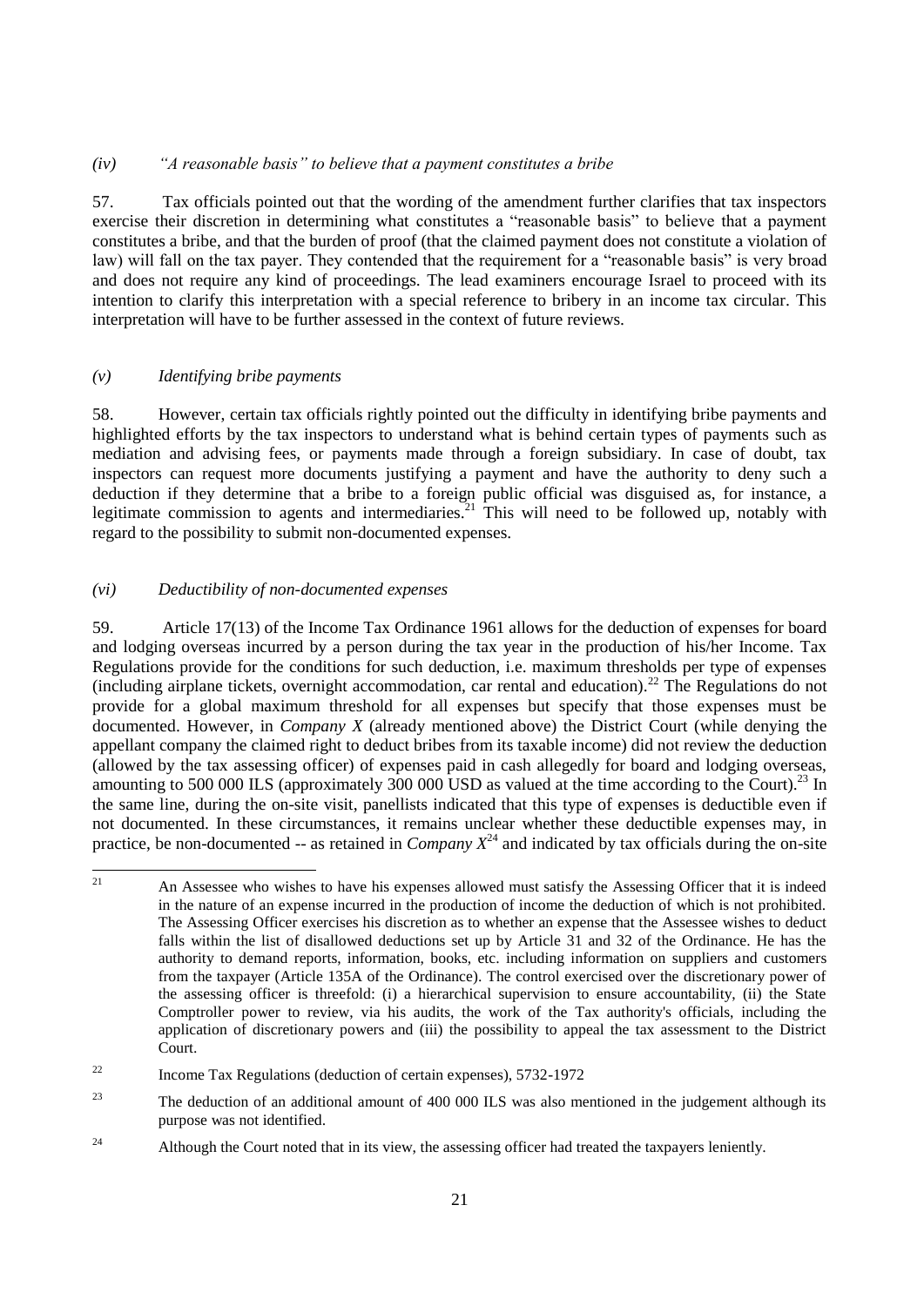### *(iv) "A reasonable basis" to believe that a payment constitutes a bribe*

57. Tax officials pointed out that the wording of the amendment further clarifies that tax inspectors exercise their discretion in determining what constitutes a "reasonable basis" to believe that a payment constitutes a bribe, and that the burden of proof (that the claimed payment does not constitute a violation of law) will fall on the tax payer. They contended that the requirement for a "reasonable basis" is very broad and does not require any kind of proceedings. The lead examiners encourage Israel to proceed with its intention to clarify this interpretation with a special reference to bribery in an income tax circular. This interpretation will have to be further assessed in the context of future reviews.

### *(v) Identifying bribe payments*

58. However, certain tax officials rightly pointed out the difficulty in identifying bribe payments and highlighted efforts by the tax inspectors to understand what is behind certain types of payments such as mediation and advising fees, or payments made through a foreign subsidiary. In case of doubt, tax inspectors can request more documents justifying a payment and have the authority to deny such a deduction if they determine that a bribe to a foreign public official was disguised as, for instance, a legitimate commission to agents and intermediaries.[21] This will need to be followed up, notably with regard to the possibility to submit non-documented expenses.

### *(vi) Deductibility of non-documented expenses*

59. Article 17(13) of the Income Tax Ordinance 1961 allows for the deduction of expenses for board and lodging overseas incurred by a person during the tax year in the production of his/her Income. Tax Regulations provide for the conditions for such deduction, i.e. maximum thresholds per type of expenses (including airplane tickets, overnight accommodation, car rental and education).[22] The Regulations do not provide for a global maximum threshold for all expenses but specify that those expenses must be documented. However, in *Company X* (already mentioned above) the District Court (while denying the appellant company the claimed right to deduct bribes from its taxable income) did not review the deduction (allowed by the tax assessing officer) of expenses paid in cash allegedly for board and lodging overseas, amounting to 500 000 ILS (approximately 300 000 USD as valued at the time according to the Court).[23] In the same line, during the on-site visit, panellists indicated that this type of expenses is deductible even if not documented. In these circumstances, it remains unclear whether these deductible expenses may, in practice, be non-documented -- as retained in *Company X*[24] and indicated by tax officials during the on-site

---

[21] An Assessee who wishes to have his expenses allowed must satisfy the Assessing Officer that it is indeed in the nature of an expense incurred in the production of income the deduction of which is not prohibited. The Assessing Officer exercises his discretion as to whether an expense that the Assessee wishes to deduct falls within the list of disallowed deductions set up by Article 31 and 32 of the Ordinance. He has the authority to demand reports, information, books, etc. including information on suppliers and customers from the taxpayer (Article 135A of the Ordinance). The control exercised over the discretionary power of the assessing officer is threefold: (i) a hierarchical supervision to ensure accountability, (ii) the State Comptroller power to review, via his audits, the work of the Tax authority's officials, including the application of discretionary powers and (iii) the possibility to appeal the tax assessment to the District Court.

[22] Income Tax Regulations (deduction of certain expenses), 5732-1972

[23] The deduction of an additional amount of 400 000 ILS was also mentioned in the judgement although its purpose was not identified.

[24] Although the Court noted that in its view, the assessing officer had treated the taxpayers leniently.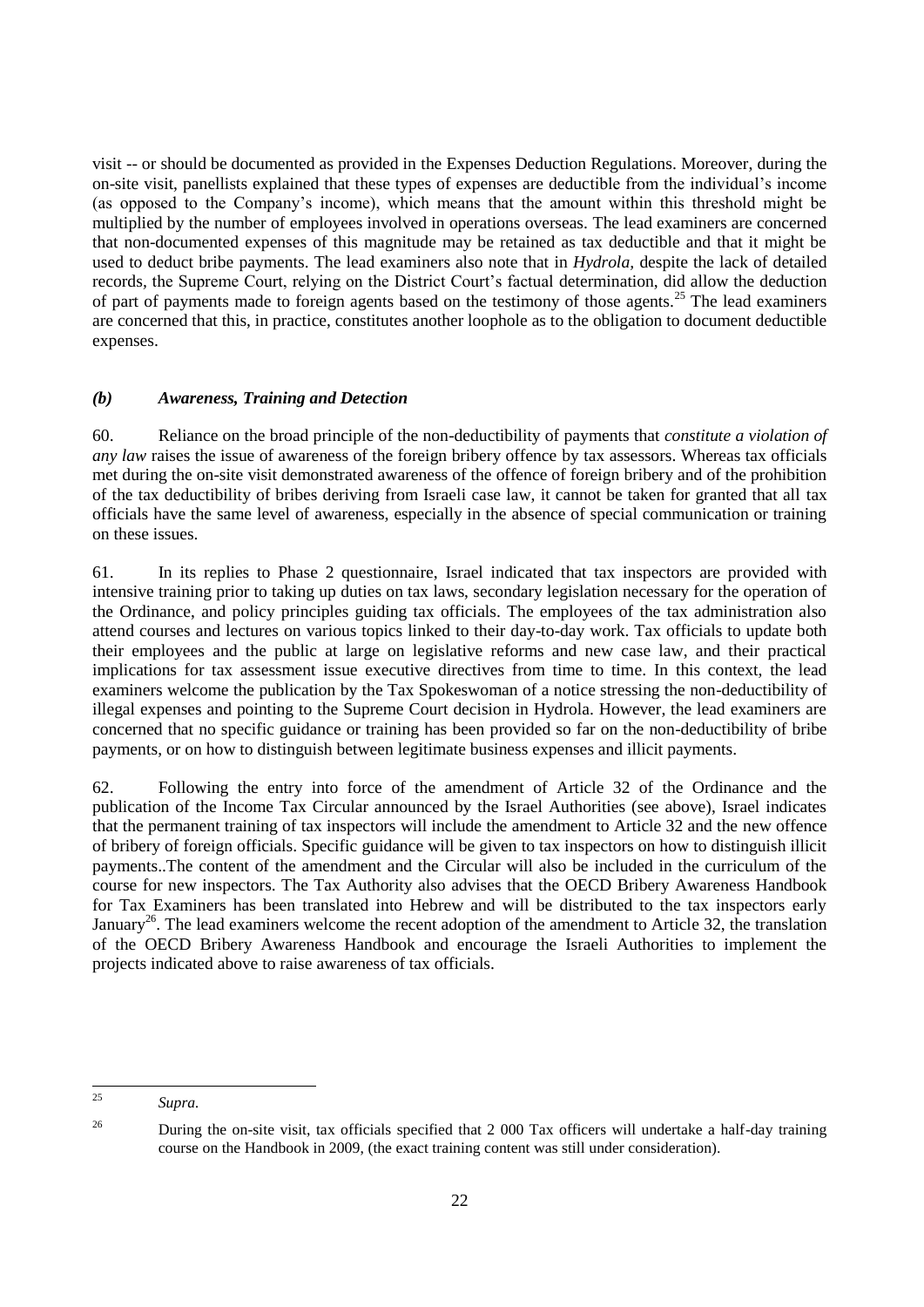visit -- or should be documented as provided in the Expenses Deduction Regulations. Moreover, during the on-site visit, panellists explained that these types of expenses are deductible from the individual's income (as opposed to the Company's income), which means that the amount within this threshold might be multiplied by the number of employees involved in operations overseas. The lead examiners are concerned that non-documented expenses of this magnitude may be retained as tax deductible and that it might be used to deduct bribe payments. The lead examiners also note that in *Hydrola*, despite the lack of detailed records, the Supreme Court, relying on the District Court's factual determination, did allow the deduction of part of payments made to foreign agents based on the testimony of those agents.[25] The lead examiners are concerned that this, in practice, constitutes another loophole as to the obligation to document deductible expenses.

### *(b) Awareness, Training and Detection*

60. Reliance on the broad principle of the non-deductibility of payments that *constitute a violation of any law* raises the issue of awareness of the foreign bribery offence by tax assessors. Whereas tax officials met during the on-site visit demonstrated awareness of the offence of foreign bribery and of the prohibition of the tax deductibility of bribes deriving from Israeli case law, it cannot be taken for granted that all tax officials have the same level of awareness, especially in the absence of special communication or training on these issues.

61. In its replies to Phase 2 questionnaire, Israel indicated that tax inspectors are provided with intensive training prior to taking up duties on tax laws, secondary legislation necessary for the operation of the Ordinance, and policy principles guiding tax officials. The employees of the tax administration also attend courses and lectures on various topics linked to their day-to-day work. Tax officials to update both their employees and the public at large on legislative reforms and new case law, and their practical implications for tax assessment issue executive directives from time to time. In this context, the lead examiners welcome the publication by the Tax Spokeswoman of a notice stressing the non-deductibility of illegal expenses and pointing to the Supreme Court decision in Hydrola. However, the lead examiners are concerned that no specific guidance or training has been provided so far on the non-deductibility of bribe payments, or on how to distinguish between legitimate business expenses and illicit payments.

62. Following the entry into force of the amendment of Article 32 of the Ordinance and the publication of the Income Tax Circular announced by the Israel Authorities (see above), Israel indicates that the permanent training of tax inspectors will include the amendment to Article 32 and the new offence of bribery of foreign officials. Specific guidance will be given to tax inspectors on how to distinguish illicit payments..The content of the amendment and the Circular will also be included in the curriculum of the course for new inspectors. The Tax Authority also advises that the OECD Bribery Awareness Handbook for Tax Examiners has been translated into Hebrew and will be distributed to the tax inspectors early January[26]. The lead examiners welcome the recent adoption of the amendment to Article 32, the translation of the OECD Bribery Awareness Handbook and encourage the Israeli Authorities to implement the projects indicated above to raise awareness of tax officials.

---

[25] *Supra.*

[26] During the on-site visit, tax officials specified that 2 000 Tax officers will undertake a half-day training course on the Handbook in 2009, (the exact training content was still under consideration).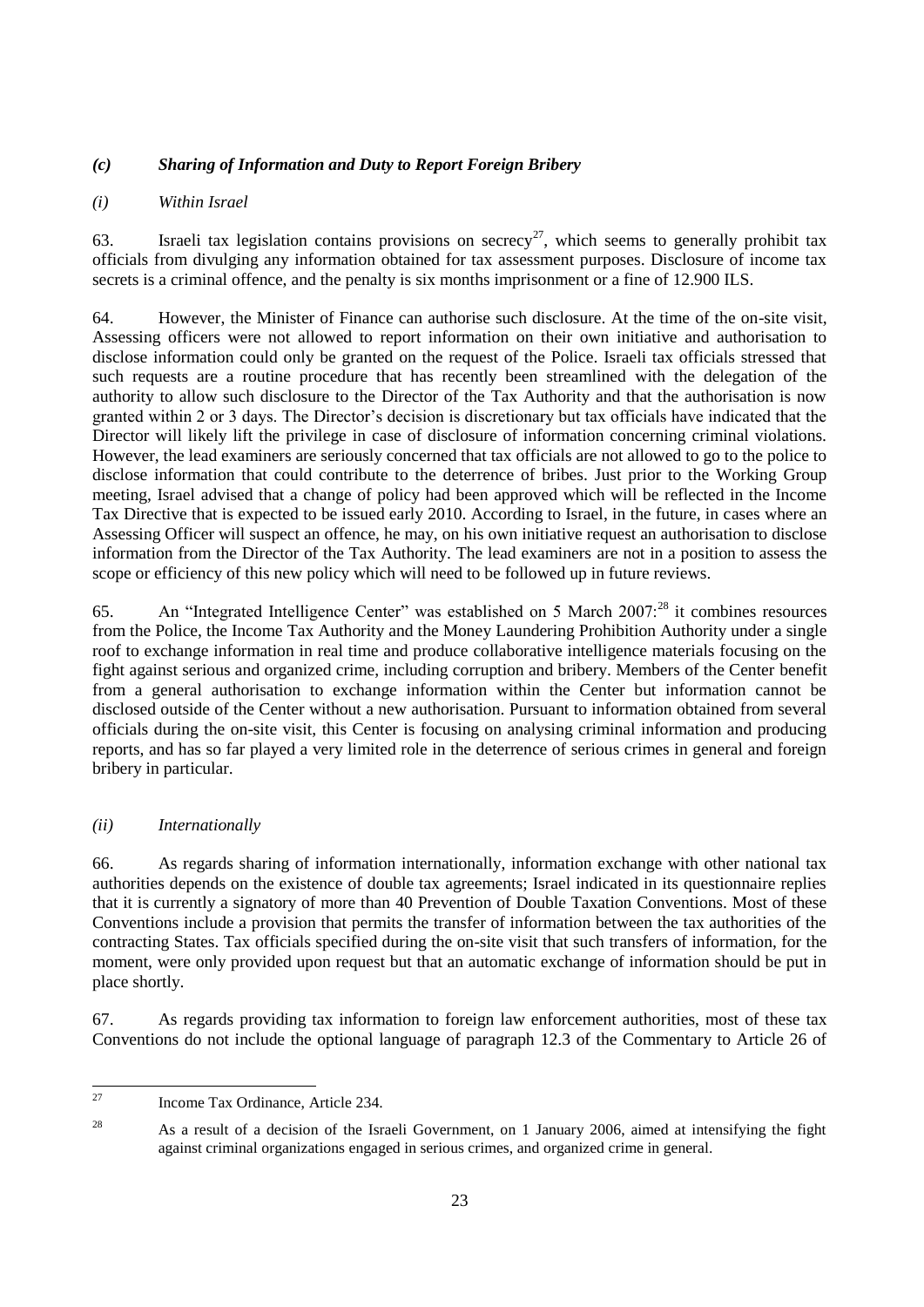### *(c) Sharing of Information and Duty to Report Foreign Bribery*

*(i) Within Israel*

63. Israeli tax legislation contains provisions on secrecy[27], which seems to generally prohibit tax officials from divulging any information obtained for tax assessment purposes. Disclosure of income tax secrets is a criminal offence, and the penalty is six months imprisonment or a fine of 12.900 ILS.

64. However, the Minister of Finance can authorise such disclosure. At the time of the on-site visit, Assessing officers were not allowed to report information on their own initiative and authorisation to disclose information could only be granted on the request of the Police. Israeli tax officials stressed that such requests are a routine procedure that has recently been streamlined with the delegation of the authority to allow such disclosure to the Director of the Tax Authority and that the authorisation is now granted within 2 or 3 days. The Director's decision is discretionary but tax officials have indicated that the Director will likely lift the privilege in case of disclosure of information concerning criminal violations. However, the lead examiners are seriously concerned that tax officials are not allowed to go to the police to disclose information that could contribute to the deterrence of bribes. Just prior to the Working Group meeting, Israel advised that a change of policy had been approved which will be reflected in the Income Tax Directive that is expected to be issued early 2010. According to Israel, in the future, in cases where an Assessing Officer will suspect an offence, he may, on his own initiative request an authorisation to disclose information from the Director of the Tax Authority. The lead examiners are not in a position to assess the scope or efficiency of this new policy which will need to be followed up in future reviews.

65. An "Integrated Intelligence Center" was established on 5 March 2007:[28] it combines resources from the Police, the Income Tax Authority and the Money Laundering Prohibition Authority under a single roof to exchange information in real time and produce collaborative intelligence materials focusing on the fight against serious and organized crime, including corruption and bribery. Members of the Center benefit from a general authorisation to exchange information within the Center but information cannot be disclosed outside of the Center without a new authorisation. Pursuant to information obtained from several officials during the on-site visit, this Center is focusing on analysing criminal information and producing reports, and has so far played a very limited role in the deterrence of serious crimes in general and foreign bribery in particular.

*(ii) Internationally*

66. As regards sharing of information internationally, information exchange with other national tax authorities depends on the existence of double tax agreements; Israel indicated in its questionnaire replies that it is currently a signatory of more than 40 Prevention of Double Taxation Conventions. Most of these Conventions include a provision that permits the transfer of information between the tax authorities of the contracting States. Tax officials specified during the on-site visit that such transfers of information, for the moment, were only provided upon request but that an automatic exchange of information should be put in place shortly.

67. As regards providing tax information to foreign law enforcement authorities, most of these tax Conventions do not include the optional language of paragraph 12.3 of the Commentary to Article 26 of

---

[27] Income Tax Ordinance, Article 234.

[28] As a result of a decision of the Israeli Government, on 1 January 2006, aimed at intensifying the fight against criminal organizations engaged in serious crimes, and organized crime in general.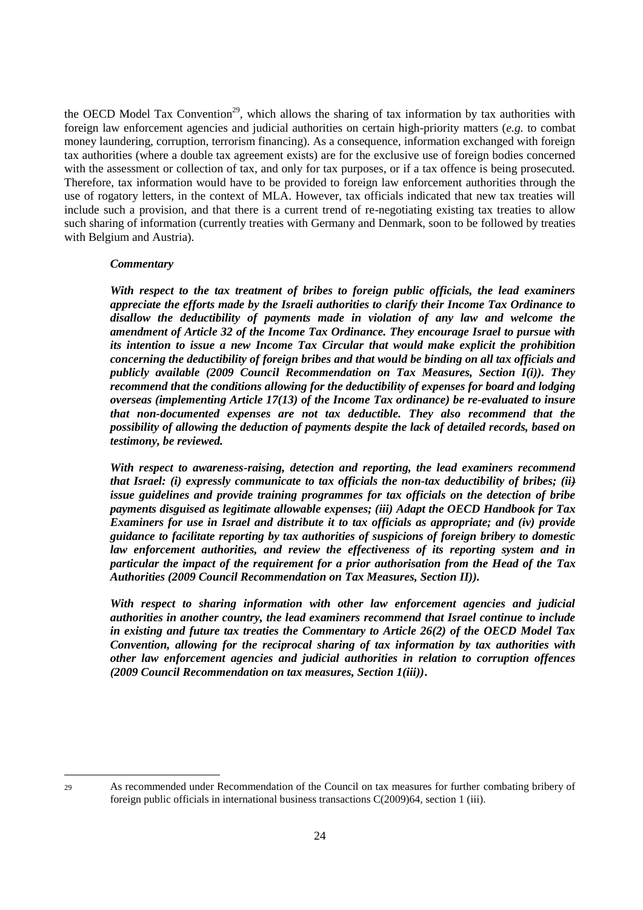the OECD Model Tax Convention[29], which allows the sharing of tax information by tax authorities with foreign law enforcement agencies and judicial authorities on certain high-priority matters (*e.g.* to combat money laundering, corruption, terrorism financing). As a consequence, information exchanged with foreign tax authorities (where a double tax agreement exists) are for the exclusive use of foreign bodies concerned with the assessment or collection of tax, and only for tax purposes, or if a tax offence is being prosecuted. Therefore, tax information would have to be provided to foreign law enforcement authorities through the use of rogatory letters, in the context of MLA. However, tax officials indicated that new tax treaties will include such a provision, and that there is a current trend of re-negotiating existing tax treaties to allow such sharing of information (currently treaties with Germany and Denmark, soon to be followed by treaties with Belgium and Austria).

***Commentary***

***With respect to the tax treatment of bribes to foreign public officials, the lead examiners appreciate the efforts made by the Israeli authorities to clarify their Income Tax Ordinance to disallow the deductibility of payments made in violation of any law and welcome the amendment of Article 32 of the Income Tax Ordinance. They encourage Israel to pursue with its intention to issue a new Income Tax Circular that would make explicit the prohibition concerning the deductibility of foreign bribes and that would be binding on all tax officials and publicly available (2009 Council Recommendation on Tax Measures, Section I(i)). They recommend that the conditions allowing for the deductibility of expenses for board and lodging overseas (implementing Article 17(13) of the Income Tax ordinance) be re-evaluated to insure that non-documented expenses are not tax deductible. They also recommend that the possibility of allowing the deduction of payments despite the lack of detailed records, based on testimony, be reviewed.***

***With respect to awareness-raising, detection and reporting, the lead examiners recommend that Israel: (i) expressly communicate to tax officials the non-tax deductibility of bribes; (ii) issue guidelines and provide training programmes for tax officials on the detection of bribe payments disguised as legitimate allowable expenses; (iii) Adapt the OECD Handbook for Tax Examiners for use in Israel and distribute it to tax officials as appropriate; and (iv) provide guidance to facilitate reporting by tax authorities of suspicions of foreign bribery to domestic law enforcement authorities, and review the effectiveness of its reporting system and in particular the impact of the requirement for a prior authorisation from the Head of the Tax Authorities (2009 Council Recommendation on Tax Measures, Section II)).***

***With respect to sharing information with other law enforcement agencies and judicial authorities in another country, the lead examiners recommend that Israel continue to include in existing and future tax treaties the Commentary to Article 26(2) of the OECD Model Tax Convention, allowing for the reciprocal sharing of tax information by tax authorities with other law enforcement agencies and judicial authorities in relation to corruption offences (2009 Council Recommendation on tax measures, Section 1(iii)).***

---

29 As recommended under Recommendation of the Council on tax measures for further combating bribery of foreign public officials in international business transactions C(2009)64, section 1 (iii).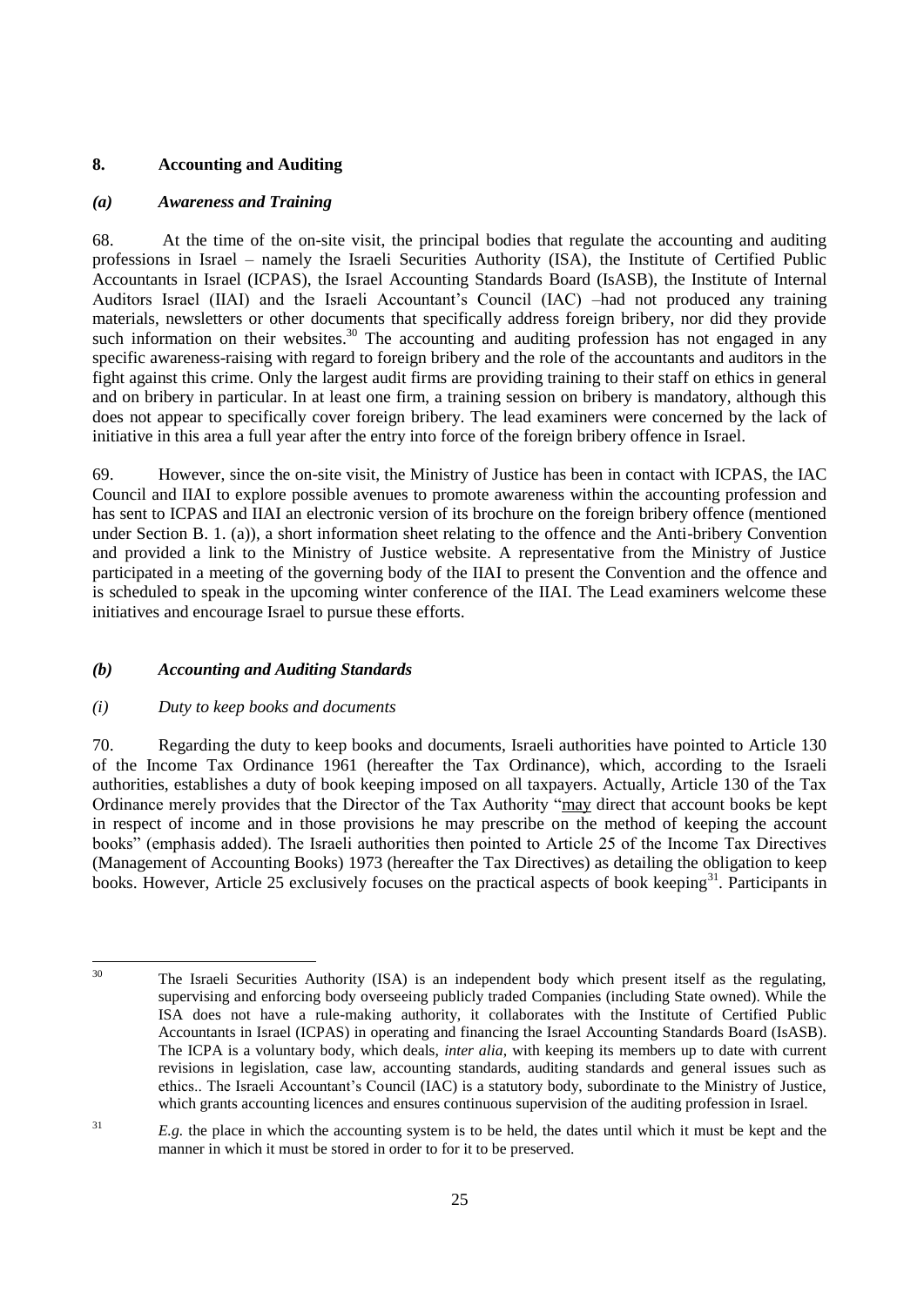## 8. Accounting and Auditing

### *(a) Awareness and Training*

68. At the time of the on-site visit, the principal bodies that regulate the accounting and auditing professions in Israel – namely the Israeli Securities Authority (ISA), the Institute of Certified Public Accountants in Israel (ICPAS), the Israel Accounting Standards Board (IsASB), the Institute of Internal Auditors Israel (IIAI) and the Israeli Accountant's Council (IAC) –had not produced any training materials, newsletters or other documents that specifically address foreign bribery, nor did they provide such information on their websites.[30] The accounting and auditing profession has not engaged in any specific awareness-raising with regard to foreign bribery and the role of the accountants and auditors in the fight against this crime. Only the largest audit firms are providing training to their staff on ethics in general and on bribery in particular. In at least one firm, a training session on bribery is mandatory, although this does not appear to specifically cover foreign bribery. The lead examiners were concerned by the lack of initiative in this area a full year after the entry into force of the foreign bribery offence in Israel.

69. However, since the on-site visit, the Ministry of Justice has been in contact with ICPAS, the IAC Council and IIAI to explore possible avenues to promote awareness within the accounting profession and has sent to ICPAS and IIAI an electronic version of its brochure on the foreign bribery offence (mentioned under Section B. 1. (a)), a short information sheet relating to the offence and the Anti-bribery Convention and provided a link to the Ministry of Justice website. A representative from the Ministry of Justice participated in a meeting of the governing body of the IIAI to present the Convention and the offence and is scheduled to speak in the upcoming winter conference of the IIAI. The Lead examiners welcome these initiatives and encourage Israel to pursue these efforts.

### *(b) Accounting and Auditing Standards*

#### *(i) Duty to keep books and documents*

70. Regarding the duty to keep books and documents, Israeli authorities have pointed to Article 130 of the Income Tax Ordinance 1961 (hereafter the Tax Ordinance), which, according to the Israeli authorities, establishes a duty of book keeping imposed on all taxpayers. Actually, Article 130 of the Tax Ordinance merely provides that the Director of the Tax Authority "may direct that account books be kept in respect of income and in those provisions he may prescribe on the method of keeping the account books" (emphasis added). The Israeli authorities then pointed to Article 25 of the Income Tax Directives (Management of Accounting Books) 1973 (hereafter the Tax Directives) as detailing the obligation to keep books. However, Article 25 exclusively focuses on the practical aspects of book keeping[31]. Participants in

---

[30] The Israeli Securities Authority (ISA) is an independent body which present itself as the regulating, supervising and enforcing body overseeing publicly traded Companies (including State owned). While the ISA does not have a rule-making authority, it collaborates with the Institute of Certified Public Accountants in Israel (ICPAS) in operating and financing the Israel Accounting Standards Board (IsASB). The ICPA is a voluntary body, which deals, *inter alia*, with keeping its members up to date with current revisions in legislation, case law, accounting standards, auditing standards and general issues such as ethics.. The Israeli Accountant's Council (IAC) is a statutory body, subordinate to the Ministry of Justice, which grants accounting licences and ensures continuous supervision of the auditing profession in Israel.

[31] *E.g.* the place in which the accounting system is to be held, the dates until which it must be kept and the manner in which it must be stored in order to for it to be preserved.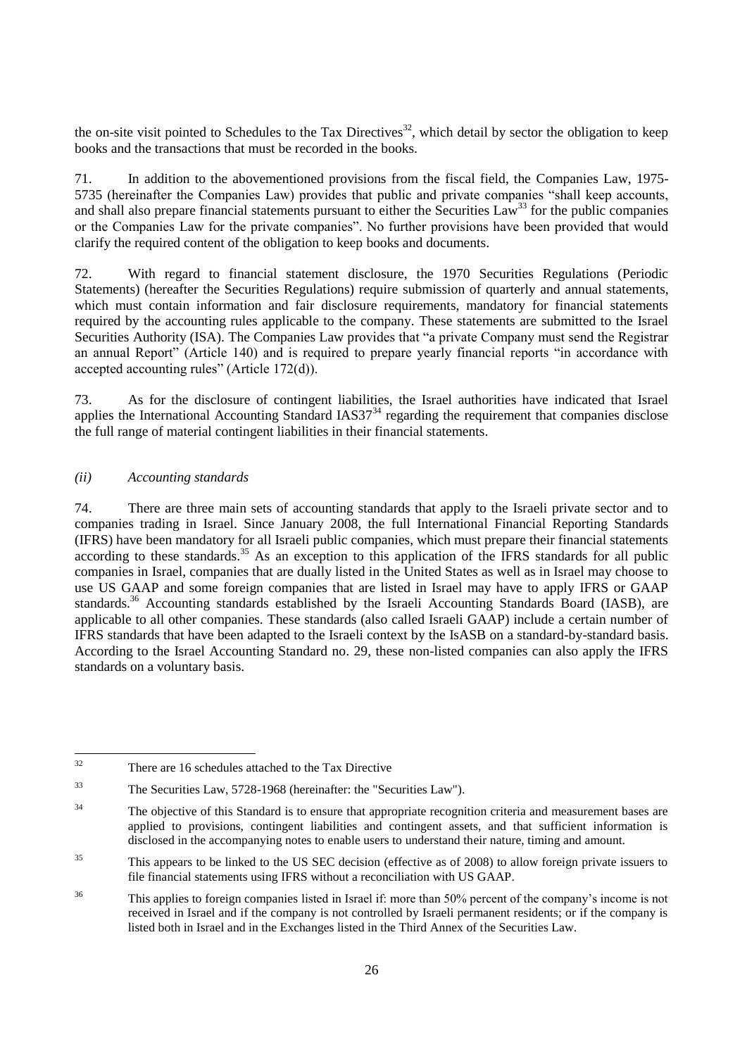the on-site visit pointed to Schedules to the Tax Directives[32], which detail by sector the obligation to keep books and the transactions that must be recorded in the books.

71. In addition to the abovementioned provisions from the fiscal field, the Companies Law, 1975-5735 (hereinafter the Companies Law) provides that public and private companies "shall keep accounts, and shall also prepare financial statements pursuant to either the Securities Law[33] for the public companies or the Companies Law for the private companies". No further provisions have been provided that would clarify the required content of the obligation to keep books and documents.

72. With regard to financial statement disclosure, the 1970 Securities Regulations (Periodic Statements) (hereafter the Securities Regulations) require submission of quarterly and annual statements, which must contain information and fair disclosure requirements, mandatory for financial statements required by the accounting rules applicable to the company. These statements are submitted to the Israel Securities Authority (ISA). The Companies Law provides that "a private Company must send the Registrar an annual Report" (Article 140) and is required to prepare yearly financial reports "in accordance with accepted accounting rules" (Article 172(d)).

73. As for the disclosure of contingent liabilities, the Israel authorities have indicated that Israel applies the International Accounting Standard IAS37[34] regarding the requirement that companies disclose the full range of material contingent liabilities in their financial statements.

### *(ii) Accounting standards*

74. There are three main sets of accounting standards that apply to the Israeli private sector and to companies trading in Israel. Since January 2008, the full International Financial Reporting Standards (IFRS) have been mandatory for all Israeli public companies, which must prepare their financial statements according to these standards.[35] As an exception to this application of the IFRS standards for all public companies in Israel, companies that are dually listed in the United States as well as in Israel may choose to use US GAAP and some foreign companies that are listed in Israel may have to apply IFRS or GAAP standards.[36] Accounting standards established by the Israeli Accounting Standards Board (IASB), are applicable to all other companies. These standards (also called Israeli GAAP) include a certain number of IFRS standards that have been adapted to the Israeli context by the IsASB on a standard-by-standard basis. According to the Israel Accounting Standard no. 29, these non-listed companies can also apply the IFRS standards on a voluntary basis.

---

[32] There are 16 schedules attached to the Tax Directive

[33] The Securities Law, 5728-1968 (hereinafter: the "Securities Law").

[34] The objective of this Standard is to ensure that appropriate recognition criteria and measurement bases are applied to provisions, contingent liabilities and contingent assets, and that sufficient information is disclosed in the accompanying notes to enable users to understand their nature, timing and amount.

[35] This appears to be linked to the US SEC decision (effective as of 2008) to allow foreign private issuers to file financial statements using IFRS without a reconciliation with US GAAP.

[36] This applies to foreign companies listed in Israel if: more than 50% percent of the company's income is not received in Israel and if the company is not controlled by Israeli permanent residents; or if the company is listed both in Israel and in the Exchanges listed in the Third Annex of the Securities Law.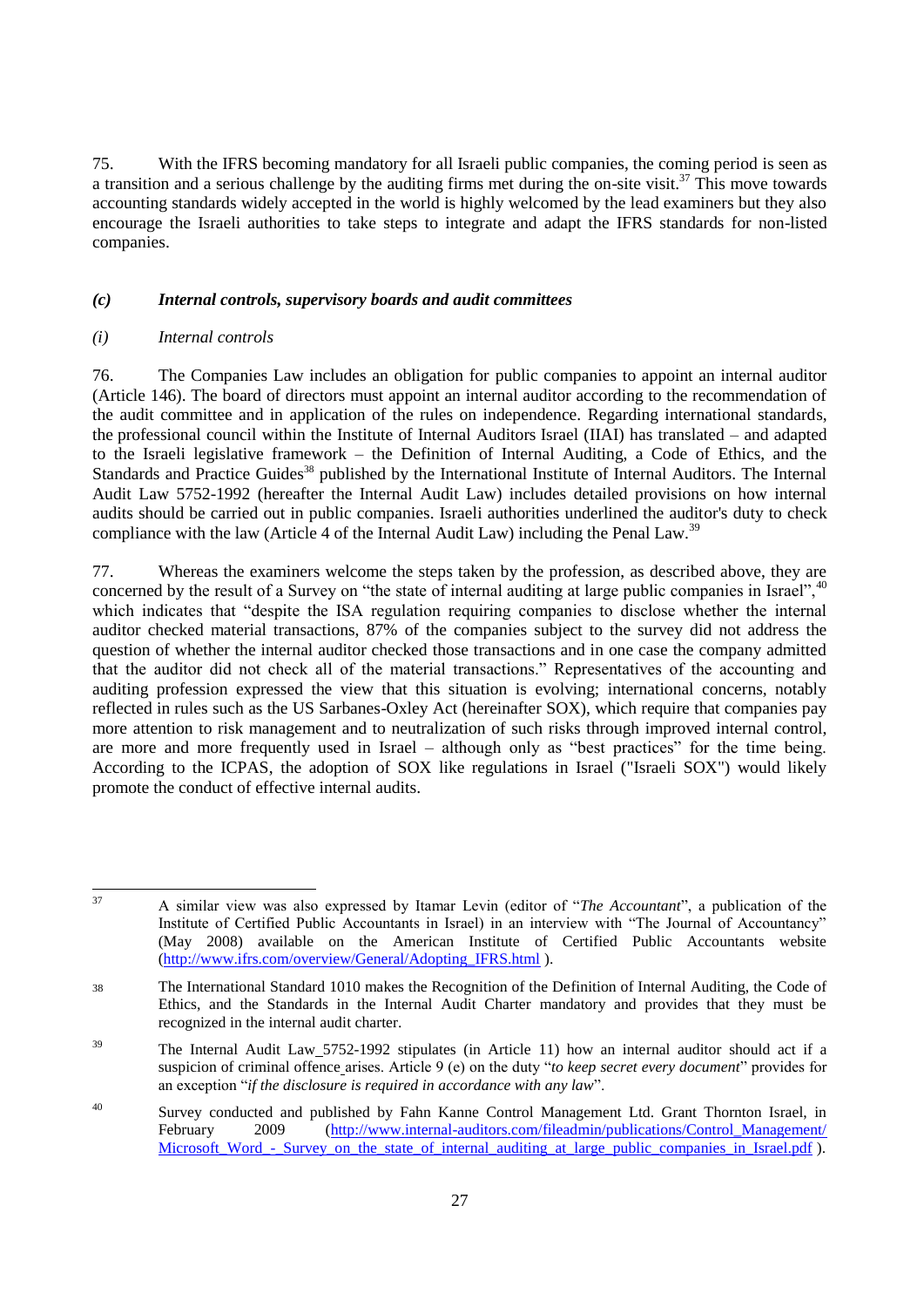75. With the IFRS becoming mandatory for all Israeli public companies, the coming period is seen as a transition and a serious challenge by the auditing firms met during the on-site visit.[37] This move towards accounting standards widely accepted in the world is highly welcomed by the lead examiners but they also encourage the Israeli authorities to take steps to integrate and adapt the IFRS standards for non-listed companies.

### *(c) Internal controls, supervisory boards and audit committees*

#### *(i) Internal controls*

76. The Companies Law includes an obligation for public companies to appoint an internal auditor (Article 146). The board of directors must appoint an internal auditor according to the recommendation of the audit committee and in application of the rules on independence. Regarding international standards, the professional council within the Institute of Internal Auditors Israel (IIAI) has translated – and adapted to the Israeli legislative framework – the Definition of Internal Auditing, a Code of Ethics, and the Standards and Practice Guides[38] published by the International Institute of Internal Auditors. The Internal Audit Law 5752-1992 (hereafter the Internal Audit Law) includes detailed provisions on how internal audits should be carried out in public companies. Israeli authorities underlined the auditor's duty to check compliance with the law (Article 4 of the Internal Audit Law) including the Penal Law.[39]

77. Whereas the examiners welcome the steps taken by the profession, as described above, they are concerned by the result of a Survey on "the state of internal auditing at large public companies in Israel",[40] which indicates that "despite the ISA regulation requiring companies to disclose whether the internal auditor checked material transactions, 87% of the companies subject to the survey did not address the question of whether the internal auditor checked those transactions and in one case the company admitted that the auditor did not check all of the material transactions." Representatives of the accounting and auditing profession expressed the view that this situation is evolving; international concerns, notably reflected in rules such as the US Sarbanes-Oxley Act (hereinafter SOX), which require that companies pay more attention to risk management and to neutralization of such risks through improved internal control, are more and more frequently used in Israel – although only as "best practices" for the time being. According to the ICPAS, the adoption of SOX like regulations in Israel ("Israeli SOX") would likely promote the conduct of effective internal audits.

---

[37] A similar view was also expressed by Itamar Levin (editor of "*The Accountant*", a publication of the Institute of Certified Public Accountants in Israel) in an interview with "The Journal of Accountancy" (May 2008) available on the American Institute of Certified Public Accountants website (http://www.ifrs.com/overview/General/Adopting_IFRS.html ).

[38] The International Standard 1010 makes the Recognition of the Definition of Internal Auditing, the Code of Ethics, and the Standards in the Internal Audit Charter mandatory and provides that they must be recognized in the internal audit charter.

[39] The Internal Audit Law_5752-1992 stipulates (in Article 11) how an internal auditor should act if a suspicion of criminal offence arises. Article 9 (e) on the duty "*to keep secret every document*" provides for an exception "*if the disclosure is required in accordance with any law*".

[40] Survey conducted and published by Fahn Kanne Control Management Ltd. Grant Thornton Israel, in February 2009 (http://www.internal-auditors.com/fileadmin/publications/Control_Management/Microsoft_Word_-_Survey_on_the_state_of_internal_auditing_at_large_public_companies_in_Israel.pdf ).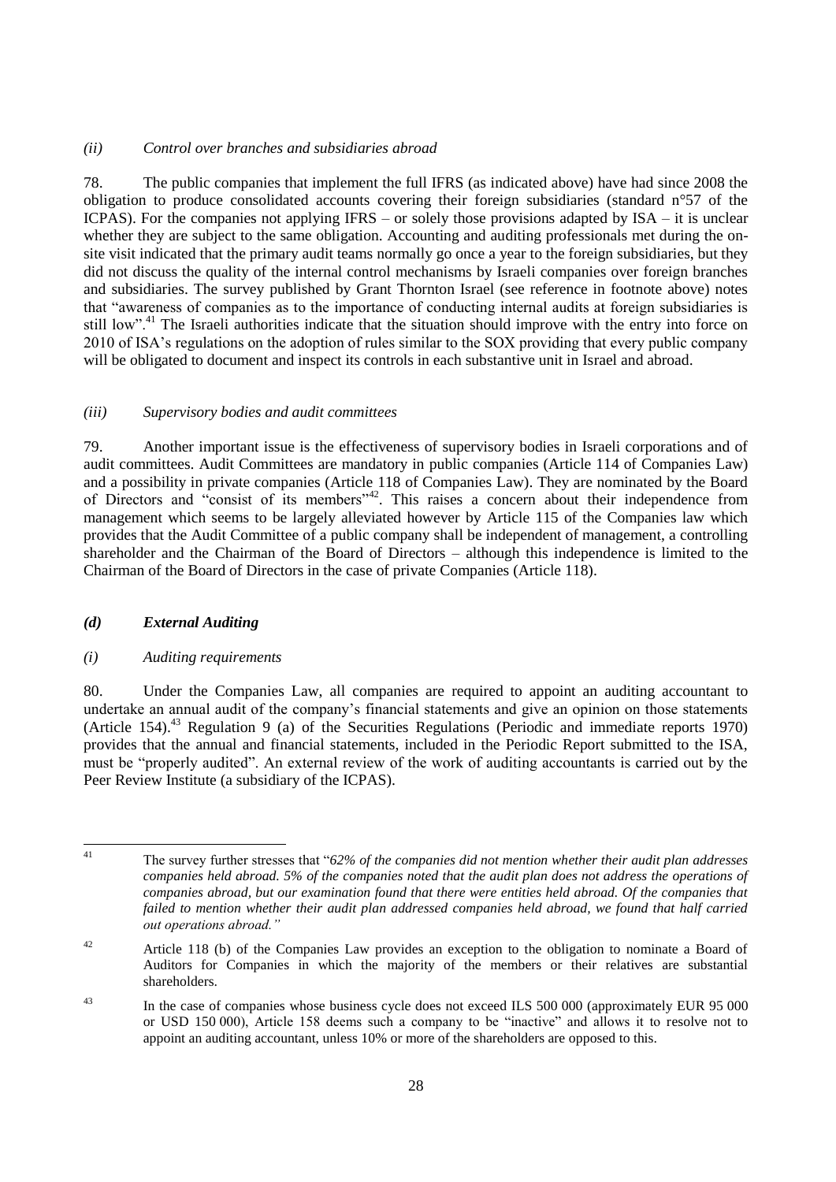*(ii) Control over branches and subsidiaries abroad*

78. The public companies that implement the full IFRS (as indicated above) have had since 2008 the obligation to produce consolidated accounts covering their foreign subsidiaries (standard n°57 of the ICPAS). For the companies not applying IFRS – or solely those provisions adapted by ISA – it is unclear whether they are subject to the same obligation. Accounting and auditing professionals met during the on-site visit indicated that the primary audit teams normally go once a year to the foreign subsidiaries, but they did not discuss the quality of the internal control mechanisms by Israeli companies over foreign branches and subsidiaries. The survey published by Grant Thornton Israel (see reference in footnote above) notes that "awareness of companies as to the importance of conducting internal audits at foreign subsidiaries is still low".[41] The Israeli authorities indicate that the situation should improve with the entry into force on 2010 of ISA's regulations on the adoption of rules similar to the SOX providing that every public company will be obligated to document and inspect its controls in each substantive unit in Israel and abroad.

*(iii) Supervisory bodies and audit committees*

79. Another important issue is the effectiveness of supervisory bodies in Israeli corporations and of audit committees. Audit Committees are mandatory in public companies (Article 114 of Companies Law) and a possibility in private companies (Article 118 of Companies Law). They are nominated by the Board of Directors and "consist of its members"[42]. This raises a concern about their independence from management which seems to be largely alleviated however by Article 115 of the Companies law which provides that the Audit Committee of a public company shall be independent of management, a controlling shareholder and the Chairman of the Board of Directors – although this independence is limited to the Chairman of the Board of Directors in the case of private Companies (Article 118).

### *(d) External Auditing*

*(i) Auditing requirements*

80. Under the Companies Law, all companies are required to appoint an auditing accountant to undertake an annual audit of the company's financial statements and give an opinion on those statements (Article 154).[43] Regulation 9 (a) of the Securities Regulations (Periodic and immediate reports 1970) provides that the annual and financial statements, included in the Periodic Report submitted to the ISA, must be "properly audited". An external review of the work of auditing accountants is carried out by the Peer Review Institute (a subsidiary of the ICPAS).

---

[41] The survey further stresses that "*62% of the companies did not mention whether their audit plan addresses companies held abroad. 5% of the companies noted that the audit plan does not address the operations of companies abroad, but our examination found that there were entities held abroad. Of the companies that failed to mention whether their audit plan addressed companies held abroad, we found that half carried out operations abroad.*"

[42] Article 118 (b) of the Companies Law provides an exception to the obligation to nominate a Board of Auditors for Companies in which the majority of the members or their relatives are substantial shareholders.

[43] In the case of companies whose business cycle does not exceed ILS 500 000 (approximately EUR 95 000 or USD 150 000), Article 158 deems such a company to be "inactive" and allows it to resolve not to appoint an auditing accountant, unless 10% or more of the shareholders are opposed to this.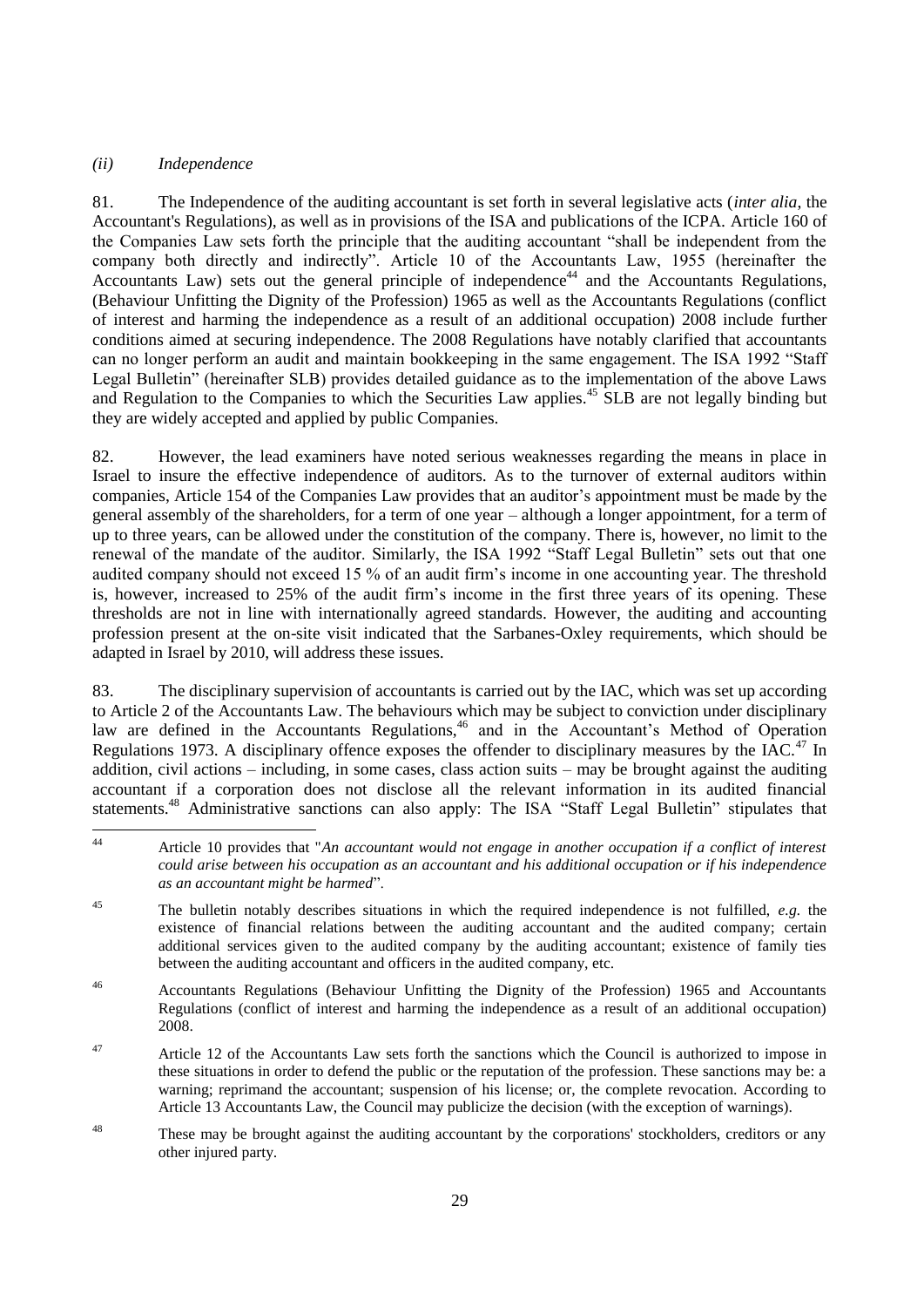*(ii) Independence*

81. The Independence of the auditing accountant is set forth in several legislative acts (*inter alia*, the Accountant's Regulations), as well as in provisions of the ISA and publications of the ICPA. Article 160 of the Companies Law sets forth the principle that the auditing accountant "shall be independent from the company both directly and indirectly". Article 10 of the Accountants Law, 1955 (hereinafter the Accountants Law) sets out the general principle of independence[44] and the Accountants Regulations, (Behaviour Unfitting the Dignity of the Profession) 1965 as well as the Accountants Regulations (conflict of interest and harming the independence as a result of an additional occupation) 2008 include further conditions aimed at securing independence. The 2008 Regulations have notably clarified that accountants can no longer perform an audit and maintain bookkeeping in the same engagement. The ISA 1992 "Staff Legal Bulletin" (hereinafter SLB) provides detailed guidance as to the implementation of the above Laws and Regulation to the Companies to which the Securities Law applies.[45] SLB are not legally binding but they are widely accepted and applied by public Companies.

82. However, the lead examiners have noted serious weaknesses regarding the means in place in Israel to insure the effective independence of auditors. As to the turnover of external auditors within companies, Article 154 of the Companies Law provides that an auditor's appointment must be made by the general assembly of the shareholders, for a term of one year – although a longer appointment, for a term of up to three years, can be allowed under the constitution of the company. There is, however, no limit to the renewal of the mandate of the auditor. Similarly, the ISA 1992 "Staff Legal Bulletin" sets out that one audited company should not exceed 15 % of an audit firm's income in one accounting year. The threshold is, however, increased to 25% of the audit firm's income in the first three years of its opening. These thresholds are not in line with internationally agreed standards. However, the auditing and accounting profession present at the on-site visit indicated that the Sarbanes-Oxley requirements, which should be adapted in Israel by 2010, will address these issues.

83. The disciplinary supervision of accountants is carried out by the IAC, which was set up according to Article 2 of the Accountants Law. The behaviours which may be subject to conviction under disciplinary law are defined in the Accountants Regulations,[46] and in the Accountant's Method of Operation Regulations 1973. A disciplinary offence exposes the offender to disciplinary measures by the IAC.[47] In addition, civil actions – including, in some cases, class action suits – may be brought against the auditing accountant if a corporation does not disclose all the relevant information in its audited financial statements.[48] Administrative sanctions can also apply: The ISA "Staff Legal Bulletin" stipulates that

---

[44] Article 10 provides that "*An accountant would not engage in another occupation if a conflict of interest could arise between his occupation as an accountant and his additional occupation or if his independence as an accountant might be harmed*".

[45] The bulletin notably describes situations in which the required independence is not fulfilled, *e.g.* the existence of financial relations between the auditing accountant and the audited company; certain additional services given to the audited company by the auditing accountant; existence of family ties between the auditing accountant and officers in the audited company, etc.

[46] Accountants Regulations (Behaviour Unfitting the Dignity of the Profession) 1965 and Accountants Regulations (conflict of interest and harming the independence as a result of an additional occupation) 2008.

[47] Article 12 of the Accountants Law sets forth the sanctions which the Council is authorized to impose in these situations in order to defend the public or the reputation of the profession. These sanctions may be: a warning; reprimand the accountant; suspension of his license; or, the complete revocation. According to Article 13 Accountants Law, the Council may publicize the decision (with the exception of warnings).

[48] These may be brought against the auditing accountant by the corporations' stockholders, creditors or any other injured party.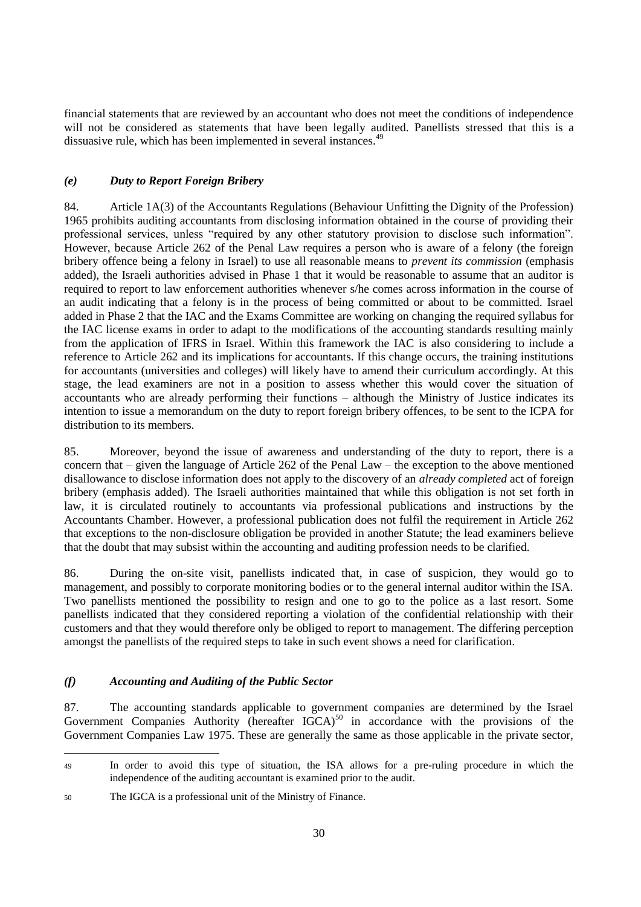financial statements that are reviewed by an accountant who does not meet the conditions of independence will not be considered as statements that have been legally audited. Panellists stressed that this is a dissuasive rule, which has been implemented in several instances.[49]

### *(e) Duty to Report Foreign Bribery*

84. Article 1A(3) of the Accountants Regulations (Behaviour Unfitting the Dignity of the Profession) 1965 prohibits auditing accountants from disclosing information obtained in the course of providing their professional services, unless "required by any other statutory provision to disclose such information". However, because Article 262 of the Penal Law requires a person who is aware of a felony (the foreign bribery offence being a felony in Israel) to use all reasonable means to *prevent its commission* (emphasis added), the Israeli authorities advised in Phase 1 that it would be reasonable to assume that an auditor is required to report to law enforcement authorities whenever s/he comes across information in the course of an audit indicating that a felony is in the process of being committed or about to be committed. Israel added in Phase 2 that the IAC and the Exams Committee are working on changing the required syllabus for the IAC license exams in order to adapt to the modifications of the accounting standards resulting mainly from the application of IFRS in Israel. Within this framework the IAC is also considering to include a reference to Article 262 and its implications for accountants. If this change occurs, the training institutions for accountants (universities and colleges) will likely have to amend their curriculum accordingly. At this stage, the lead examiners are not in a position to assess whether this would cover the situation of accountants who are already performing their functions – although the Ministry of Justice indicates its intention to issue a memorandum on the duty to report foreign bribery offences, to be sent to the ICPA for distribution to its members.

85. Moreover, beyond the issue of awareness and understanding of the duty to report, there is a concern that – given the language of Article 262 of the Penal Law – the exception to the above mentioned disallowance to disclose information does not apply to the discovery of an *already completed* act of foreign bribery (emphasis added). The Israeli authorities maintained that while this obligation is not set forth in law, it is circulated routinely to accountants via professional publications and instructions by the Accountants Chamber. However, a professional publication does not fulfil the requirement in Article 262 that exceptions to the non-disclosure obligation be provided in another Statute; the lead examiners believe that the doubt that may subsist within the accounting and auditing profession needs to be clarified.

86. During the on-site visit, panellists indicated that, in case of suspicion, they would go to management, and possibly to corporate monitoring bodies or to the general internal auditor within the ISA. Two panellists mentioned the possibility to resign and one to go to the police as a last resort. Some panellists indicated that they considered reporting a violation of the confidential relationship with their customers and that they would therefore only be obliged to report to management. The differing perception amongst the panellists of the required steps to take in such event shows a need for clarification.

### *(f) Accounting and Auditing of the Public Sector*

87. The accounting standards applicable to government companies are determined by the Israel Government Companies Authority (hereafter IGCA)[50] in accordance with the provisions of the Government Companies Law 1975. These are generally the same as those applicable in the private sector,

---

49 In order to avoid this type of situation, the ISA allows for a pre-ruling procedure in which the independence of the auditing accountant is examined prior to the audit.

50 The IGCA is a professional unit of the Ministry of Finance.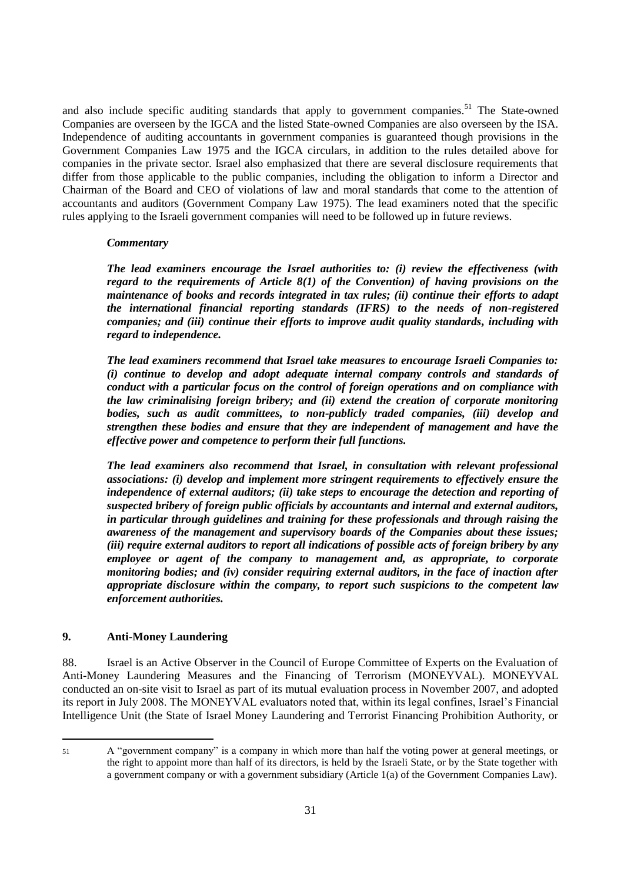and also include specific auditing standards that apply to government companies.[51] The State-owned Companies are overseen by the IGCA and the listed State-owned Companies are also overseen by the ISA. Independence of auditing accountants in government companies is guaranteed though provisions in the Government Companies Law 1975 and the IGCA circulars, in addition to the rules detailed above for companies in the private sector. Israel also emphasized that there are several disclosure requirements that differ from those applicable to the public companies, including the obligation to inform a Director and Chairman of the Board and CEO of violations of law and moral standards that come to the attention of accountants and auditors (Government Company Law 1975). The lead examiners noted that the specific rules applying to the Israeli government companies will need to be followed up in future reviews.

***Commentary***

***The lead examiners encourage the Israel authorities to: (i) review the effectiveness (with regard to the requirements of Article 8(1) of the Convention) of having provisions on the maintenance of books and records integrated in tax rules; (ii) continue their efforts to adapt the international financial reporting standards (IFRS) to the needs of non-registered companies; and (iii) continue their efforts to improve audit quality standards, including with regard to independence.***

***The lead examiners recommend that Israel take measures to encourage Israeli Companies to: (i) continue to develop and adopt adequate internal company controls and standards of conduct with a particular focus on the control of foreign operations and on compliance with the law criminalising foreign bribery; and (ii) extend the creation of corporate monitoring bodies, such as audit committees, to non-publicly traded companies, (iii) develop and strengthen these bodies and ensure that they are independent of management and have the effective power and competence to perform their full functions.***

***The lead examiners also recommend that Israel, in consultation with relevant professional associations: (i) develop and implement more stringent requirements to effectively ensure the independence of external auditors; (ii) take steps to encourage the detection and reporting of suspected bribery of foreign public officials by accountants and internal and external auditors, in particular through guidelines and training for these professionals and through raising the awareness of the management and supervisory boards of the Companies about these issues; (iii) require external auditors to report all indications of possible acts of foreign bribery by any employee or agent of the company to management and, as appropriate, to corporate monitoring bodies; and (iv) consider requiring external auditors, in the face of inaction after appropriate disclosure within the company, to report such suspicions to the competent law enforcement authorities.***

## 9. Anti-Money Laundering

88. Israel is an Active Observer in the Council of Europe Committee of Experts on the Evaluation of Anti-Money Laundering Measures and the Financing of Terrorism (MONEYVAL). MONEYVAL conducted an on-site visit to Israel as part of its mutual evaluation process in November 2007, and adopted its report in July 2008. The MONEYVAL evaluators noted that, within its legal confines, Israel's Financial Intelligence Unit (the State of Israel Money Laundering and Terrorist Financing Prohibition Authority, or

[51] A "government company" is a company in which more than half the voting power at general meetings, or the right to appoint more than half of its directors, is held by the Israeli State, or by the State together with a government company or with a government subsidiary (Article 1(a) of the Government Companies Law).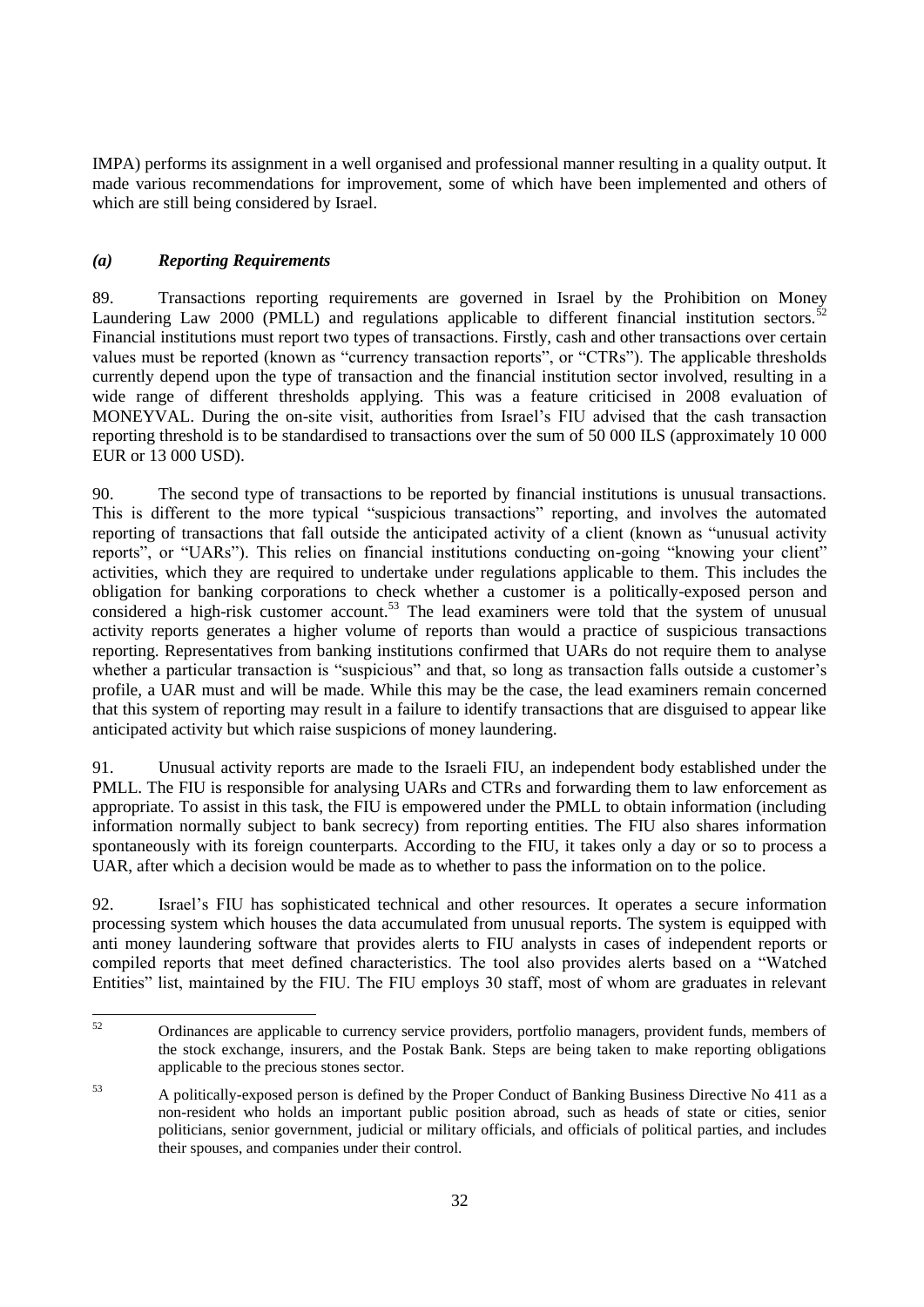IMPA) performs its assignment in a well organised and professional manner resulting in a quality output. It made various recommendations for improvement, some of which have been implemented and others of which are still being considered by Israel.

### *(a) Reporting Requirements*

89. Transactions reporting requirements are governed in Israel by the Prohibition on Money Laundering Law 2000 (PMLL) and regulations applicable to different financial institution sectors.[52] Financial institutions must report two types of transactions. Firstly, cash and other transactions over certain values must be reported (known as "currency transaction reports", or "CTRs"). The applicable thresholds currently depend upon the type of transaction and the financial institution sector involved, resulting in a wide range of different thresholds applying. This was a feature criticised in 2008 evaluation of MONEYVAL. During the on-site visit, authorities from Israel's FIU advised that the cash transaction reporting threshold is to be standardised to transactions over the sum of 50 000 ILS (approximately 10 000 EUR or 13 000 USD).

90. The second type of transactions to be reported by financial institutions is unusual transactions. This is different to the more typical "suspicious transactions" reporting, and involves the automated reporting of transactions that fall outside the anticipated activity of a client (known as "unusual activity reports", or "UARs"). This relies on financial institutions conducting on-going "knowing your client" activities, which they are required to undertake under regulations applicable to them. This includes the obligation for banking corporations to check whether a customer is a politically-exposed person and considered a high-risk customer account.[53] The lead examiners were told that the system of unusual activity reports generates a higher volume of reports than would a practice of suspicious transactions reporting. Representatives from banking institutions confirmed that UARs do not require them to analyse whether a particular transaction is "suspicious" and that, so long as transaction falls outside a customer's profile, a UAR must and will be made. While this may be the case, the lead examiners remain concerned that this system of reporting may result in a failure to identify transactions that are disguised to appear like anticipated activity but which raise suspicions of money laundering.

91. Unusual activity reports are made to the Israeli FIU, an independent body established under the PMLL. The FIU is responsible for analysing UARs and CTRs and forwarding them to law enforcement as appropriate. To assist in this task, the FIU is empowered under the PMLL to obtain information (including information normally subject to bank secrecy) from reporting entities. The FIU also shares information spontaneously with its foreign counterparts. According to the FIU, it takes only a day or so to process a UAR, after which a decision would be made as to whether to pass the information on to the police.

92. Israel's FIU has sophisticated technical and other resources. It operates a secure information processing system which houses the data accumulated from unusual reports. The system is equipped with anti money laundering software that provides alerts to FIU analysts in cases of independent reports or compiled reports that meet defined characteristics. The tool also provides alerts based on a "Watched Entities" list, maintained by the FIU. The FIU employs 30 staff, most of whom are graduates in relevant

---

[52] Ordinances are applicable to currency service providers, portfolio managers, provident funds, members of the stock exchange, insurers, and the Postak Bank. Steps are being taken to make reporting obligations applicable to the precious stones sector.

[53] A politically-exposed person is defined by the Proper Conduct of Banking Business Directive No 411 as a non-resident who holds an important public position abroad, such as heads of state or cities, senior politicians, senior government, judicial or military officials, and officials of political parties, and includes their spouses, and companies under their control.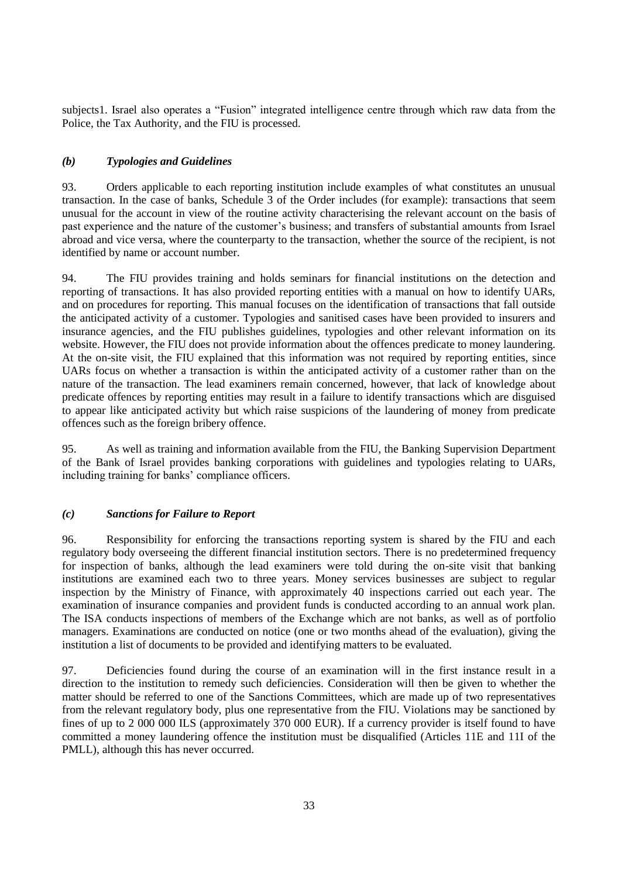subjects[1]. Israel also operates a "Fusion" integrated intelligence centre through which raw data from the Police, the Tax Authority, and the FIU is processed.

### *(b) Typologies and Guidelines*

93. Orders applicable to each reporting institution include examples of what constitutes an unusual transaction. In the case of banks, Schedule 3 of the Order includes (for example): transactions that seem unusual for the account in view of the routine activity characterising the relevant account on the basis of past experience and the nature of the customer's business; and transfers of substantial amounts from Israel abroad and vice versa, where the counterparty to the transaction, whether the source of the recipient, is not identified by name or account number.

94. The FIU provides training and holds seminars for financial institutions on the detection and reporting of transactions. It has also provided reporting entities with a manual on how to identify UARs, and on procedures for reporting. This manual focuses on the identification of transactions that fall outside the anticipated activity of a customer. Typologies and sanitised cases have been provided to insurers and insurance agencies, and the FIU publishes guidelines, typologies and other relevant information on its website. However, the FIU does not provide information about the offences predicate to money laundering. At the on-site visit, the FIU explained that this information was not required by reporting entities, since UARs focus on whether a transaction is within the anticipated activity of a customer rather than on the nature of the transaction. The lead examiners remain concerned, however, that lack of knowledge about predicate offences by reporting entities may result in a failure to identify transactions which are disguised to appear like anticipated activity but which raise suspicions of the laundering of money from predicate offences such as the foreign bribery offence.

95. As well as training and information available from the FIU, the Banking Supervision Department of the Bank of Israel provides banking corporations with guidelines and typologies relating to UARs, including training for banks' compliance officers.

### *(c) Sanctions for Failure to Report*

96. Responsibility for enforcing the transactions reporting system is shared by the FIU and each regulatory body overseeing the different financial institution sectors. There is no predetermined frequency for inspection of banks, although the lead examiners were told during the on-site visit that banking institutions are examined each two to three years. Money services businesses are subject to regular inspection by the Ministry of Finance, with approximately 40 inspections carried out each year. The examination of insurance companies and provident funds is conducted according to an annual work plan. The ISA conducts inspections of members of the Exchange which are not banks, as well as of portfolio managers. Examinations are conducted on notice (one or two months ahead of the evaluation), giving the institution a list of documents to be provided and identifying matters to be evaluated.

97. Deficiencies found during the course of an examination will in the first instance result in a direction to the institution to remedy such deficiencies. Consideration will then be given to whether the matter should be referred to one of the Sanctions Committees, which are made up of two representatives from the relevant regulatory body, plus one representative from the FIU. Violations may be sanctioned by fines of up to 2 000 000 ILS (approximately 370 000 EUR). If a currency provider is itself found to have committed a money laundering offence the institution must be disqualified (Articles 11E and 11I of the PMLL), although this has never occurred.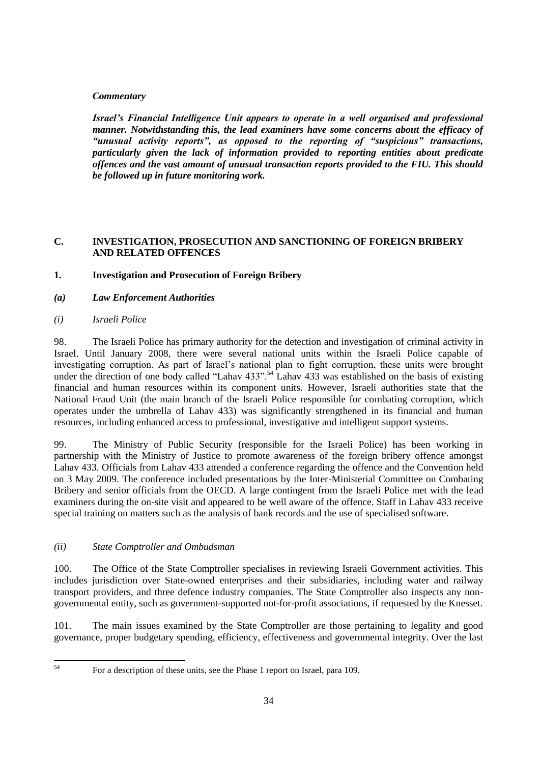***Commentary***

***Israel's Financial Intelligence Unit appears to operate in a well organised and professional manner. Notwithstanding this, the lead examiners have some concerns about the efficacy of "unusual activity reports", as opposed to the reporting of "suspicious" transactions, particularly given the lack of information provided to reporting entities about predicate offences and the vast amount of unusual transaction reports provided to the FIU. This should be followed up in future monitoring work.***

## C. INVESTIGATION, PROSECUTION AND SANCTIONING OF FOREIGN BRIBERY AND RELATED OFFENCES

### 1. Investigation and Prosecution of Foreign Bribery

#### *(a) Law Enforcement Authorities*

*(i) Israeli Police*

98. The Israeli Police has primary authority for the detection and investigation of criminal activity in Israel. Until January 2008, there were several national units within the Israeli Police capable of investigating corruption. As part of Israel's national plan to fight corruption, these units were brought under the direction of one body called "Lahav 433".[54] Lahav 433 was established on the basis of existing financial and human resources within its component units. However, Israeli authorities state that the National Fraud Unit (the main branch of the Israeli Police responsible for combating corruption, which operates under the umbrella of Lahav 433) was significantly strengthened in its financial and human resources, including enhanced access to professional, investigative and intelligent support systems.

99. The Ministry of Public Security (responsible for the Israeli Police) has been working in partnership with the Ministry of Justice to promote awareness of the foreign bribery offence amongst Lahav 433. Officials from Lahav 433 attended a conference regarding the offence and the Convention held on 3 May 2009. The conference included presentations by the Inter-Ministerial Committee on Combating Bribery and senior officials from the OECD. A large contingent from the Israeli Police met with the lead examiners during the on-site visit and appeared to be well aware of the offence. Staff in Lahav 433 receive special training on matters such as the analysis of bank records and the use of specialised software.

*(ii) State Comptroller and Ombudsman*

100. The Office of the State Comptroller specialises in reviewing Israeli Government activities. This includes jurisdiction over State-owned enterprises and their subsidiaries, including water and railway transport providers, and three defence industry companies. The State Comptroller also inspects any non-governmental entity, such as government-supported not-for-profit associations, if requested by the Knesset.

101. The main issues examined by the State Comptroller are those pertaining to legality and good governance, proper budgetary spending, efficiency, effectiveness and governmental integrity. Over the last

---

[54] For a description of these units, see the Phase 1 report on Israel, para 109.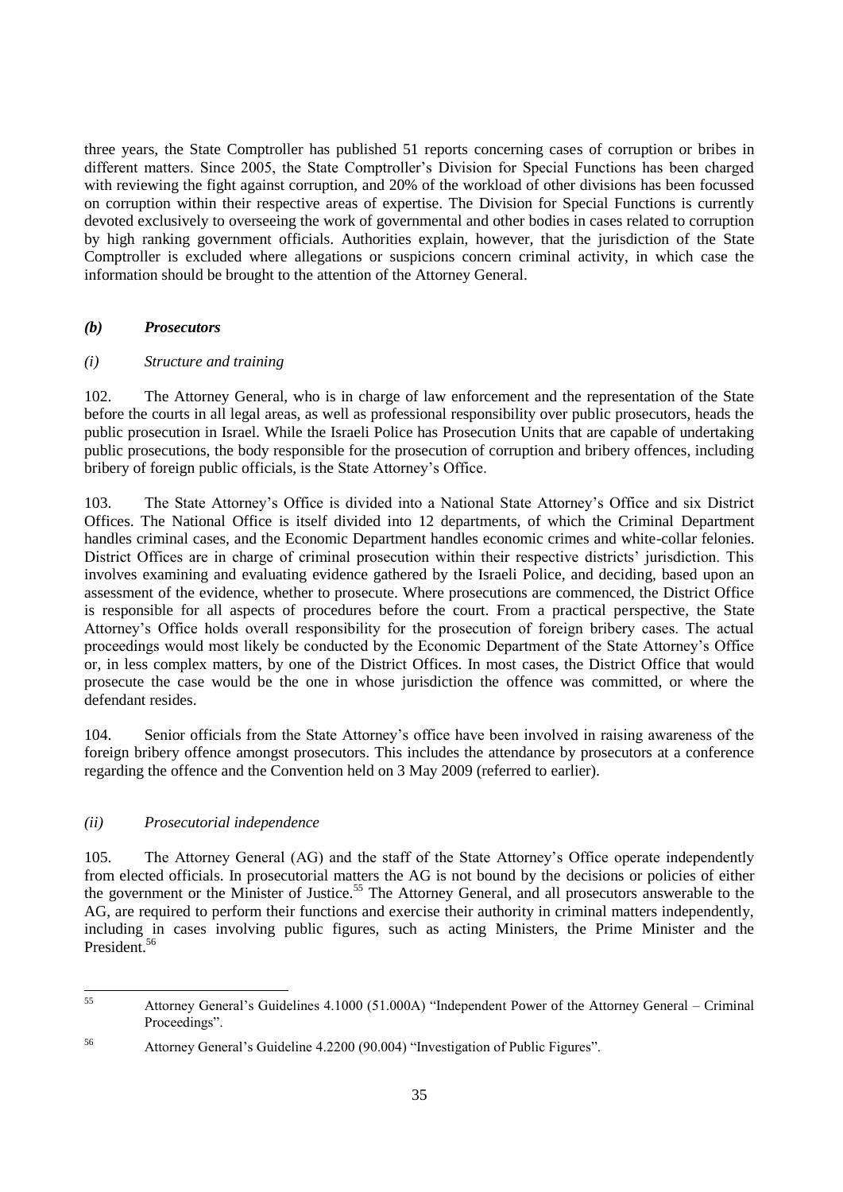three years, the State Comptroller has published 51 reports concerning cases of corruption or bribes in different matters. Since 2005, the State Comptroller's Division for Special Functions has been charged with reviewing the fight against corruption, and 20% of the workload of other divisions has been focussed on corruption within their respective areas of expertise. The Division for Special Functions is currently devoted exclusively to overseeing the work of governmental and other bodies in cases related to corruption by high ranking government officials. Authorities explain, however, that the jurisdiction of the State Comptroller is excluded where allegations or suspicions concern criminal activity, in which case the information should be brought to the attention of the Attorney General.

### *(b) Prosecutors*

#### *(i) Structure and training*

102. The Attorney General, who is in charge of law enforcement and the representation of the State before the courts in all legal areas, as well as professional responsibility over public prosecutors, heads the public prosecution in Israel. While the Israeli Police has Prosecution Units that are capable of undertaking public prosecutions, the body responsible for the prosecution of corruption and bribery offences, including bribery of foreign public officials, is the State Attorney's Office.

103. The State Attorney's Office is divided into a National State Attorney's Office and six District Offices. The National Office is itself divided into 12 departments, of which the Criminal Department handles criminal cases, and the Economic Department handles economic crimes and white-collar felonies. District Offices are in charge of criminal prosecution within their respective districts' jurisdiction. This involves examining and evaluating evidence gathered by the Israeli Police, and deciding, based upon an assessment of the evidence, whether to prosecute. Where prosecutions are commenced, the District Office is responsible for all aspects of procedures before the court. From a practical perspective, the State Attorney's Office holds overall responsibility for the prosecution of foreign bribery cases. The actual proceedings would most likely be conducted by the Economic Department of the State Attorney's Office or, in less complex matters, by one of the District Offices. In most cases, the District Office that would prosecute the case would be the one in whose jurisdiction the offence was committed, or where the defendant resides.

104. Senior officials from the State Attorney's office have been involved in raising awareness of the foreign bribery offence amongst prosecutors. This includes the attendance by prosecutors at a conference regarding the offence and the Convention held on 3 May 2009 (referred to earlier).

#### *(ii) Prosecutorial independence*

105. The Attorney General (AG) and the staff of the State Attorney's Office operate independently from elected officials. In prosecutorial matters the AG is not bound by the decisions or policies of either the government or the Minister of Justice.[55] The Attorney General, and all prosecutors answerable to the AG, are required to perform their functions and exercise their authority in criminal matters independently, including in cases involving public figures, such as acting Ministers, the Prime Minister and the President.[56]

---

[55] Attorney General's Guidelines 4.1000 (51.000A) "Independent Power of the Attorney General – Criminal Proceedings".

[56] Attorney General's Guideline 4.2200 (90.004) "Investigation of Public Figures".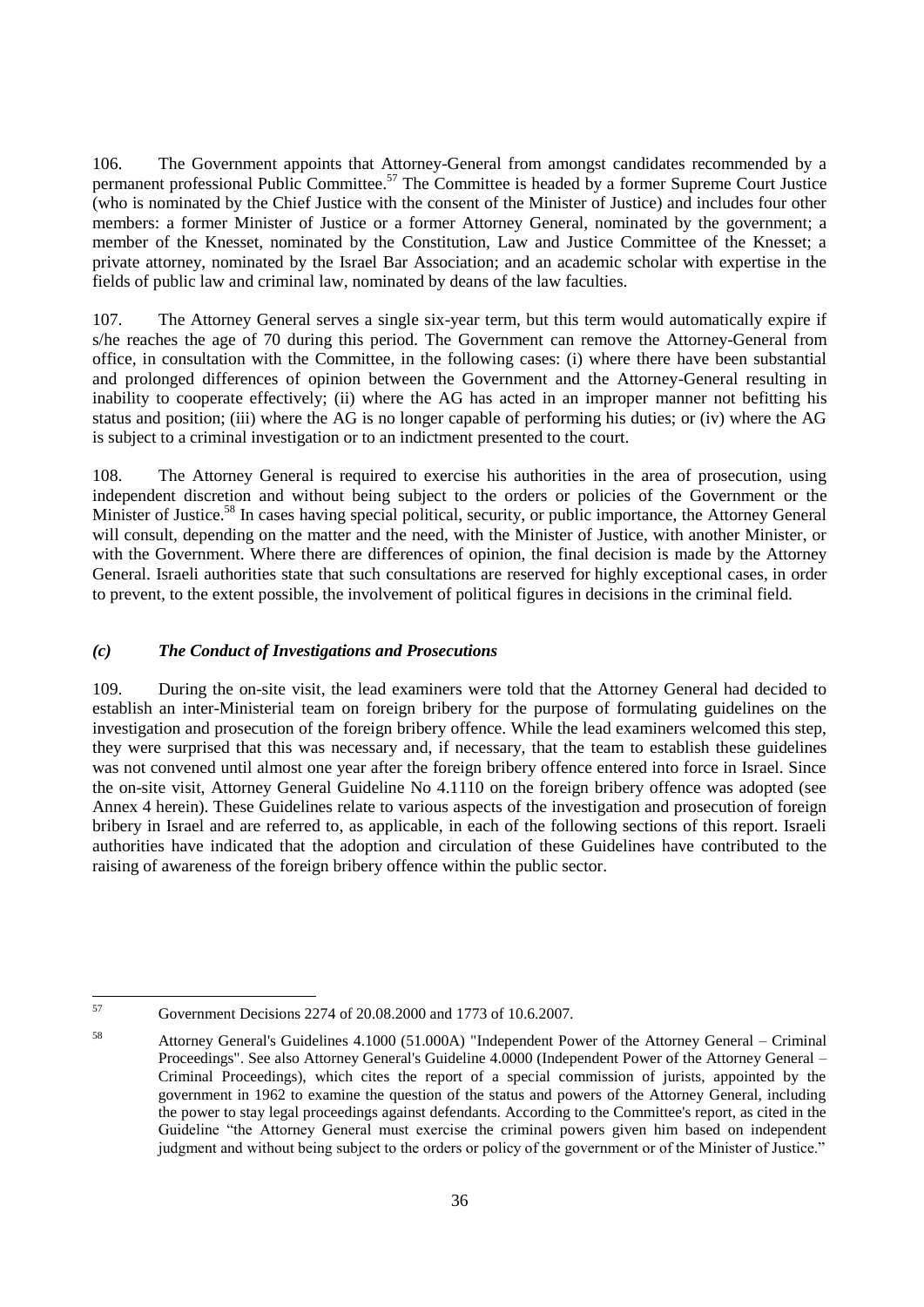106. The Government appoints that Attorney-General from amongst candidates recommended by a permanent professional Public Committee.[57] The Committee is headed by a former Supreme Court Justice (who is nominated by the Chief Justice with the consent of the Minister of Justice) and includes four other members: a former Minister of Justice or a former Attorney General, nominated by the government; a member of the Knesset, nominated by the Constitution, Law and Justice Committee of the Knesset; a private attorney, nominated by the Israel Bar Association; and an academic scholar with expertise in the fields of public law and criminal law, nominated by deans of the law faculties.

107. The Attorney General serves a single six-year term, but this term would automatically expire if s/he reaches the age of 70 during this period. The Government can remove the Attorney-General from office, in consultation with the Committee, in the following cases: (i) where there have been substantial and prolonged differences of opinion between the Government and the Attorney-General resulting in inability to cooperate effectively; (ii) where the AG has acted in an improper manner not befitting his status and position; (iii) where the AG is no longer capable of performing his duties; or (iv) where the AG is subject to a criminal investigation or to an indictment presented to the court.

108. The Attorney General is required to exercise his authorities in the area of prosecution, using independent discretion and without being subject to the orders or policies of the Government or the Minister of Justice.[58] In cases having special political, security, or public importance, the Attorney General will consult, depending on the matter and the need, with the Minister of Justice, with another Minister, or with the Government. Where there are differences of opinion, the final decision is made by the Attorney General. Israeli authorities state that such consultations are reserved for highly exceptional cases, in order to prevent, to the extent possible, the involvement of political figures in decisions in the criminal field.

### *(c) The Conduct of Investigations and Prosecutions*

109. During the on-site visit, the lead examiners were told that the Attorney General had decided to establish an inter-Ministerial team on foreign bribery for the purpose of formulating guidelines on the investigation and prosecution of the foreign bribery offence. While the lead examiners welcomed this step, they were surprised that this was necessary and, if necessary, that the team to establish these guidelines was not convened until almost one year after the foreign bribery offence entered into force in Israel. Since the on-site visit, Attorney General Guideline No 4.1110 on the foreign bribery offence was adopted (see Annex 4 herein). These Guidelines relate to various aspects of the investigation and prosecution of foreign bribery in Israel and are referred to, as applicable, in each of the following sections of this report. Israeli authorities have indicated that the adoption and circulation of these Guidelines have contributed to the raising of awareness of the foreign bribery offence within the public sector.

---

[57] Government Decisions 2274 of 20.08.2000 and 1773 of 10.6.2007.

[58] Attorney General's Guidelines 4.1000 (51.000A) "Independent Power of the Attorney General – Criminal Proceedings". See also Attorney General's Guideline 4.0000 (Independent Power of the Attorney General – Criminal Proceedings), which cites the report of a special commission of jurists, appointed by the government in 1962 to examine the question of the status and powers of the Attorney General, including the power to stay legal proceedings against defendants. According to the Committee's report, as cited in the Guideline "the Attorney General must exercise the criminal powers given him based on independent judgment and without being subject to the orders or policy of the government or of the Minister of Justice."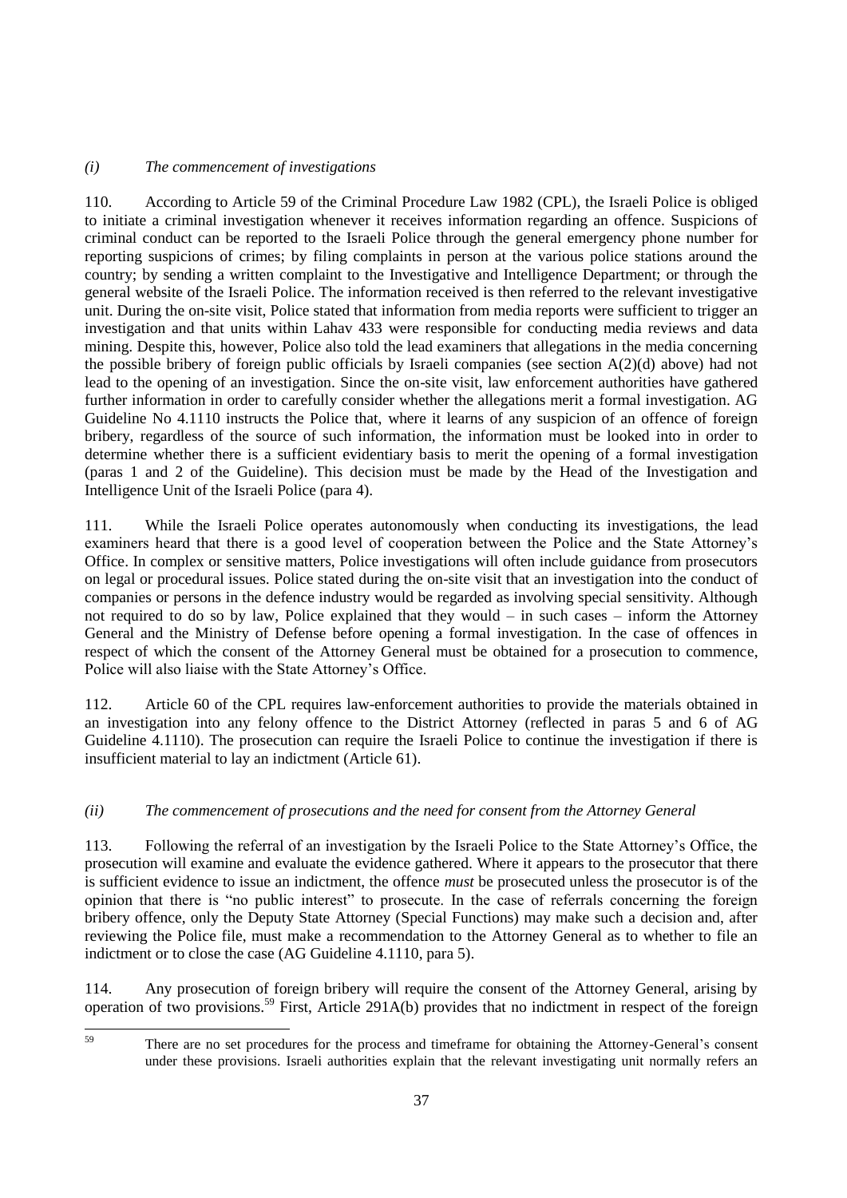*(i) The commencement of investigations*

110. According to Article 59 of the Criminal Procedure Law 1982 (CPL), the Israeli Police is obliged to initiate a criminal investigation whenever it receives information regarding an offence. Suspicions of criminal conduct can be reported to the Israeli Police through the general emergency phone number for reporting suspicions of crimes; by filing complaints in person at the various police stations around the country; by sending a written complaint to the Investigative and Intelligence Department; or through the general website of the Israeli Police. The information received is then referred to the relevant investigative unit. During the on-site visit, Police stated that information from media reports were sufficient to trigger an investigation and that units within Lahav 433 were responsible for conducting media reviews and data mining. Despite this, however, Police also told the lead examiners that allegations in the media concerning the possible bribery of foreign public officials by Israeli companies (see section A(2)(d) above) had not lead to the opening of an investigation. Since the on-site visit, law enforcement authorities have gathered further information in order to carefully consider whether the allegations merit a formal investigation. AG Guideline No 4.1110 instructs the Police that, where it learns of any suspicion of an offence of foreign bribery, regardless of the source of such information, the information must be looked into in order to determine whether there is a sufficient evidentiary basis to merit the opening of a formal investigation (paras 1 and 2 of the Guideline). This decision must be made by the Head of the Investigation and Intelligence Unit of the Israeli Police (para 4).

111. While the Israeli Police operates autonomously when conducting its investigations, the lead examiners heard that there is a good level of cooperation between the Police and the State Attorney's Office. In complex or sensitive matters, Police investigations will often include guidance from prosecutors on legal or procedural issues. Police stated during the on-site visit that an investigation into the conduct of companies or persons in the defence industry would be regarded as involving special sensitivity. Although not required to do so by law, Police explained that they would – in such cases – inform the Attorney General and the Ministry of Defense before opening a formal investigation. In the case of offences in respect of which the consent of the Attorney General must be obtained for a prosecution to commence, Police will also liaise with the State Attorney's Office.

112. Article 60 of the CPL requires law-enforcement authorities to provide the materials obtained in an investigation into any felony offence to the District Attorney (reflected in paras 5 and 6 of AG Guideline 4.1110). The prosecution can require the Israeli Police to continue the investigation if there is insufficient material to lay an indictment (Article 61).

*(ii) The commencement of prosecutions and the need for consent from the Attorney General*

113. Following the referral of an investigation by the Israeli Police to the State Attorney's Office, the prosecution will examine and evaluate the evidence gathered. Where it appears to the prosecutor that there is sufficient evidence to issue an indictment, the offence *must* be prosecuted unless the prosecutor is of the opinion that there is "no public interest" to prosecute. In the case of referrals concerning the foreign bribery offence, only the Deputy State Attorney (Special Functions) may make such a decision and, after reviewing the Police file, must make a recommendation to the Attorney General as to whether to file an indictment or to close the case (AG Guideline 4.1110, para 5).

114. Any prosecution of foreign bribery will require the consent of the Attorney General, arising by operation of two provisions.[59] First, Article 291A(b) provides that no indictment in respect of the foreign

[59] There are no set procedures for the process and timeframe for obtaining the Attorney-General's consent under these provisions. Israeli authorities explain that the relevant investigating unit normally refers an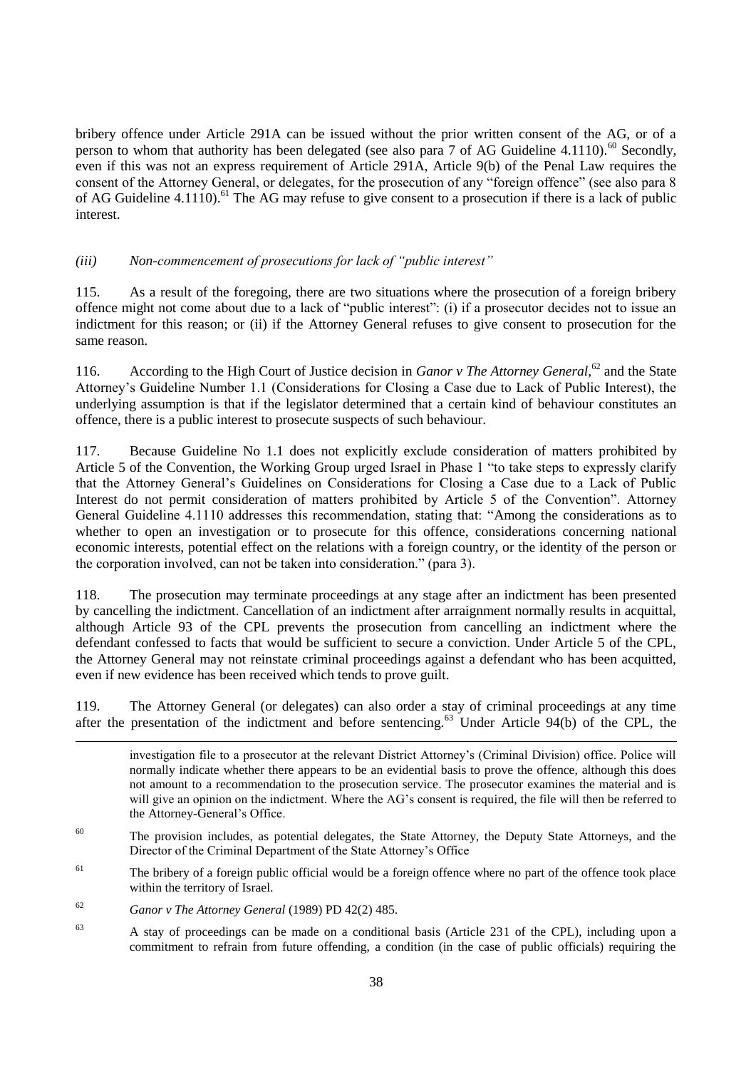bribery offence under Article 291A can be issued without the prior written consent of the AG, or of a person to whom that authority has been delegated (see also para 7 of AG Guideline 4.1110).[60] Secondly, even if this was not an express requirement of Article 291A, Article 9(b) of the Penal Law requires the consent of the Attorney General, or delegates, for the prosecution of any "foreign offence" (see also para 8 of AG Guideline 4.1110).[61] The AG may refuse to give consent to a prosecution if there is a lack of public interest.

*(iii) Non-commencement of prosecutions for lack of "public interest"*

115. As a result of the foregoing, there are two situations where the prosecution of a foreign bribery offence might not come about due to a lack of "public interest": (i) if a prosecutor decides not to issue an indictment for this reason; or (ii) if the Attorney General refuses to give consent to prosecution for the same reason.

116. According to the High Court of Justice decision in *Ganor v The Attorney General*,[62] and the State Attorney's Guideline Number 1.1 (Considerations for Closing a Case due to Lack of Public Interest), the underlying assumption is that if the legislator determined that a certain kind of behaviour constitutes an offence, there is a public interest to prosecute suspects of such behaviour.

117. Because Guideline No 1.1 does not explicitly exclude consideration of matters prohibited by Article 5 of the Convention, the Working Group urged Israel in Phase 1 "to take steps to expressly clarify that the Attorney General's Guidelines on Considerations for Closing a Case due to a Lack of Public Interest do not permit consideration of matters prohibited by Article 5 of the Convention". Attorney General Guideline 4.1110 addresses this recommendation, stating that: "Among the considerations as to whether to open an investigation or to prosecute for this offence, considerations concerning national economic interests, potential effect on the relations with a foreign country, or the identity of the person or the corporation involved, can not be taken into consideration." (para 3).

118. The prosecution may terminate proceedings at any stage after an indictment has been presented by cancelling the indictment. Cancellation of an indictment after arraignment normally results in acquittal, although Article 93 of the CPL prevents the prosecution from cancelling an indictment where the defendant confessed to facts that would be sufficient to secure a conviction. Under Article 5 of the CPL, the Attorney General may not reinstate criminal proceedings against a defendant who has been acquitted, even if new evidence has been received which tends to prove guilt.

119. The Attorney General (or delegates) can also order a stay of criminal proceedings at any time after the presentation of the indictment and before sentencing.[63] Under Article 94(b) of the CPL, the

---

investigation file to a prosecutor at the relevant District Attorney's (Criminal Division) office. Police will normally indicate whether there appears to be an evidential basis to prove the offence, although this does not amount to a recommendation to the prosecution service. The prosecutor examines the material and is will give an opinion on the indictment. Where the AG's consent is required, the file will then be referred to the Attorney-General's Office.

[60] The provision includes, as potential delegates, the State Attorney, the Deputy State Attorneys, and the Director of the Criminal Department of the State Attorney's Office

[61] The bribery of a foreign public official would be a foreign offence where no part of the offence took place within the territory of Israel.

[62] *Ganor v The Attorney General* (1989) PD 42(2) 485.

[63] A stay of proceedings can be made on a conditional basis (Article 231 of the CPL), including upon a commitment to refrain from future offending, a condition (in the case of public officials) requiring the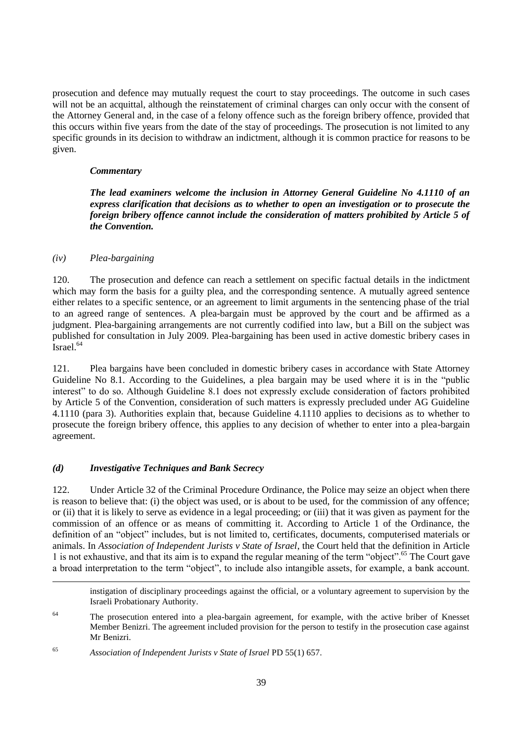prosecution and defence may mutually request the court to stay proceedings. The outcome in such cases will not be an acquittal, although the reinstatement of criminal charges can only occur with the consent of the Attorney General and, in the case of a felony offence such as the foreign bribery offence, provided that this occurs within five years from the date of the stay of proceedings. The prosecution is not limited to any specific grounds in its decision to withdraw an indictment, although it is common practice for reasons to be given.

***Commentary***

***The lead examiners welcome the inclusion in Attorney General Guideline No 4.1110 of an express clarification that decisions as to whether to open an investigation or to prosecute the foreign bribery offence cannot include the consideration of matters prohibited by Article 5 of the Convention.***

*(iv) Plea-bargaining*

120. The prosecution and defence can reach a settlement on specific factual details in the indictment which may form the basis for a guilty plea, and the corresponding sentence. A mutually agreed sentence either relates to a specific sentence, or an agreement to limit arguments in the sentencing phase of the trial to an agreed range of sentences. A plea-bargain must be approved by the court and be affirmed as a judgment. Plea-bargaining arrangements are not currently codified into law, but a Bill on the subject was published for consultation in July 2009. Plea-bargaining has been used in active domestic bribery cases in Israel.[64]

121. Plea bargains have been concluded in domestic bribery cases in accordance with State Attorney Guideline No 8.1. According to the Guidelines, a plea bargain may be used where it is in the "public interest" to do so. Although Guideline 8.1 does not expressly exclude consideration of factors prohibited by Article 5 of the Convention, consideration of such matters is expressly precluded under AG Guideline 4.1110 (para 3). Authorities explain that, because Guideline 4.1110 applies to decisions as to whether to prosecute the foreign bribery offence, this applies to any decision of whether to enter into a plea-bargain agreement.

### *(d) Investigative Techniques and Bank Secrecy*

122. Under Article 32 of the Criminal Procedure Ordinance, the Police may seize an object when there is reason to believe that: (i) the object was used, or is about to be used, for the commission of any offence; or (ii) that it is likely to serve as evidence in a legal proceeding; or (iii) that it was given as payment for the commission of an offence or as means of committing it. According to Article 1 of the Ordinance, the definition of an "object" includes, but is not limited to, certificates, documents, computerised materials or animals. In *Association of Independent Jurists v State of Israel*, the Court held that the definition in Article 1 is not exhaustive, and that its aim is to expand the regular meaning of the term "object".[65] The Court gave a broad interpretation to the term "object", to include also intangible assets, for example, a bank account.

---

instigation of disciplinary proceedings against the official, or a voluntary agreement to supervision by the Israeli Probationary Authority.

[64] The prosecution entered into a plea-bargain agreement, for example, with the active briber of Knesset Member Benizri. The agreement included provision for the person to testify in the prosecution case against Mr Benizri.

[65] *Association of Independent Jurists v State of Israel* PD 55(1) 657.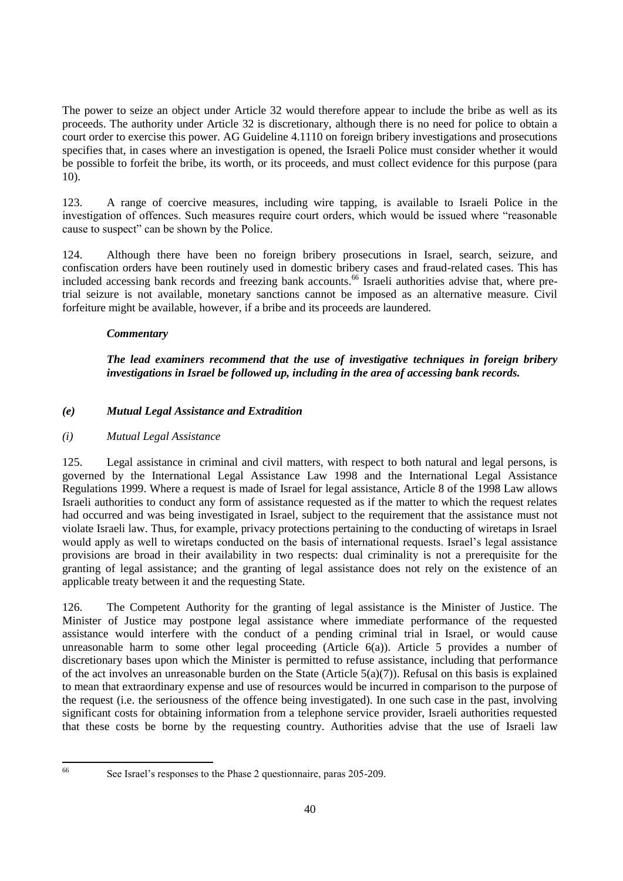The power to seize an object under Article 32 would therefore appear to include the bribe as well as its proceeds. The authority under Article 32 is discretionary, although there is no need for police to obtain a court order to exercise this power. AG Guideline 4.1110 on foreign bribery investigations and prosecutions specifies that, in cases where an investigation is opened, the Israeli Police must consider whether it would be possible to forfeit the bribe, its worth, or its proceeds, and must collect evidence for this purpose (para 10).

123. A range of coercive measures, including wire tapping, is available to Israeli Police in the investigation of offences. Such measures require court orders, which would be issued where "reasonable cause to suspect" can be shown by the Police.

124. Although there have been no foreign bribery prosecutions in Israel, search, seizure, and confiscation orders have been routinely used in domestic bribery cases and fraud-related cases. This has included accessing bank records and freezing bank accounts.[66] Israeli authorities advise that, where pre-trial seizure is not available, monetary sanctions cannot be imposed as an alternative measure. Civil forfeiture might be available, however, if a bribe and its proceeds are laundered.

***Commentary***

***The lead examiners recommend that the use of investigative techniques in foreign bribery investigations in Israel be followed up, including in the area of accessing bank records.***

### *(e) Mutual Legal Assistance and Extradition*

#### *(i) Mutual Legal Assistance*

125. Legal assistance in criminal and civil matters, with respect to both natural and legal persons, is governed by the International Legal Assistance Law 1998 and the International Legal Assistance Regulations 1999. Where a request is made of Israel for legal assistance, Article 8 of the 1998 Law allows Israeli authorities to conduct any form of assistance requested as if the matter to which the request relates had occurred and was being investigated in Israel, subject to the requirement that the assistance must not violate Israeli law. Thus, for example, privacy protections pertaining to the conducting of wiretaps in Israel would apply as well to wiretaps conducted on the basis of international requests. Israel's legal assistance provisions are broad in their availability in two respects: dual criminality is not a prerequisite for the granting of legal assistance; and the granting of legal assistance does not rely on the existence of an applicable treaty between it and the requesting State.

126. The Competent Authority for the granting of legal assistance is the Minister of Justice. The Minister of Justice may postpone legal assistance where immediate performance of the requested assistance would interfere with the conduct of a pending criminal trial in Israel, or would cause unreasonable harm to some other legal proceeding (Article 6(a)). Article 5 provides a number of discretionary bases upon which the Minister is permitted to refuse assistance, including that performance of the act involves an unreasonable burden on the State (Article 5(a)(7)). Refusal on this basis is explained to mean that extraordinary expense and use of resources would be incurred in comparison to the purpose of the request (i.e. the seriousness of the offence being investigated). In one such case in the past, involving significant costs for obtaining information from a telephone service provider, Israeli authorities requested that these costs be borne by the requesting country. Authorities advise that the use of Israeli law

---

[66] See Israel's responses to the Phase 2 questionnaire, paras 205-209.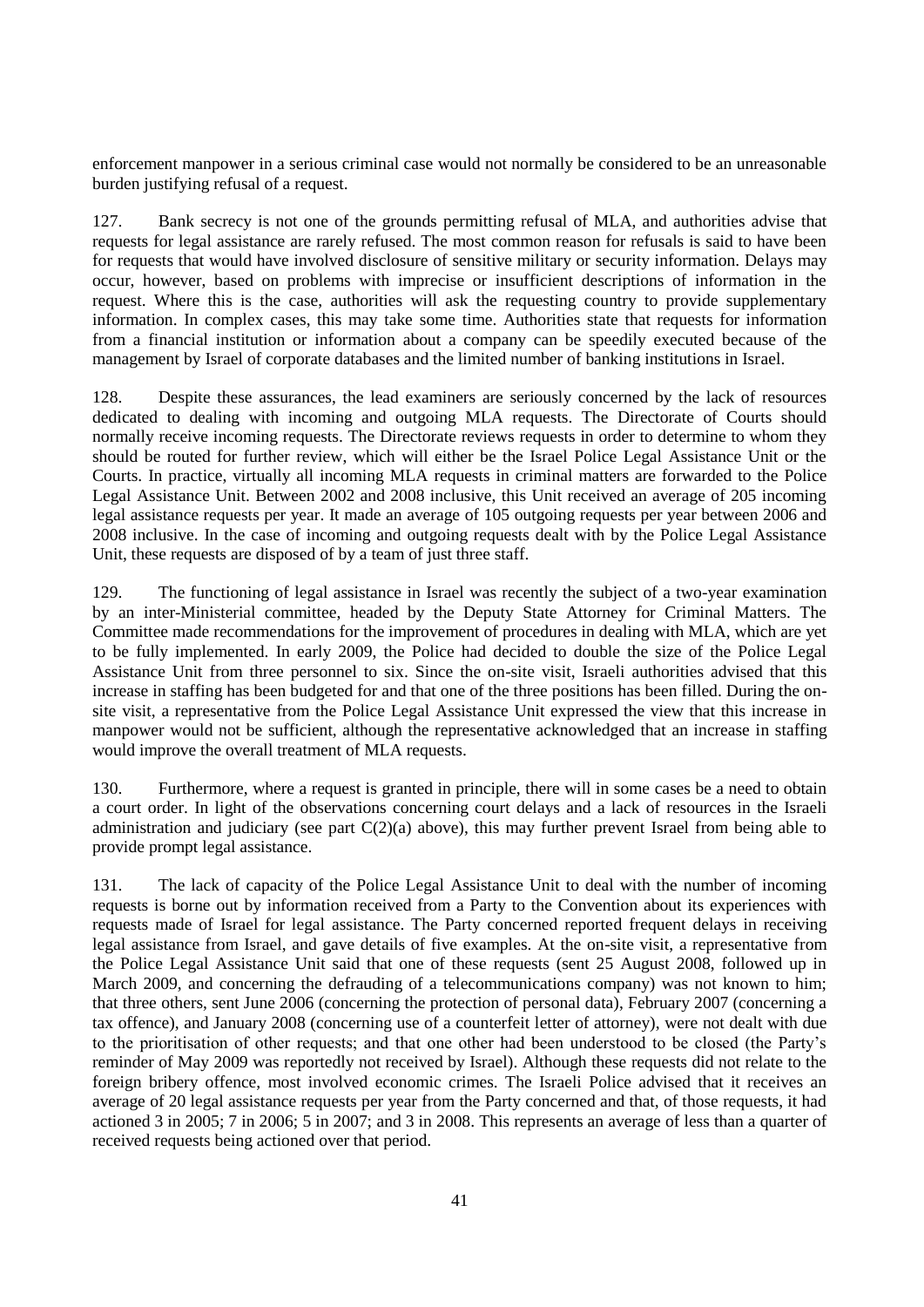enforcement manpower in a serious criminal case would not normally be considered to be an unreasonable burden justifying refusal of a request.

127. Bank secrecy is not one of the grounds permitting refusal of MLA, and authorities advise that requests for legal assistance are rarely refused. The most common reason for refusals is said to have been for requests that would have involved disclosure of sensitive military or security information. Delays may occur, however, based on problems with imprecise or insufficient descriptions of information in the request. Where this is the case, authorities will ask the requesting country to provide supplementary information. In complex cases, this may take some time. Authorities state that requests for information from a financial institution or information about a company can be speedily executed because of the management by Israel of corporate databases and the limited number of banking institutions in Israel.

128. Despite these assurances, the lead examiners are seriously concerned by the lack of resources dedicated to dealing with incoming and outgoing MLA requests. The Directorate of Courts should normally receive incoming requests. The Directorate reviews requests in order to determine to whom they should be routed for further review, which will either be the Israel Police Legal Assistance Unit or the Courts. In practice, virtually all incoming MLA requests in criminal matters are forwarded to the Police Legal Assistance Unit. Between 2002 and 2008 inclusive, this Unit received an average of 205 incoming legal assistance requests per year. It made an average of 105 outgoing requests per year between 2006 and 2008 inclusive. In the case of incoming and outgoing requests dealt with by the Police Legal Assistance Unit, these requests are disposed of by a team of just three staff.

129. The functioning of legal assistance in Israel was recently the subject of a two-year examination by an inter-Ministerial committee, headed by the Deputy State Attorney for Criminal Matters. The Committee made recommendations for the improvement of procedures in dealing with MLA, which are yet to be fully implemented. In early 2009, the Police had decided to double the size of the Police Legal Assistance Unit from three personnel to six. Since the on-site visit, Israeli authorities advised that this increase in staffing has been budgeted for and that one of the three positions has been filled. During the on-site visit, a representative from the Police Legal Assistance Unit expressed the view that this increase in manpower would not be sufficient, although the representative acknowledged that an increase in staffing would improve the overall treatment of MLA requests.

130. Furthermore, where a request is granted in principle, there will in some cases be a need to obtain a court order. In light of the observations concerning court delays and a lack of resources in the Israeli administration and judiciary (see part C(2)(a) above), this may further prevent Israel from being able to provide prompt legal assistance.

131. The lack of capacity of the Police Legal Assistance Unit to deal with the number of incoming requests is borne out by information received from a Party to the Convention about its experiences with requests made of Israel for legal assistance. The Party concerned reported frequent delays in receiving legal assistance from Israel, and gave details of five examples. At the on-site visit, a representative from the Police Legal Assistance Unit said that one of these requests (sent 25 August 2008, followed up in March 2009, and concerning the defrauding of a telecommunications company) was not known to him; that three others, sent June 2006 (concerning the protection of personal data), February 2007 (concerning a tax offence), and January 2008 (concerning use of a counterfeit letter of attorney), were not dealt with due to the prioritisation of other requests; and that one other had been understood to be closed (the Party's reminder of May 2009 was reportedly not received by Israel). Although these requests did not relate to the foreign bribery offence, most involved economic crimes. The Israeli Police advised that it receives an average of 20 legal assistance requests per year from the Party concerned and that, of those requests, it had actioned 3 in 2005; 7 in 2006; 5 in 2007; and 3 in 2008. This represents an average of less than a quarter of received requests being actioned over that period.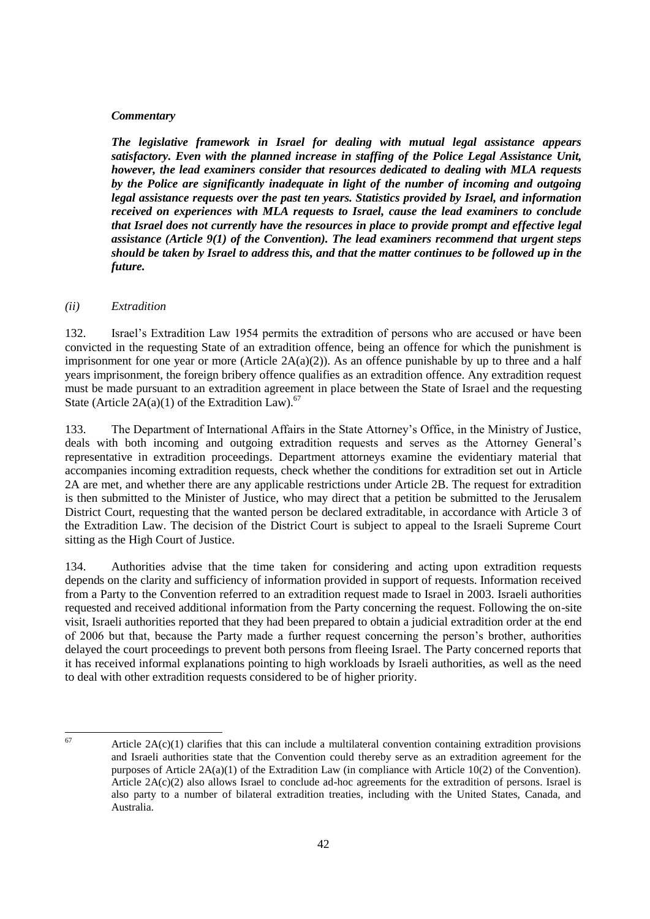***Commentary***

***The legislative framework in Israel for dealing with mutual legal assistance appears satisfactory. Even with the planned increase in staffing of the Police Legal Assistance Unit, however, the lead examiners consider that resources dedicated to dealing with MLA requests by the Police are significantly inadequate in light of the number of incoming and outgoing legal assistance requests over the past ten years. Statistics provided by Israel, and information received on experiences with MLA requests to Israel, cause the lead examiners to conclude that Israel does not currently have the resources in place to provide prompt and effective legal assistance (Article 9(1) of the Convention). The lead examiners recommend that urgent steps should be taken by Israel to address this, and that the matter continues to be followed up in the future.***

*(ii) Extradition*

132. Israel's Extradition Law 1954 permits the extradition of persons who are accused or have been convicted in the requesting State of an extradition offence, being an offence for which the punishment is imprisonment for one year or more (Article 2A(a)(2)). As an offence punishable by up to three and a half years imprisonment, the foreign bribery offence qualifies as an extradition offence. Any extradition request must be made pursuant to an extradition agreement in place between the State of Israel and the requesting State (Article 2A(a)(1) of the Extradition Law).[67]

133. The Department of International Affairs in the State Attorney's Office, in the Ministry of Justice, deals with both incoming and outgoing extradition requests and serves as the Attorney General's representative in extradition proceedings. Department attorneys examine the evidentiary material that accompanies incoming extradition requests, check whether the conditions for extradition set out in Article 2A are met, and whether there are any applicable restrictions under Article 2B. The request for extradition is then submitted to the Minister of Justice, who may direct that a petition be submitted to the Jerusalem District Court, requesting that the wanted person be declared extraditable, in accordance with Article 3 of the Extradition Law. The decision of the District Court is subject to appeal to the Israeli Supreme Court sitting as the High Court of Justice.

134. Authorities advise that the time taken for considering and acting upon extradition requests depends on the clarity and sufficiency of information provided in support of requests. Information received from a Party to the Convention referred to an extradition request made to Israel in 2003. Israeli authorities requested and received additional information from the Party concerning the request. Following the on-site visit, Israeli authorities reported that they had been prepared to obtain a judicial extradition order at the end of 2006 but that, because the Party made a further request concerning the person's brother, authorities delayed the court proceedings to prevent both persons from fleeing Israel. The Party concerned reports that it has received informal explanations pointing to high workloads by Israeli authorities, as well as the need to deal with other extradition requests considered to be of higher priority.

---

[67] Article 2A(c)(1) clarifies that this can include a multilateral convention containing extradition provisions and Israeli authorities state that the Convention could thereby serve as an extradition agreement for the purposes of Article 2A(a)(1) of the Extradition Law (in compliance with Article 10(2) of the Convention). Article 2A(c)(2) also allows Israel to conclude ad-hoc agreements for the extradition of persons. Israel is also party to a number of bilateral extradition treaties, including with the United States, Canada, and Australia.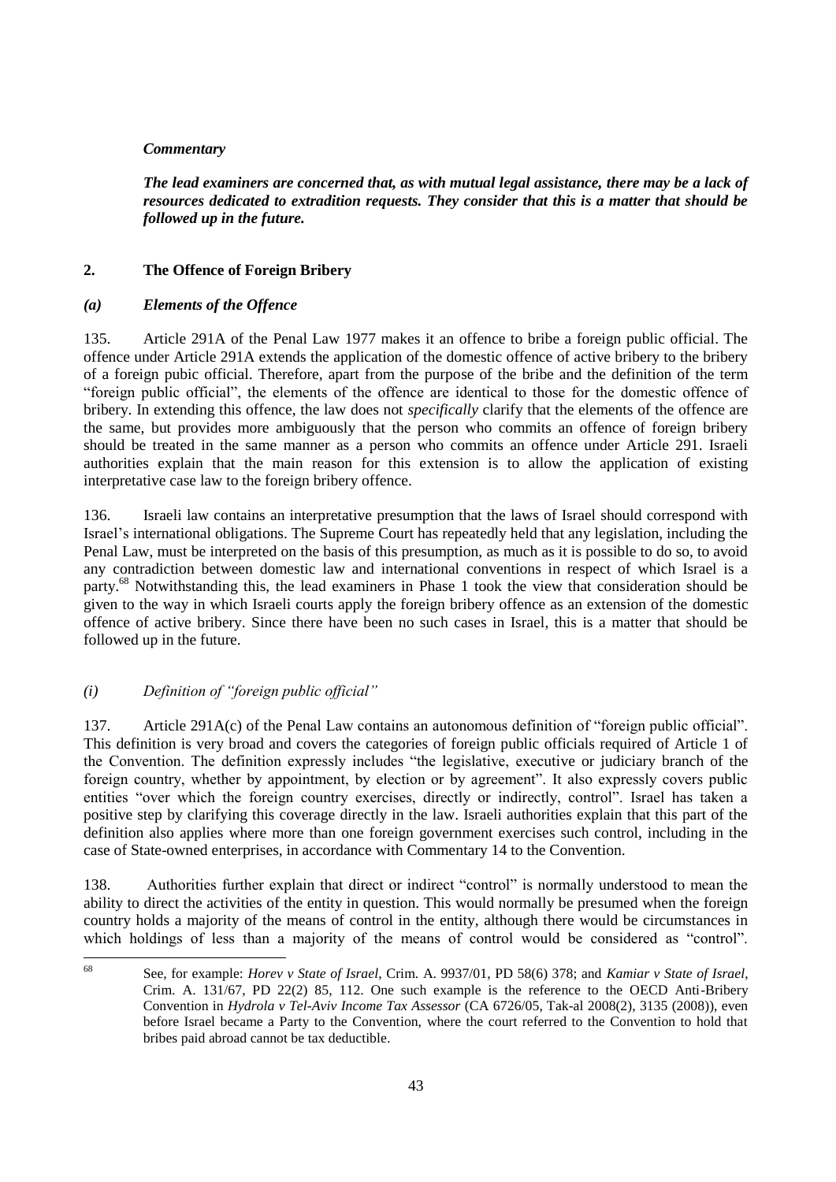*Commentary*

***The lead examiners are concerned that, as with mutual legal assistance, there may be a lack of resources dedicated to extradition requests. They consider that this is a matter that should be followed up in the future.***

## 2. The Offence of Foreign Bribery

### *(a) Elements of the Offence*

135. Article 291A of the Penal Law 1977 makes it an offence to bribe a foreign public official. The offence under Article 291A extends the application of the domestic offence of active bribery to the bribery of a foreign pubic official. Therefore, apart from the purpose of the bribe and the definition of the term "foreign public official", the elements of the offence are identical to those for the domestic offence of bribery. In extending this offence, the law does not *specifically* clarify that the elements of the offence are the same, but provides more ambiguously that the person who commits an offence of foreign bribery should be treated in the same manner as a person who commits an offence under Article 291. Israeli authorities explain that the main reason for this extension is to allow the application of existing interpretative case law to the foreign bribery offence.

136. Israeli law contains an interpretative presumption that the laws of Israel should correspond with Israel's international obligations. The Supreme Court has repeatedly held that any legislation, including the Penal Law, must be interpreted on the basis of this presumption, as much as it is possible to do so, to avoid any contradiction between domestic law and international conventions in respect of which Israel is a party.[68] Notwithstanding this, the lead examiners in Phase 1 took the view that consideration should be given to the way in which Israeli courts apply the foreign bribery offence as an extension of the domestic offence of active bribery. Since there have been no such cases in Israel, this is a matter that should be followed up in the future.

#### *(i) Definition of "foreign public official"*

137. Article 291A(c) of the Penal Law contains an autonomous definition of "foreign public official". This definition is very broad and covers the categories of foreign public officials required of Article 1 of the Convention. The definition expressly includes "the legislative, executive or judiciary branch of the foreign country, whether by appointment, by election or by agreement". It also expressly covers public entities "over which the foreign country exercises, directly or indirectly, control". Israel has taken a positive step by clarifying this coverage directly in the law. Israeli authorities explain that this part of the definition also applies where more than one foreign government exercises such control, including in the case of State-owned enterprises, in accordance with Commentary 14 to the Convention.

138. Authorities further explain that direct or indirect "control" is normally understood to mean the ability to direct the activities of the entity in question. This would normally be presumed when the foreign country holds a majority of the means of control in the entity, although there would be circumstances in which holdings of less than a majority of the means of control would be considered as "control".

---

[68] See, for example: *Horev v State of Israel*, Crim. A. 9937/01, PD 58(6) 378; and *Kamiar v State of Israel*, Crim. A. 131/67, PD 22(2) 85, 112. One such example is the reference to the OECD Anti-Bribery Convention in *Hydrola v Tel-Aviv Income Tax Assessor* (CA 6726/05, Tak-al 2008(2), 3135 (2008)), even before Israel became a Party to the Convention, where the court referred to the Convention to hold that bribes paid abroad cannot be tax deductible.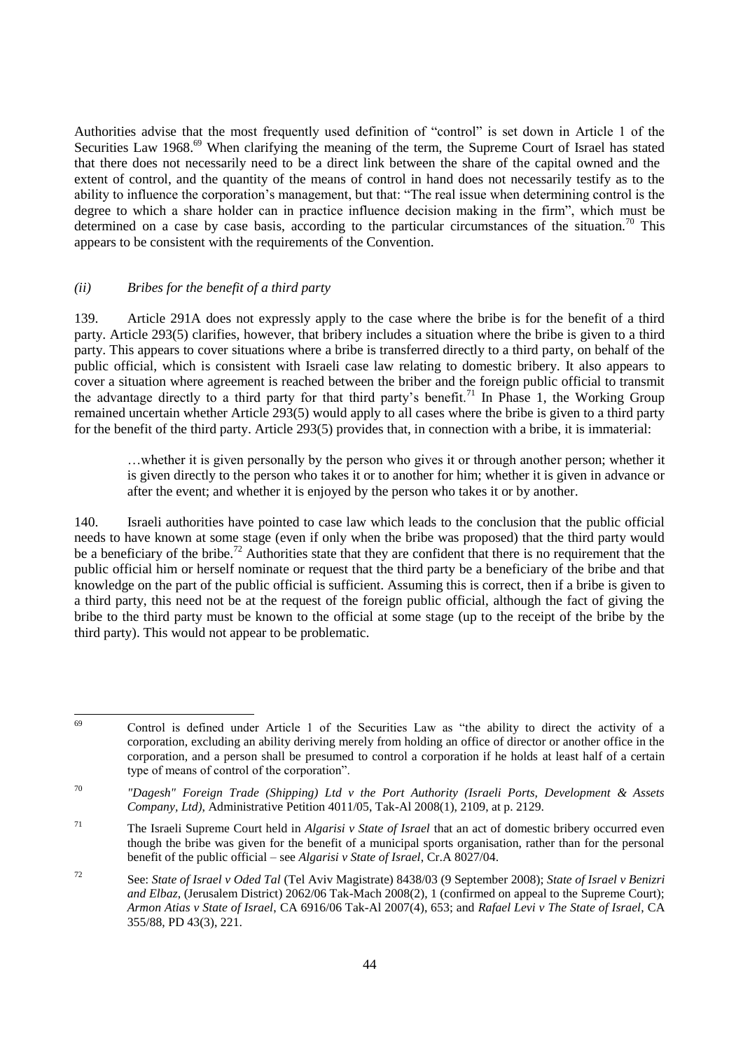Authorities advise that the most frequently used definition of "control" is set down in Article 1 of the Securities Law 1968.[69] When clarifying the meaning of the term, the Supreme Court of Israel has stated that there does not necessarily need to be a direct link between the share of the capital owned and the extent of control, and the quantity of the means of control in hand does not necessarily testify as to the ability to influence the corporation's management, but that: "The real issue when determining control is the degree to which a share holder can in practice influence decision making in the firm", which must be determined on a case by case basis, according to the particular circumstances of the situation.[70] This appears to be consistent with the requirements of the Convention.

### *(ii) Bribes for the benefit of a third party*

139. Article 291A does not expressly apply to the case where the bribe is for the benefit of a third party. Article 293(5) clarifies, however, that bribery includes a situation where the bribe is given to a third party. This appears to cover situations where a bribe is transferred directly to a third party, on behalf of the public official, which is consistent with Israeli case law relating to domestic bribery. It also appears to cover a situation where agreement is reached between the briber and the foreign public official to transmit the advantage directly to a third party for that third party's benefit.[71] In Phase 1, the Working Group remained uncertain whether Article 293(5) would apply to all cases where the bribe is given to a third party for the benefit of the third party. Article 293(5) provides that, in connection with a bribe, it is immaterial:

> …whether it is given personally by the person who gives it or through another person; whether it is given directly to the person who takes it or to another for him; whether it is given in advance or after the event; and whether it is enjoyed by the person who takes it or by another.

140. Israeli authorities have pointed to case law which leads to the conclusion that the public official needs to have known at some stage (even if only when the bribe was proposed) that the third party would be a beneficiary of the bribe.[72] Authorities state that they are confident that there is no requirement that the public official him or herself nominate or request that the third party be a beneficiary of the bribe and that knowledge on the part of the public official is sufficient. Assuming this is correct, then if a bribe is given to a third party, this need not be at the request of the foreign public official, although the fact of giving the bribe to the third party must be known to the official at some stage (up to the receipt of the bribe by the third party). This would not appear to be problematic.

---

[69] Control is defined under Article 1 of the Securities Law as "the ability to direct the activity of a corporation, excluding an ability deriving merely from holding an office of director or another office in the corporation, and a person shall be presumed to control a corporation if he holds at least half of a certain type of means of control of the corporation".

[70] *"Dagesh" Foreign Trade (Shipping) Ltd v the Port Authority (Israeli Ports, Development & Assets Company, Ltd)*, Administrative Petition 4011/05, Tak-Al 2008(1), 2109, at p. 2129.

[71] The Israeli Supreme Court held in *Algarisi v State of Israel* that an act of domestic bribery occurred even though the bribe was given for the benefit of a municipal sports organisation, rather than for the personal benefit of the public official – see *Algarisi v State of Israel*, Cr.A 8027/04.

[72] See: *State of Israel v Oded Tal* (Tel Aviv Magistrate) 8438/03 (9 September 2008); *State of Israel v Benizri and Elbaz*, (Jerusalem District) 2062/06 Tak-Mach 2008(2), 1 (confirmed on appeal to the Supreme Court); *Armon Atias v State of Israel*, CA 6916/06 Tak-Al 2007(4), 653; and *Rafael Levi v The State of Israel*, CA 355/88, PD 43(3), 221.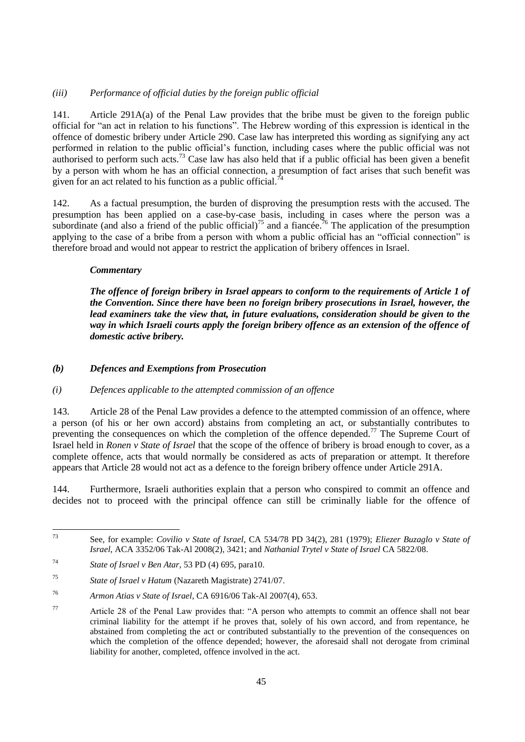*(iii) Performance of official duties by the foreign public official*

141. Article 291A(a) of the Penal Law provides that the bribe must be given to the foreign public official for "an act in relation to his functions". The Hebrew wording of this expression is identical in the offence of domestic bribery under Article 290. Case law has interpreted this wording as signifying any act performed in relation to the public official's function, including cases where the public official was not authorised to perform such acts.[73] Case law has also held that if a public official has been given a benefit by a person with whom he has an official connection, a presumption of fact arises that such benefit was given for an act related to his function as a public official.[74]

142. As a factual presumption, the burden of disproving the presumption rests with the accused. The presumption has been applied on a case-by-case basis, including in cases where the person was a subordinate (and also a friend of the public official)[75] and a fiancée.[76] The application of the presumption applying to the case of a bribe from a person with whom a public official has an "official connection" is therefore broad and would not appear to restrict the application of bribery offences in Israel.

> ***Commentary***
>
> ***The offence of foreign bribery in Israel appears to conform to the requirements of Article 1 of the Convention. Since there have been no foreign bribery prosecutions in Israel, however, the lead examiners take the view that, in future evaluations, consideration should be given to the way in which Israeli courts apply the foreign bribery offence as an extension of the offence of domestic active bribery.***

### *(b) Defences and Exemptions from Prosecution*

*(i) Defences applicable to the attempted commission of an offence*

143. Article 28 of the Penal Law provides a defence to the attempted commission of an offence, where a person (of his or her own accord) abstains from completing an act, or substantially contributes to preventing the consequences on which the completion of the offence depended.[77] The Supreme Court of Israel held in *Ronen v State of Israel* that the scope of the offence of bribery is broad enough to cover, as a complete offence, acts that would normally be considered as acts of preparation or attempt. It therefore appears that Article 28 would not act as a defence to the foreign bribery offence under Article 291A.

144. Furthermore, Israeli authorities explain that a person who conspired to commit an offence and decides not to proceed with the principal offence can still be criminally liable for the offence of

---

[73] See, for example: *Covilio v State of Israel*, CA 534/78 PD 34(2), 281 (1979); *Eliezer Buzaglo v State of Israel*, ACA 3352/06 Tak-Al 2008(2), 3421; and *Nathanial Trytel v State of Israel* CA 5822/08.

[74] *State of Israel v Ben Atar*, 53 PD (4) 695, para10.

[75] *State of Israel v Hatum* (Nazareth Magistrate) 2741/07.

[76] *Armon Atias v State of Israel*, CA 6916/06 Tak-Al 2007(4), 653.

[77] Article 28 of the Penal Law provides that: "A person who attempts to commit an offence shall not bear criminal liability for the attempt if he proves that, solely of his own accord, and from repentance, he abstained from completing the act or contributed substantially to the prevention of the consequences on which the completion of the offence depended; however, the aforesaid shall not derogate from criminal liability for another, completed, offence involved in the act.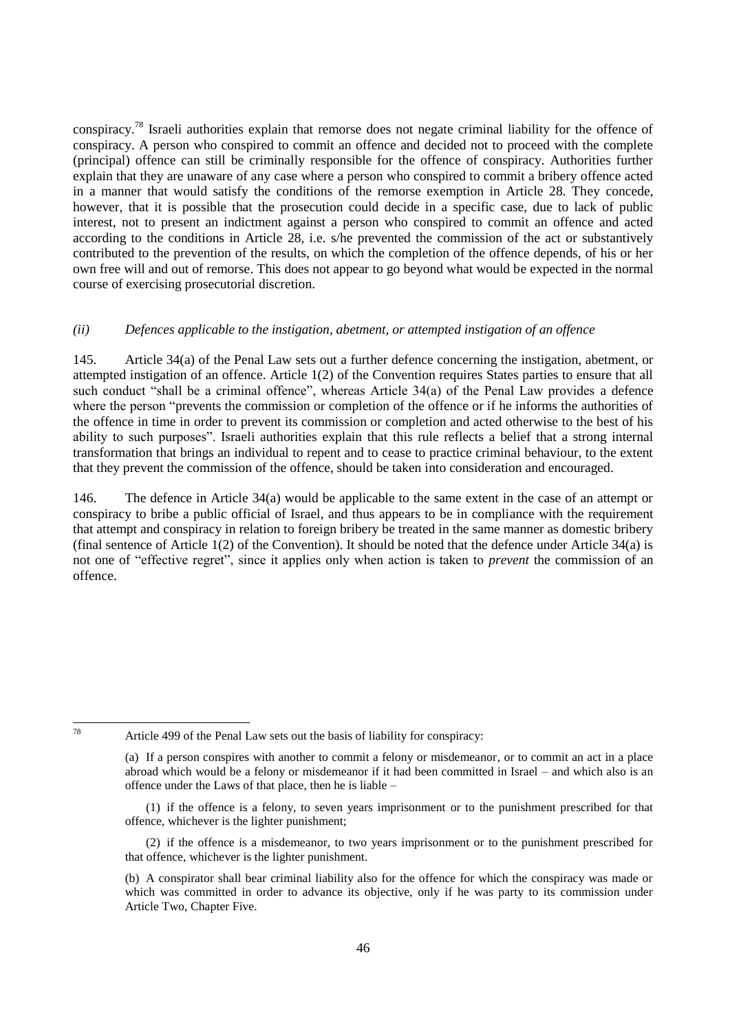conspiracy.[78] Israeli authorities explain that remorse does not negate criminal liability for the offence of conspiracy. A person who conspired to commit an offence and decided not to proceed with the complete (principal) offence can still be criminally responsible for the offence of conspiracy. Authorities further explain that they are unaware of any case where a person who conspired to commit a bribery offence acted in a manner that would satisfy the conditions of the remorse exemption in Article 28. They concede, however, that it is possible that the prosecution could decide in a specific case, due to lack of public interest, not to present an indictment against a person who conspired to commit an offence and acted according to the conditions in Article 28, i.e. s/he prevented the commission of the act or substantively contributed to the prevention of the results, on which the completion of the offence depends, of his or her own free will and out of remorse. This does not appear to go beyond what would be expected in the normal course of exercising prosecutorial discretion.

*(ii) Defences applicable to the instigation, abetment, or attempted instigation of an offence*

145. Article 34(a) of the Penal Law sets out a further defence concerning the instigation, abetment, or attempted instigation of an offence. Article 1(2) of the Convention requires States parties to ensure that all such conduct "shall be a criminal offence", whereas Article 34(a) of the Penal Law provides a defence where the person "prevents the commission or completion of the offence or if he informs the authorities of the offence in time in order to prevent its commission or completion and acted otherwise to the best of his ability to such purposes". Israeli authorities explain that this rule reflects a belief that a strong internal transformation that brings an individual to repent and to cease to practice criminal behaviour, to the extent that they prevent the commission of the offence, should be taken into consideration and encouraged.

146. The defence in Article 34(a) would be applicable to the same extent in the case of an attempt or conspiracy to bribe a public official of Israel, and thus appears to be in compliance with the requirement that attempt and conspiracy in relation to foreign bribery be treated in the same manner as domestic bribery (final sentence of Article 1(2) of the Convention). It should be noted that the defence under Article 34(a) is not one of "effective regret", since it applies only when action is taken to *prevent* the commission of an offence.

---

[78] Article 499 of the Penal Law sets out the basis of liability for conspiracy:

(a) If a person conspires with another to commit a felony or misdemeanor, or to commit an act in a place abroad which would be a felony or misdemeanor if it had been committed in Israel – and which also is an offence under the Laws of that place, then he is liable –

(1) if the offence is a felony, to seven years imprisonment or to the punishment prescribed for that offence, whichever is the lighter punishment;

(2) if the offence is a misdemeanor, to two years imprisonment or to the punishment prescribed for that offence, whichever is the lighter punishment.

(b) A conspirator shall bear criminal liability also for the offence for which the conspiracy was made or which was committed in order to advance its objective, only if he was party to its commission under Article Two, Chapter Five.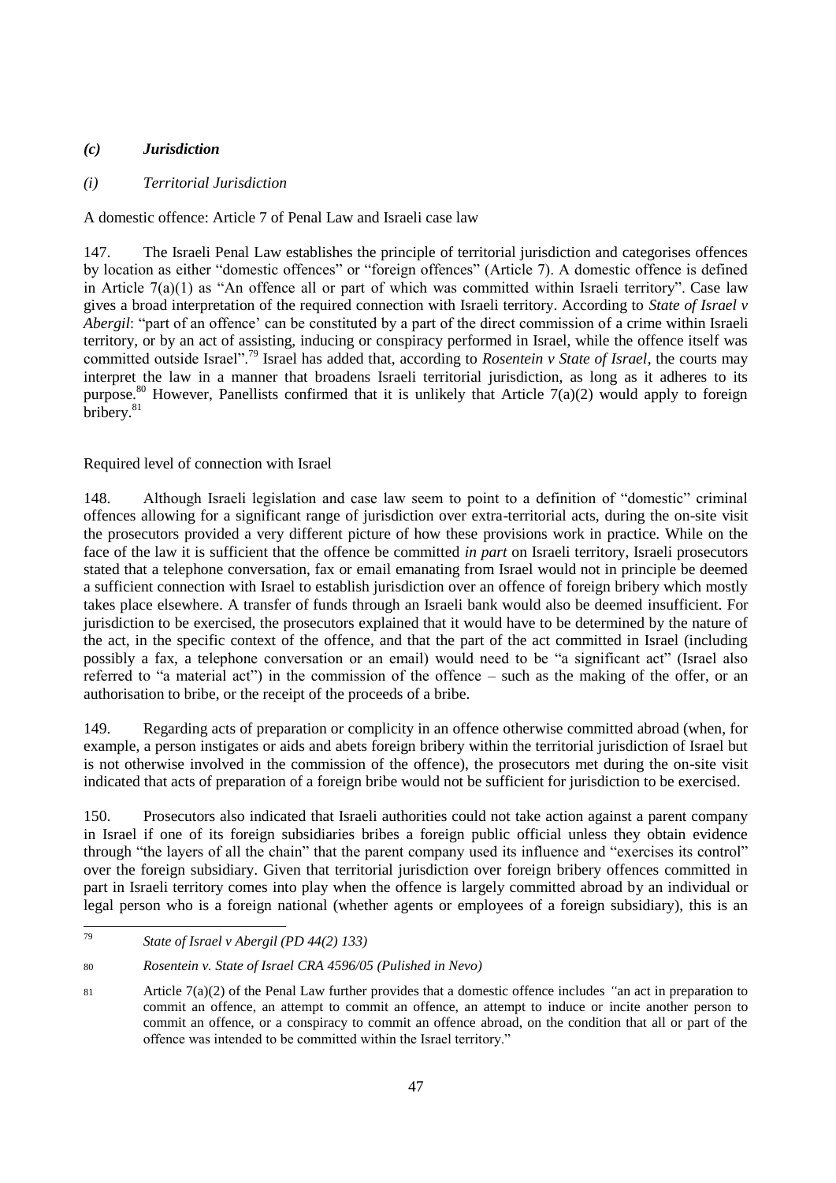### *(c) Jurisdiction*

#### *(i) Territorial Jurisdiction*

A domestic offence: Article 7 of Penal Law and Israeli case law

147. The Israeli Penal Law establishes the principle of territorial jurisdiction and categorises offences by location as either "domestic offences" or "foreign offences" (Article 7). A domestic offence is defined in Article 7(a)(1) as "An offence all or part of which was committed within Israeli territory". Case law gives a broad interpretation of the required connection with Israeli territory. According to *State of Israel v Abergil*: "part of an offence' can be constituted by a part of the direct commission of a crime within Israeli territory, or by an act of assisting, inducing or conspiracy performed in Israel, while the offence itself was committed outside Israel".[79] Israel has added that, according to *Rosentein v State of Israel*, the courts may interpret the law in a manner that broadens Israeli territorial jurisdiction, as long as it adheres to its purpose.[80] However, Panellists confirmed that it is unlikely that Article 7(a)(2) would apply to foreign bribery.[81]

Required level of connection with Israel

148. Although Israeli legislation and case law seem to point to a definition of "domestic" criminal offences allowing for a significant range of jurisdiction over extra-territorial acts, during the on-site visit the prosecutors provided a very different picture of how these provisions work in practice. While on the face of the law it is sufficient that the offence be committed *in part* on Israeli territory, Israeli prosecutors stated that a telephone conversation, fax or email emanating from Israel would not in principle be deemed a sufficient connection with Israel to establish jurisdiction over an offence of foreign bribery which mostly takes place elsewhere. A transfer of funds through an Israeli bank would also be deemed insufficient. For jurisdiction to be exercised, the prosecutors explained that it would have to be determined by the nature of the act, in the specific context of the offence, and that the part of the act committed in Israel (including possibly a fax, a telephone conversation or an email) would need to be "a significant act" (Israel also referred to "a material act") in the commission of the offence – such as the making of the offer, or an authorisation to bribe, or the receipt of the proceeds of a bribe.

149. Regarding acts of preparation or complicity in an offence otherwise committed abroad (when, for example, a person instigates or aids and abets foreign bribery within the territorial jurisdiction of Israel but is not otherwise involved in the commission of the offence), the prosecutors met during the on-site visit indicated that acts of preparation of a foreign bribe would not be sufficient for jurisdiction to be exercised.

150. Prosecutors also indicated that Israeli authorities could not take action against a parent company in Israel if one of its foreign subsidiaries bribes a foreign public official unless they obtain evidence through "the layers of all the chain" that the parent company used its influence and "exercises its control" over the foreign subsidiary. Given that territorial jurisdiction over foreign bribery offences committed in part in Israeli territory comes into play when the offence is largely committed abroad by an individual or legal person who is a foreign national (whether agents or employees of a foreign subsidiary), this is an

---

[79] *State of Israel v Abergil (PD 44(2) 133)*

[80] *Rosentein v. State of Israel CRA 4596/05 (Pulished in Nevo)*

[81] Article 7(a)(2) of the Penal Law further provides that a domestic offence includes "an act in preparation to commit an offence, an attempt to commit an offence, an attempt to induce or incite another person to commit an offence, or a conspiracy to commit an offence abroad, on the condition that all or part of the offence was intended to be committed within the Israel territory."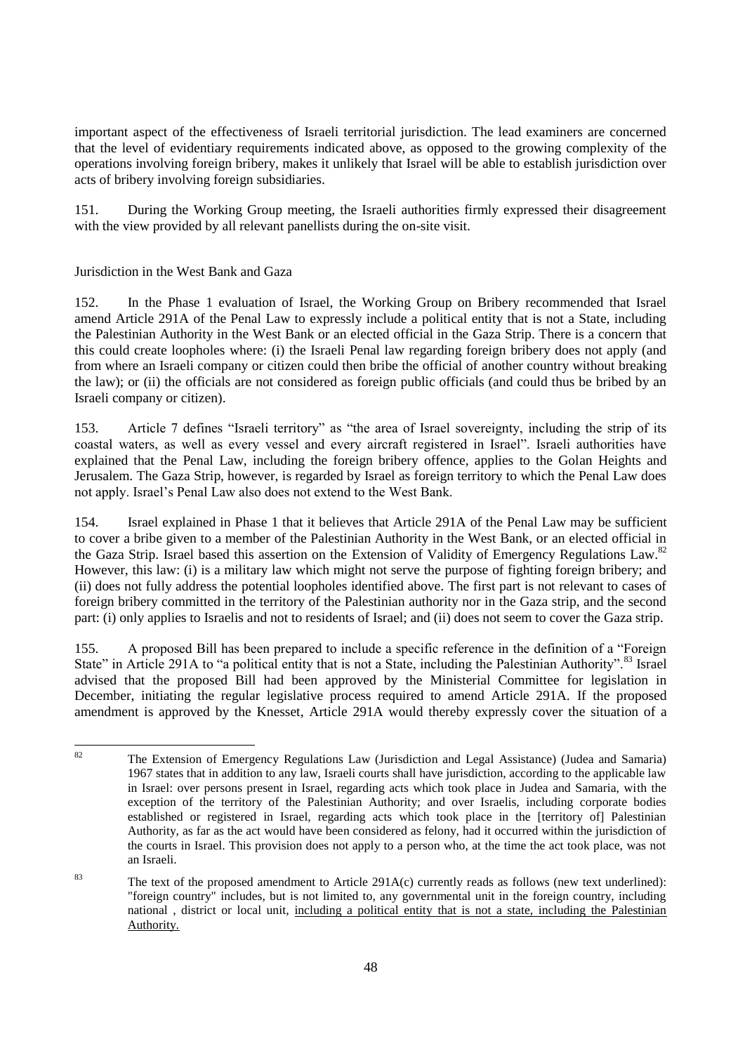important aspect of the effectiveness of Israeli territorial jurisdiction. The lead examiners are concerned that the level of evidentiary requirements indicated above, as opposed to the growing complexity of the operations involving foreign bribery, makes it unlikely that Israel will be able to establish jurisdiction over acts of bribery involving foreign subsidiaries.

151. During the Working Group meeting, the Israeli authorities firmly expressed their disagreement with the view provided by all relevant panellists during the on-site visit.

Jurisdiction in the West Bank and Gaza

152. In the Phase 1 evaluation of Israel, the Working Group on Bribery recommended that Israel amend Article 291A of the Penal Law to expressly include a political entity that is not a State, including the Palestinian Authority in the West Bank or an elected official in the Gaza Strip. There is a concern that this could create loopholes where: (i) the Israeli Penal law regarding foreign bribery does not apply (and from where an Israeli company or citizen could then bribe the official of another country without breaking the law); or (ii) the officials are not considered as foreign public officials (and could thus be bribed by an Israeli company or citizen).

153. Article 7 defines "Israeli territory" as "the area of Israel sovereignty, including the strip of its coastal waters, as well as every vessel and every aircraft registered in Israel". Israeli authorities have explained that the Penal Law, including the foreign bribery offence, applies to the Golan Heights and Jerusalem. The Gaza Strip, however, is regarded by Israel as foreign territory to which the Penal Law does not apply. Israel's Penal Law also does not extend to the West Bank.

154. Israel explained in Phase 1 that it believes that Article 291A of the Penal Law may be sufficient to cover a bribe given to a member of the Palestinian Authority in the West Bank, or an elected official in the Gaza Strip. Israel based this assertion on the Extension of Validity of Emergency Regulations Law.[82] However, this law: (i) is a military law which might not serve the purpose of fighting foreign bribery; and (ii) does not fully address the potential loopholes identified above. The first part is not relevant to cases of foreign bribery committed in the territory of the Palestinian authority nor in the Gaza strip, and the second part: (i) only applies to Israelis and not to residents of Israel; and (ii) does not seem to cover the Gaza strip.

155. A proposed Bill has been prepared to include a specific reference in the definition of a "Foreign State" in Article 291A to "a political entity that is not a State, including the Palestinian Authority".[83] Israel advised that the proposed Bill had been approved by the Ministerial Committee for legislation in December, initiating the regular legislative process required to amend Article 291A. If the proposed amendment is approved by the Knesset, Article 291A would thereby expressly cover the situation of a

---

[82] The Extension of Emergency Regulations Law (Jurisdiction and Legal Assistance) (Judea and Samaria) 1967 states that in addition to any law, Israeli courts shall have jurisdiction, according to the applicable law in Israel: over persons present in Israel, regarding acts which took place in Judea and Samaria, with the exception of the territory of the Palestinian Authority; and over Israelis, including corporate bodies established or registered in Israel, regarding acts which took place in the [territory of] Palestinian Authority, as far as the act would have been considered as felony, had it occurred within the jurisdiction of the courts in Israel. This provision does not apply to a person who, at the time the act took place, was not an Israeli.

[83] The text of the proposed amendment to Article 291A(c) currently reads as follows (new text underlined): "foreign country" includes, but is not limited to, any governmental unit in the foreign country, including national , district or local unit, <u>including a political entity that is not a state, including the Palestinian Authority.</u>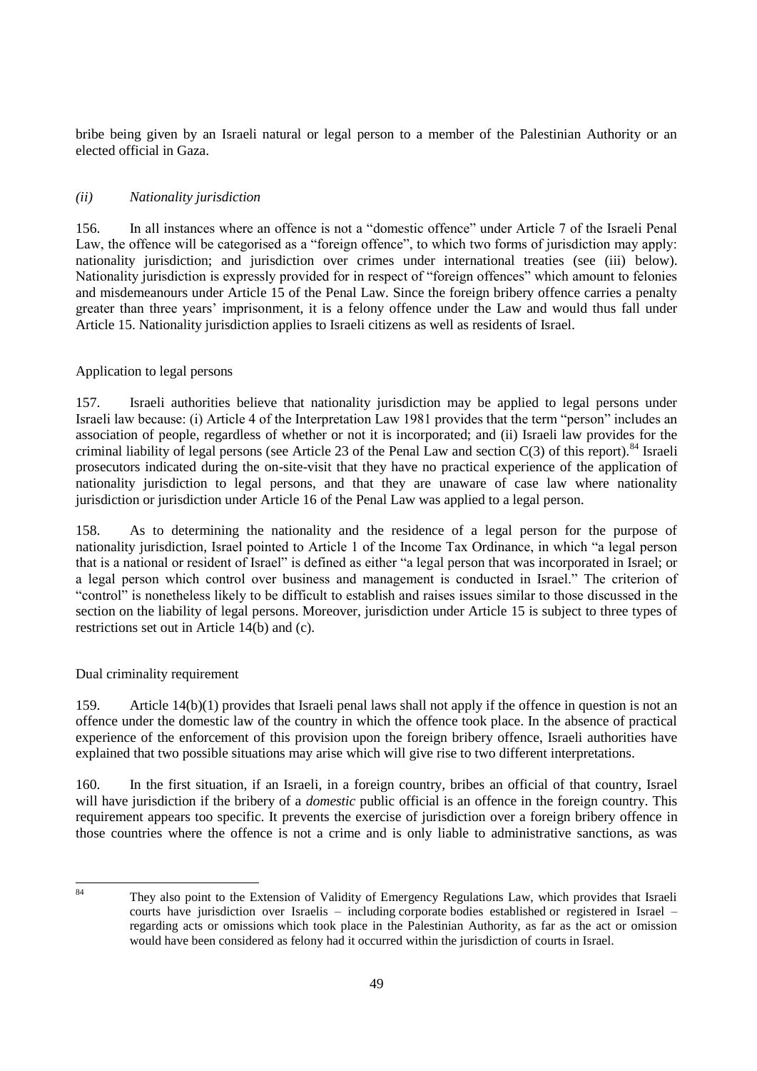bribe being given by an Israeli natural or legal person to a member of the Palestinian Authority or an elected official in Gaza.

### *(ii) Nationality jurisdiction*

156. In all instances where an offence is not a "domestic offence" under Article 7 of the Israeli Penal Law, the offence will be categorised as a "foreign offence", to which two forms of jurisdiction may apply: nationality jurisdiction; and jurisdiction over crimes under international treaties (see (iii) below). Nationality jurisdiction is expressly provided for in respect of "foreign offences" which amount to felonies and misdemeanours under Article 15 of the Penal Law. Since the foreign bribery offence carries a penalty greater than three years' imprisonment, it is a felony offence under the Law and would thus fall under Article 15. Nationality jurisdiction applies to Israeli citizens as well as residents of Israel.

#### Application to legal persons

157. Israeli authorities believe that nationality jurisdiction may be applied to legal persons under Israeli law because: (i) Article 4 of the Interpretation Law 1981 provides that the term "person" includes an association of people, regardless of whether or not it is incorporated; and (ii) Israeli law provides for the criminal liability of legal persons (see Article 23 of the Penal Law and section C(3) of this report).[84] Israeli prosecutors indicated during the on-site-visit that they have no practical experience of the application of nationality jurisdiction to legal persons, and that they are unaware of case law where nationality jurisdiction or jurisdiction under Article 16 of the Penal Law was applied to a legal person.

158. As to determining the nationality and the residence of a legal person for the purpose of nationality jurisdiction, Israel pointed to Article 1 of the Income Tax Ordinance, in which "a legal person that is a national or resident of Israel" is defined as either "a legal person that was incorporated in Israel; or a legal person which control over business and management is conducted in Israel." The criterion of "control" is nonetheless likely to be difficult to establish and raises issues similar to those discussed in the section on the liability of legal persons. Moreover, jurisdiction under Article 15 is subject to three types of restrictions set out in Article 14(b) and (c).

#### Dual criminality requirement

159. Article 14(b)(1) provides that Israeli penal laws shall not apply if the offence in question is not an offence under the domestic law of the country in which the offence took place. In the absence of practical experience of the enforcement of this provision upon the foreign bribery offence, Israeli authorities have explained that two possible situations may arise which will give rise to two different interpretations.

160. In the first situation, if an Israeli, in a foreign country, bribes an official of that country, Israel will have jurisdiction if the bribery of a *domestic* public official is an offence in the foreign country. This requirement appears too specific. It prevents the exercise of jurisdiction over a foreign bribery offence in those countries where the offence is not a crime and is only liable to administrative sanctions, as was

---

[84] They also point to the Extension of Validity of Emergency Regulations Law, which provides that Israeli courts have jurisdiction over Israelis – including corporate bodies established or registered in Israel – regarding acts or omissions which took place in the Palestinian Authority, as far as the act or omission would have been considered as felony had it occurred within the jurisdiction of courts in Israel.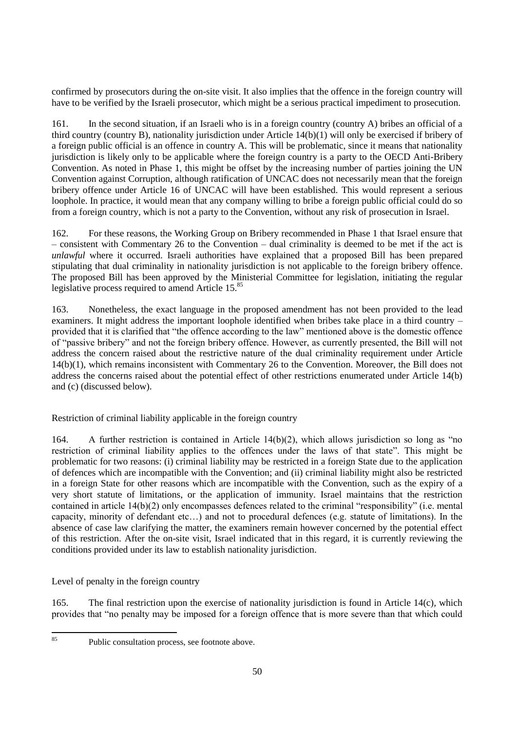confirmed by prosecutors during the on-site visit. It also implies that the offence in the foreign country will have to be verified by the Israeli prosecutor, which might be a serious practical impediment to prosecution.

161. In the second situation, if an Israeli who is in a foreign country (country A) bribes an official of a third country (country B), nationality jurisdiction under Article 14(b)(1) will only be exercised if bribery of a foreign public official is an offence in country A. This will be problematic, since it means that nationality jurisdiction is likely only to be applicable where the foreign country is a party to the OECD Anti-Bribery Convention. As noted in Phase 1, this might be offset by the increasing number of parties joining the UN Convention against Corruption, although ratification of UNCAC does not necessarily mean that the foreign bribery offence under Article 16 of UNCAC will have been established. This would represent a serious loophole. In practice, it would mean that any company willing to bribe a foreign public official could do so from a foreign country, which is not a party to the Convention, without any risk of prosecution in Israel.

162. For these reasons, the Working Group on Bribery recommended in Phase 1 that Israel ensure that – consistent with Commentary 26 to the Convention – dual criminality is deemed to be met if the act is *unlawful* where it occurred. Israeli authorities have explained that a proposed Bill has been prepared stipulating that dual criminality in nationality jurisdiction is not applicable to the foreign bribery offence. The proposed Bill has been approved by the Ministerial Committee for legislation, initiating the regular legislative process required to amend Article 15.[85]

163. Nonetheless, the exact language in the proposed amendment has not been provided to the lead examiners. It might address the important loophole identified when bribes take place in a third country – provided that it is clarified that "the offence according to the law" mentioned above is the domestic offence of "passive bribery" and not the foreign bribery offence. However, as currently presented, the Bill will not address the concern raised about the restrictive nature of the dual criminality requirement under Article 14(b)(1), which remains inconsistent with Commentary 26 to the Convention. Moreover, the Bill does not address the concerns raised about the potential effect of other restrictions enumerated under Article 14(b) and (c) (discussed below).

Restriction of criminal liability applicable in the foreign country

164. A further restriction is contained in Article 14(b)(2), which allows jurisdiction so long as "no restriction of criminal liability applies to the offences under the laws of that state". This might be problematic for two reasons: (i) criminal liability may be restricted in a foreign State due to the application of defences which are incompatible with the Convention; and (ii) criminal liability might also be restricted in a foreign State for other reasons which are incompatible with the Convention, such as the expiry of a very short statute of limitations, or the application of immunity. Israel maintains that the restriction contained in article 14(b)(2) only encompasses defences related to the criminal "responsibility" (i.e. mental capacity, minority of defendant etc…) and not to procedural defences (e.g. statute of limitations). In the absence of case law clarifying the matter, the examiners remain however concerned by the potential effect of this restriction. After the on-site visit, Israel indicated that in this regard, it is currently reviewing the conditions provided under its law to establish nationality jurisdiction.

Level of penalty in the foreign country

165. The final restriction upon the exercise of nationality jurisdiction is found in Article 14(c), which provides that "no penalty may be imposed for a foreign offence that is more severe than that which could

[85] Public consultation process, see footnote above.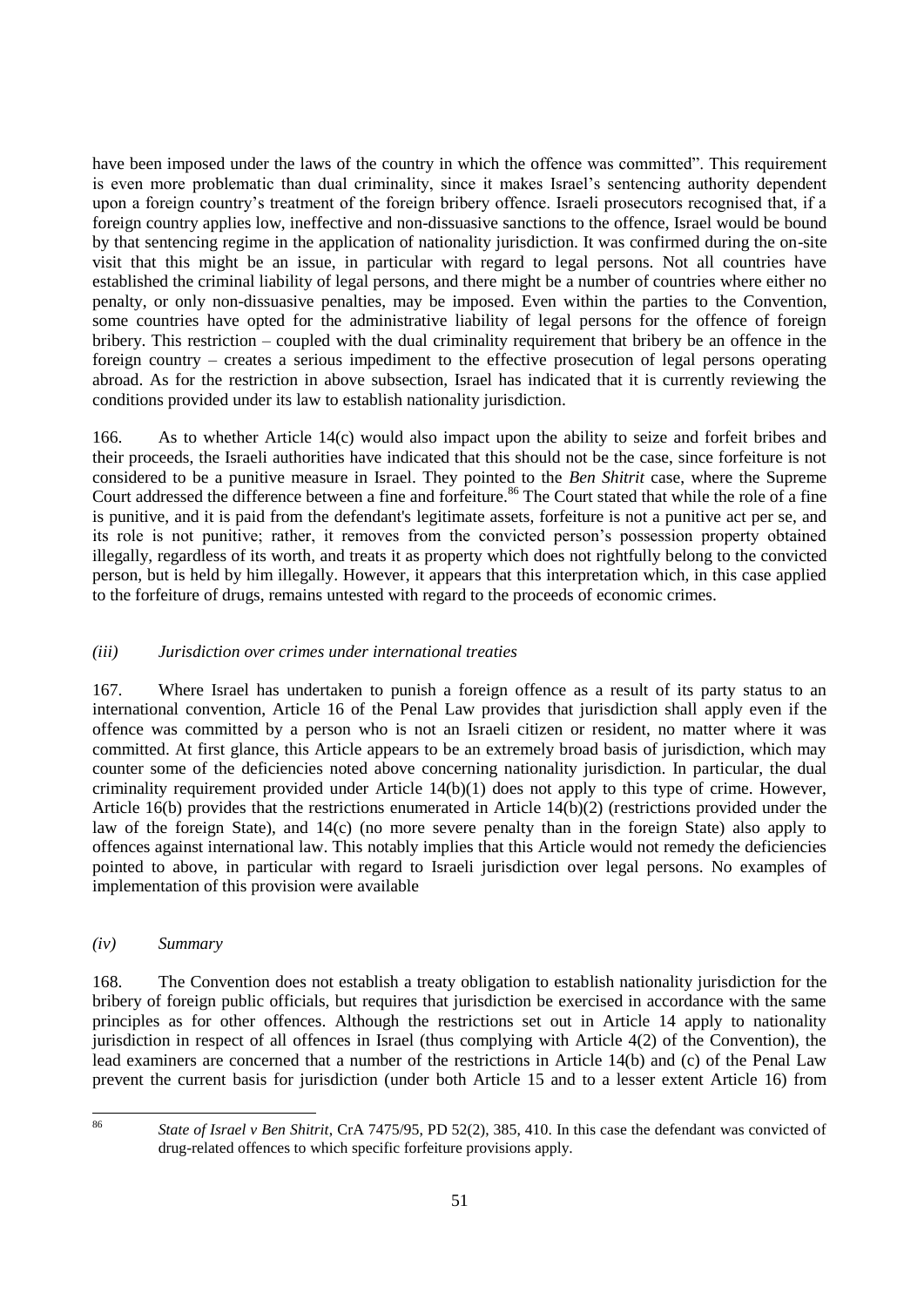have been imposed under the laws of the country in which the offence was committed". This requirement is even more problematic than dual criminality, since it makes Israel's sentencing authority dependent upon a foreign country's treatment of the foreign bribery offence. Israeli prosecutors recognised that, if a foreign country applies low, ineffective and non-dissuasive sanctions to the offence, Israel would be bound by that sentencing regime in the application of nationality jurisdiction. It was confirmed during the on-site visit that this might be an issue, in particular with regard to legal persons. Not all countries have established the criminal liability of legal persons, and there might be a number of countries where either no penalty, or only non-dissuasive penalties, may be imposed. Even within the parties to the Convention, some countries have opted for the administrative liability of legal persons for the offence of foreign bribery. This restriction – coupled with the dual criminality requirement that bribery be an offence in the foreign country – creates a serious impediment to the effective prosecution of legal persons operating abroad. As for the restriction in above subsection, Israel has indicated that it is currently reviewing the conditions provided under its law to establish nationality jurisdiction.

166. As to whether Article 14(c) would also impact upon the ability to seize and forfeit bribes and their proceeds, the Israeli authorities have indicated that this should not be the case, since forfeiture is not considered to be a punitive measure in Israel. They pointed to the *Ben Shitrit* case, where the Supreme Court addressed the difference between a fine and forfeiture.[86] The Court stated that while the role of a fine is punitive, and it is paid from the defendant's legitimate assets, forfeiture is not a punitive act per se, and its role is not punitive; rather, it removes from the convicted person's possession property obtained illegally, regardless of its worth, and treats it as property which does not rightfully belong to the convicted person, but is held by him illegally. However, it appears that this interpretation which, in this case applied to the forfeiture of drugs, remains untested with regard to the proceeds of economic crimes.

#### *(iii) Jurisdiction over crimes under international treaties*

167. Where Israel has undertaken to punish a foreign offence as a result of its party status to an international convention, Article 16 of the Penal Law provides that jurisdiction shall apply even if the offence was committed by a person who is not an Israeli citizen or resident, no matter where it was committed. At first glance, this Article appears to be an extremely broad basis of jurisdiction, which may counter some of the deficiencies noted above concerning nationality jurisdiction. In particular, the dual criminality requirement provided under Article 14(b)(1) does not apply to this type of crime. However, Article 16(b) provides that the restrictions enumerated in Article 14(b)(2) (restrictions provided under the law of the foreign State), and 14(c) (no more severe penalty than in the foreign State) also apply to offences against international law. This notably implies that this Article would not remedy the deficiencies pointed to above, in particular with regard to Israeli jurisdiction over legal persons. No examples of implementation of this provision were available

#### *(iv) Summary*

168. The Convention does not establish a treaty obligation to establish nationality jurisdiction for the bribery of foreign public officials, but requires that jurisdiction be exercised in accordance with the same principles as for other offences. Although the restrictions set out in Article 14 apply to nationality jurisdiction in respect of all offences in Israel (thus complying with Article 4(2) of the Convention), the lead examiners are concerned that a number of the restrictions in Article 14(b) and (c) of the Penal Law prevent the current basis for jurisdiction (under both Article 15 and to a lesser extent Article 16) from

---

[86] *State of Israel v Ben Shitrit*, CrA 7475/95, PD 52(2), 385, 410. In this case the defendant was convicted of drug-related offences to which specific forfeiture provisions apply.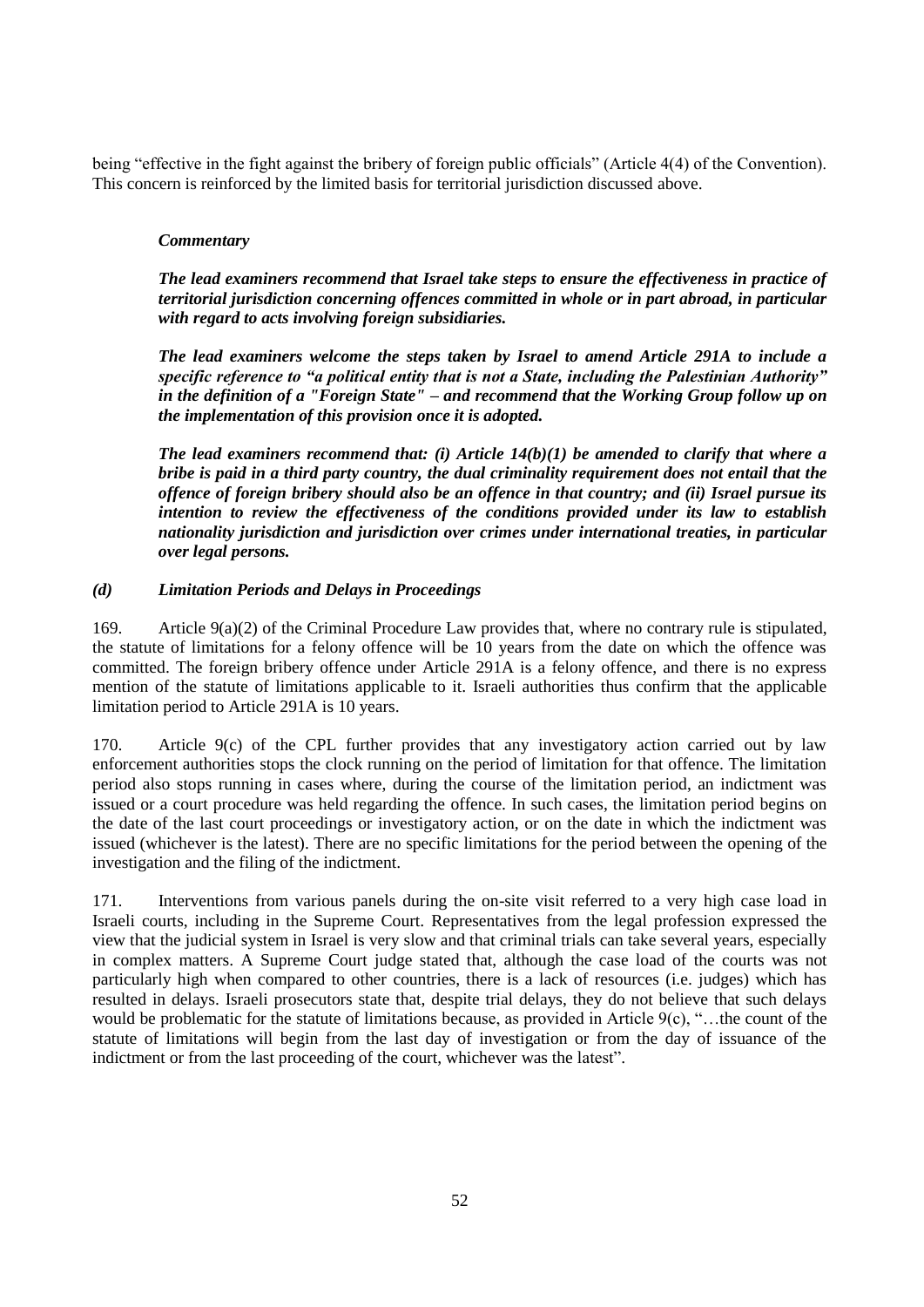being "effective in the fight against the bribery of foreign public officials" (Article 4(4) of the Convention). This concern is reinforced by the limited basis for territorial jurisdiction discussed above.

***Commentary***

***The lead examiners recommend that Israel take steps to ensure the effectiveness in practice of territorial jurisdiction concerning offences committed in whole or in part abroad, in particular with regard to acts involving foreign subsidiaries.***

***The lead examiners welcome the steps taken by Israel to amend Article 291A to include a specific reference to "a political entity that is not a State, including the Palestinian Authority" in the definition of a "Foreign State" – and recommend that the Working Group follow up on the implementation of this provision once it is adopted.***

***The lead examiners recommend that: (i) Article 14(b)(1) be amended to clarify that where a bribe is paid in a third party country, the dual criminality requirement does not entail that the offence of foreign bribery should also be an offence in that country; and (ii) Israel pursue its intention to review the effectiveness of the conditions provided under its law to establish nationality jurisdiction and jurisdiction over crimes under international treaties, in particular over legal persons.***

#### *(d) Limitation Periods and Delays in Proceedings*

169. Article 9(a)(2) of the Criminal Procedure Law provides that, where no contrary rule is stipulated, the statute of limitations for a felony offence will be 10 years from the date on which the offence was committed. The foreign bribery offence under Article 291A is a felony offence, and there is no express mention of the statute of limitations applicable to it. Israeli authorities thus confirm that the applicable limitation period to Article 291A is 10 years.

170. Article 9(c) of the CPL further provides that any investigatory action carried out by law enforcement authorities stops the clock running on the period of limitation for that offence. The limitation period also stops running in cases where, during the course of the limitation period, an indictment was issued or a court procedure was held regarding the offence. In such cases, the limitation period begins on the date of the last court proceedings or investigatory action, or on the date in which the indictment was issued (whichever is the latest). There are no specific limitations for the period between the opening of the investigation and the filing of the indictment.

171. Interventions from various panels during the on-site visit referred to a very high case load in Israeli courts, including in the Supreme Court. Representatives from the legal profession expressed the view that the judicial system in Israel is very slow and that criminal trials can take several years, especially in complex matters. A Supreme Court judge stated that, although the case load of the courts was not particularly high when compared to other countries, there is a lack of resources (i.e. judges) which has resulted in delays. Israeli prosecutors state that, despite trial delays, they do not believe that such delays would be problematic for the statute of limitations because, as provided in Article 9(c), "…the count of the statute of limitations will begin from the last day of investigation or from the day of issuance of the indictment or from the last proceeding of the court, whichever was the latest".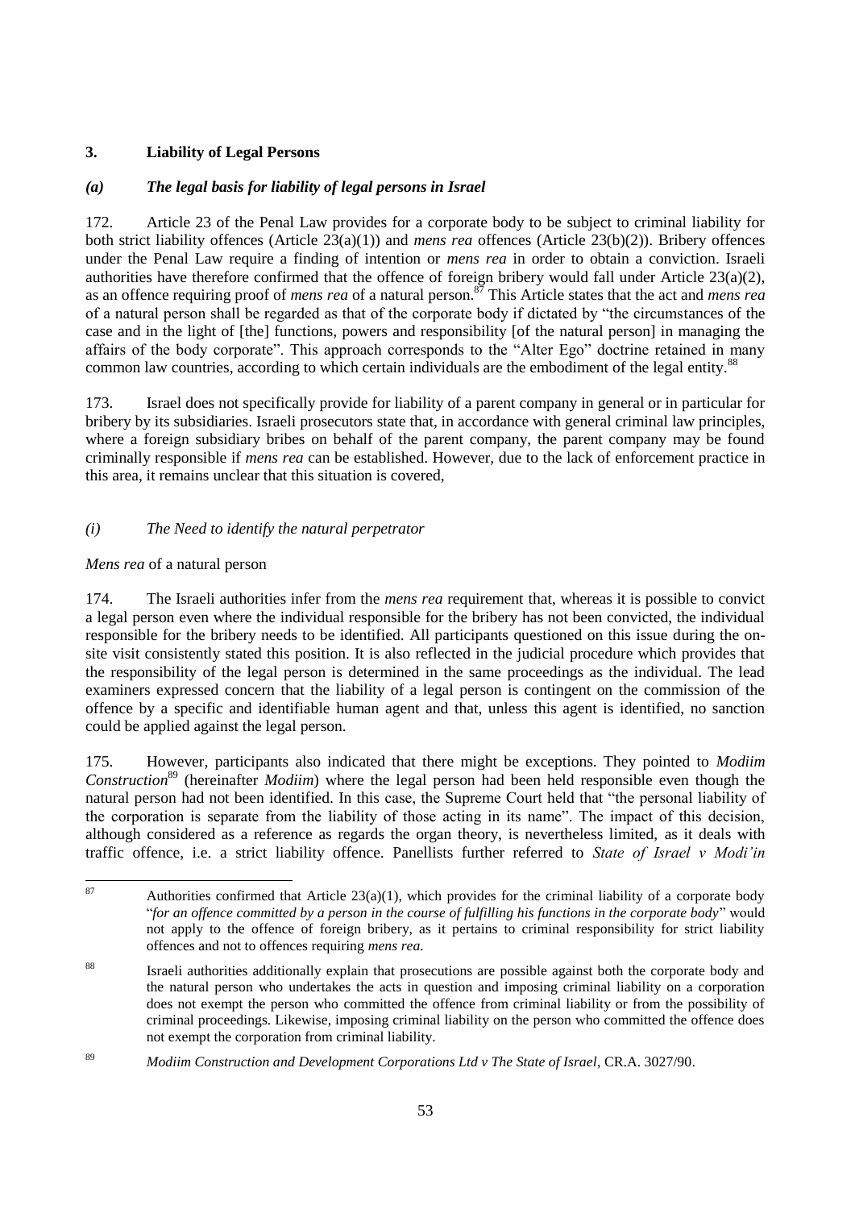## 3. Liability of Legal Persons

### *(a) The legal basis for liability of legal persons in Israel*

172. Article 23 of the Penal Law provides for a corporate body to be subject to criminal liability for both strict liability offences (Article 23(a)(1)) and *mens rea* offences (Article 23(b)(2)). Bribery offences under the Penal Law require a finding of intention or *mens rea* in order to obtain a conviction. Israeli authorities have therefore confirmed that the offence of foreign bribery would fall under Article 23(a)(2), as an offence requiring proof of *mens rea* of a natural person.[87] This Article states that the act and *mens rea* of a natural person shall be regarded as that of the corporate body if dictated by "the circumstances of the case and in the light of [the] functions, powers and responsibility [of the natural person] in managing the affairs of the body corporate". This approach corresponds to the "Alter Ego" doctrine retained in many common law countries, according to which certain individuals are the embodiment of the legal entity.[88]

173. Israel does not specifically provide for liability of a parent company in general or in particular for bribery by its subsidiaries. Israeli prosecutors state that, in accordance with general criminal law principles, where a foreign subsidiary bribes on behalf of the parent company, the parent company may be found criminally responsible if *mens rea* can be established. However, due to the lack of enforcement practice in this area, it remains unclear that this situation is covered,

#### *(i) The Need to identify the natural perpetrator*

*Mens rea* of a natural person

174. The Israeli authorities infer from the *mens rea* requirement that, whereas it is possible to convict a legal person even where the individual responsible for the bribery has not been convicted, the individual responsible for the bribery needs to be identified. All participants questioned on this issue during the on-site visit consistently stated this position. It is also reflected in the judicial procedure which provides that the responsibility of the legal person is determined in the same proceedings as the individual. The lead examiners expressed concern that the liability of a legal person is contingent on the commission of the offence by a specific and identifiable human agent and that, unless this agent is identified, no sanction could be applied against the legal person.

175. However, participants also indicated that there might be exceptions. They pointed to *Modiim Construction*[89] (hereinafter *Modiim*) where the legal person had been held responsible even though the natural person had not been identified. In this case, the Supreme Court held that "the personal liability of the corporation is separate from the liability of those acting in its name". The impact of this decision, although considered as a reference as regards the organ theory, is nevertheless limited, as it deals with traffic offence, i.e. a strict liability offence. Panellists further referred to *State of Israel v Modi'in*

---

[87] Authorities confirmed that Article 23(a)(1), which provides for the criminal liability of a corporate body "*for an offence committed by a person in the course of fulfilling his functions in the corporate body*" would not apply to the offence of foreign bribery, as it pertains to criminal responsibility for strict liability offences and not to offences requiring *mens rea.*

[88] Israeli authorities additionally explain that prosecutions are possible against both the corporate body and the natural person who undertakes the acts in question and imposing criminal liability on a corporation does not exempt the person who committed the offence from criminal liability or from the possibility of criminal proceedings. Likewise, imposing criminal liability on the person who committed the offence does not exempt the corporation from criminal liability.

[89] *Modiim Construction and Development Corporations Ltd v The State of Israel*, CR.A. 3027/90.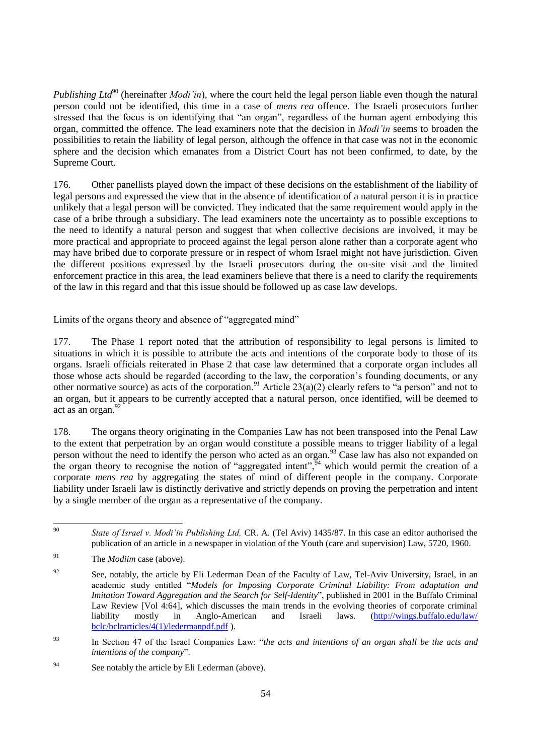*Publishing Ltd*[90] (hereinafter *Modi'in*), where the court held the legal person liable even though the natural person could not be identified, this time in a case of *mens rea* offence. The Israeli prosecutors further stressed that the focus is on identifying that "an organ", regardless of the human agent embodying this organ, committed the offence. The lead examiners note that the decision in *Modi'in* seems to broaden the possibilities to retain the liability of legal person, although the offence in that case was not in the economic sphere and the decision which emanates from a District Court has not been confirmed, to date, by the Supreme Court.

176. Other panellists played down the impact of these decisions on the establishment of the liability of legal persons and expressed the view that in the absence of identification of a natural person it is in practice unlikely that a legal person will be convicted. They indicated that the same requirement would apply in the case of a bribe through a subsidiary. The lead examiners note the uncertainty as to possible exceptions to the need to identify a natural person and suggest that when collective decisions are involved, it may be more practical and appropriate to proceed against the legal person alone rather than a corporate agent who may have bribed due to corporate pressure or in respect of whom Israel might not have jurisdiction. Given the different positions expressed by the Israeli prosecutors during the on-site visit and the limited enforcement practice in this area, the lead examiners believe that there is a need to clarify the requirements of the law in this regard and that this issue should be followed up as case law develops.

Limits of the organs theory and absence of "aggregated mind"

177. The Phase 1 report noted that the attribution of responsibility to legal persons is limited to situations in which it is possible to attribute the acts and intentions of the corporate body to those of its organs. Israeli officials reiterated in Phase 2 that case law determined that a corporate organ includes all those whose acts should be regarded (according to the law, the corporation's founding documents, or any other normative source) as acts of the corporation.[91] Article 23(a)(2) clearly refers to "a person" and not to an organ, but it appears to be currently accepted that a natural person, once identified, will be deemed to act as an organ.[92]

178. The organs theory originating in the Companies Law has not been transposed into the Penal Law to the extent that perpetration by an organ would constitute a possible means to trigger liability of a legal person without the need to identify the person who acted as an organ.[93] Case law has also not expanded on the organ theory to recognise the notion of "aggregated intent",[94] which would permit the creation of a corporate *mens rea* by aggregating the states of mind of different people in the company. Corporate liability under Israeli law is distinctly derivative and strictly depends on proving the perpetration and intent by a single member of the organ as a representative of the company.

---

[90] *State of Israel v. Modi'in Publishing Ltd,* CR. A. (Tel Aviv) 1435/87. In this case an editor authorised the publication of an article in a newspaper in violation of the Youth (care and supervision) Law, 5720, 1960.

[91] The *Modiim* case (above).

[92] See, notably, the article by Eli Lederman Dean of the Faculty of Law, Tel-Aviv University, Israel, in an academic study entitled "*Models for Imposing Corporate Criminal Liability: From adaptation and Imitation Toward Aggregation and the Search for Self-Identity*", published in 2001 in the Buffalo Criminal Law Review [Vol 4:64], which discusses the main trends in the evolving theories of corporate criminal liability mostly in Anglo-American and Israeli laws. (http://wings.buffalo.edu/law/bclc/bclrarticles/4(1)/ledermanpdf.pdf ).

[93] In Section 47 of the Israel Companies Law: "*the acts and intentions of an organ shall be the acts and intentions of the company*".

[94] See notably the article by Eli Lederman (above).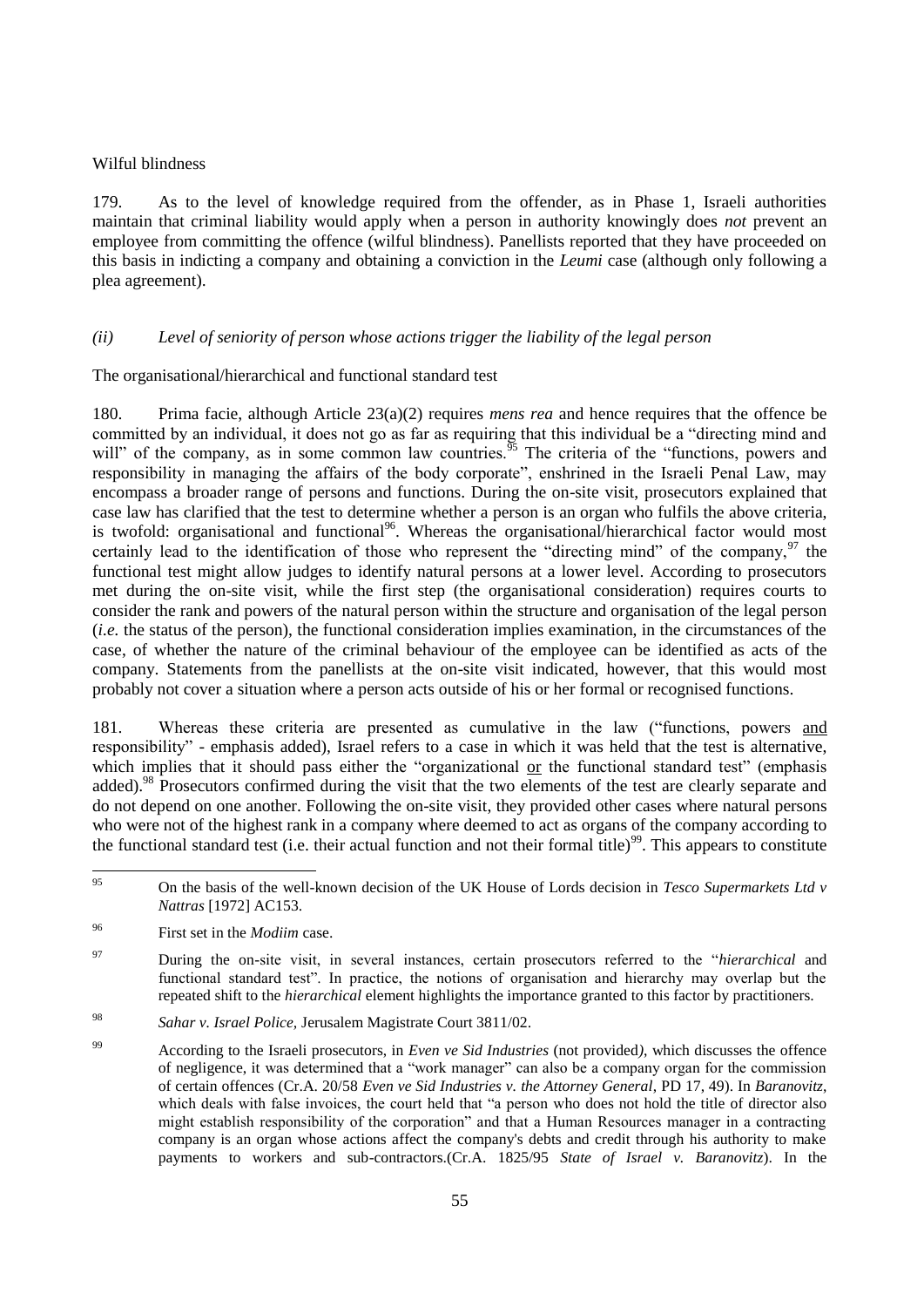Wilful blindness

179. As to the level of knowledge required from the offender, as in Phase 1, Israeli authorities maintain that criminal liability would apply when a person in authority knowingly does *not* prevent an employee from committing the offence (wilful blindness). Panellists reported that they have proceeded on this basis in indicting a company and obtaining a conviction in the *Leumi* case (although only following a plea agreement).

### *(ii) Level of seniority of person whose actions trigger the liability of the legal person*

The organisational/hierarchical and functional standard test

180. Prima facie, although Article 23(a)(2) requires *mens rea* and hence requires that the offence be committed by an individual, it does not go as far as requiring that this individual be a "directing mind and will" of the company, as in some common law countries.[95] The criteria of the "functions, powers and responsibility in managing the affairs of the body corporate", enshrined in the Israeli Penal Law, may encompass a broader range of persons and functions. During the on-site visit, prosecutors explained that case law has clarified that the test to determine whether a person is an organ who fulfils the above criteria, is twofold: organisational and functional[96]. Whereas the organisational/hierarchical factor would most certainly lead to the identification of those who represent the "directing mind" of the company,[97] the functional test might allow judges to identify natural persons at a lower level. According to prosecutors met during the on-site visit, while the first step (the organisational consideration) requires courts to consider the rank and powers of the natural person within the structure and organisation of the legal person (*i.e.* the status of the person), the functional consideration implies examination, in the circumstances of the case, of whether the nature of the criminal behaviour of the employee can be identified as acts of the company. Statements from the panellists at the on-site visit indicated, however, that this would most probably not cover a situation where a person acts outside of his or her formal or recognised functions.

181. Whereas these criteria are presented as cumulative in the law ("functions, powers and responsibility" - emphasis added), Israel refers to a case in which it was held that the test is alternative, which implies that it should pass either the "organizational or the functional standard test" (emphasis added).[98] Prosecutors confirmed during the visit that the two elements of the test are clearly separate and do not depend on one another. Following the on-site visit, they provided other cases where natural persons who were not of the highest rank in a company where deemed to act as organs of the company according to the functional standard test (i.e. their actual function and not their formal title)[99]. This appears to constitute

---

[95] On the basis of the well-known decision of the UK House of Lords decision in *Tesco Supermarkets Ltd v Nattras* [1972] AC153.

[96] First set in the *Modiim* case.

[97] During the on-site visit, in several instances, certain prosecutors referred to the "*hierarchical* and functional standard test". In practice, the notions of organisation and hierarchy may overlap but the repeated shift to the *hierarchical* element highlights the importance granted to this factor by practitioners.

[98] *Sahar v. Israel Police,* Jerusalem Magistrate Court 3811/02.

[99] According to the Israeli prosecutors, in *Even ve Sid Industries* (not provided*)*, which discusses the offence of negligence, it was determined that a "work manager" can also be a company organ for the commission of certain offences (Cr.A. 20/58 *Even ve Sid Industries v. the Attorney General*, PD 17, 49). In *Baranovitz*, which deals with false invoices, the court held that "a person who does not hold the title of director also might establish responsibility of the corporation" and that a Human Resources manager in a contracting company is an organ whose actions affect the company's debts and credit through his authority to make payments to workers and sub-contractors.(Cr.A. 1825/95 *State of Israel v. Baranovitz*). In the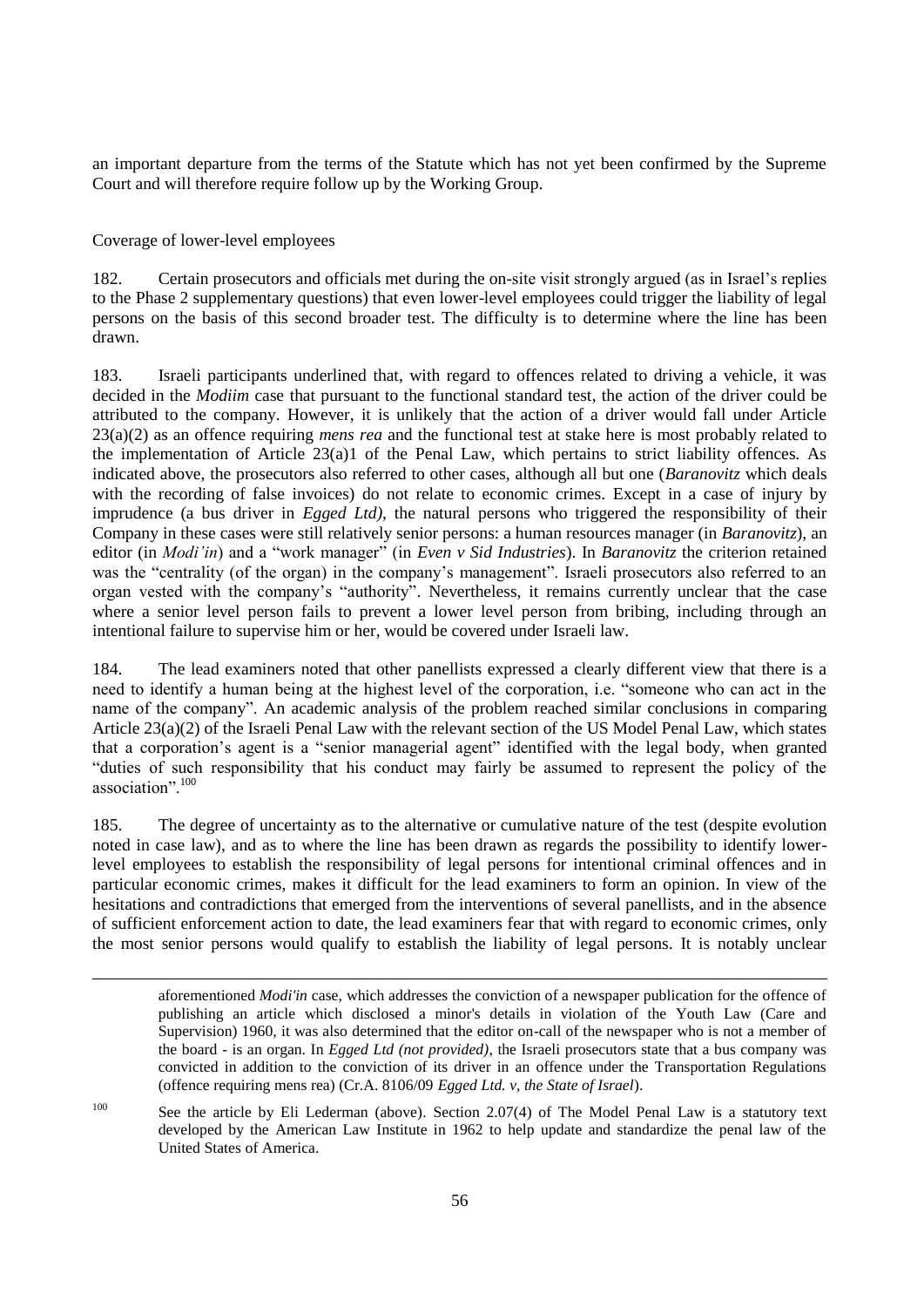an important departure from the terms of the Statute which has not yet been confirmed by the Supreme Court and will therefore require follow up by the Working Group.

Coverage of lower-level employees

182. Certain prosecutors and officials met during the on-site visit strongly argued (as in Israel's replies to the Phase 2 supplementary questions) that even lower-level employees could trigger the liability of legal persons on the basis of this second broader test. The difficulty is to determine where the line has been drawn.

183. Israeli participants underlined that, with regard to offences related to driving a vehicle, it was decided in the *Modiim* case that pursuant to the functional standard test, the action of the driver could be attributed to the company. However, it is unlikely that the action of a driver would fall under Article 23(a)(2) as an offence requiring *mens rea* and the functional test at stake here is most probably related to the implementation of Article 23(a)1 of the Penal Law, which pertains to strict liability offences. As indicated above, the prosecutors also referred to other cases, although all but one (*Baranovitz* which deals with the recording of false invoices) do not relate to economic crimes. Except in a case of injury by imprudence (a bus driver in *Egged Ltd)*, the natural persons who triggered the responsibility of their Company in these cases were still relatively senior persons: a human resources manager (in *Baranovitz*), an editor (in *Modi'in*) and a "work manager" (in *Even v Sid Industries*). In *Baranovitz* the criterion retained was the "centrality (of the organ) in the company's management". Israeli prosecutors also referred to an organ vested with the company's "authority". Nevertheless, it remains currently unclear that the case where a senior level person fails to prevent a lower level person from bribing, including through an intentional failure to supervise him or her, would be covered under Israeli law.

184. The lead examiners noted that other panellists expressed a clearly different view that there is a need to identify a human being at the highest level of the corporation, i.e. "someone who can act in the name of the company". An academic analysis of the problem reached similar conclusions in comparing Article 23(a)(2) of the Israeli Penal Law with the relevant section of the US Model Penal Law, which states that a corporation's agent is a "senior managerial agent" identified with the legal body, when granted "duties of such responsibility that his conduct may fairly be assumed to represent the policy of the association".[100]

185. The degree of uncertainty as to the alternative or cumulative nature of the test (despite evolution noted in case law), and as to where the line has been drawn as regards the possibility to identify lower-level employees to establish the responsibility of legal persons for intentional criminal offences and in particular economic crimes, makes it difficult for the lead examiners to form an opinion. In view of the hesitations and contradictions that emerged from the interventions of several panellists, and in the absence of sufficient enforcement action to date, the lead examiners fear that with regard to economic crimes, only the most senior persons would qualify to establish the liability of legal persons. It is notably unclear

---

aforementioned *Modi'in* case, which addresses the conviction of a newspaper publication for the offence of publishing an article which disclosed a minor's details in violation of the Youth Law (Care and Supervision) 1960, it was also determined that the editor on-call of the newspaper who is not a member of the board - is an organ. In *Egged Ltd (not provided)*, the Israeli prosecutors state that a bus company was convicted in addition to the conviction of its driver in an offence under the Transportation Regulations (offence requiring mens rea) (Cr.A. 8106/09 *Egged Ltd. v, the State of Israel*).

[100] See the article by Eli Lederman (above). Section 2.07(4) of The Model Penal Law is a statutory text developed by the American Law Institute in 1962 to help update and standardize the penal law of the United States of America.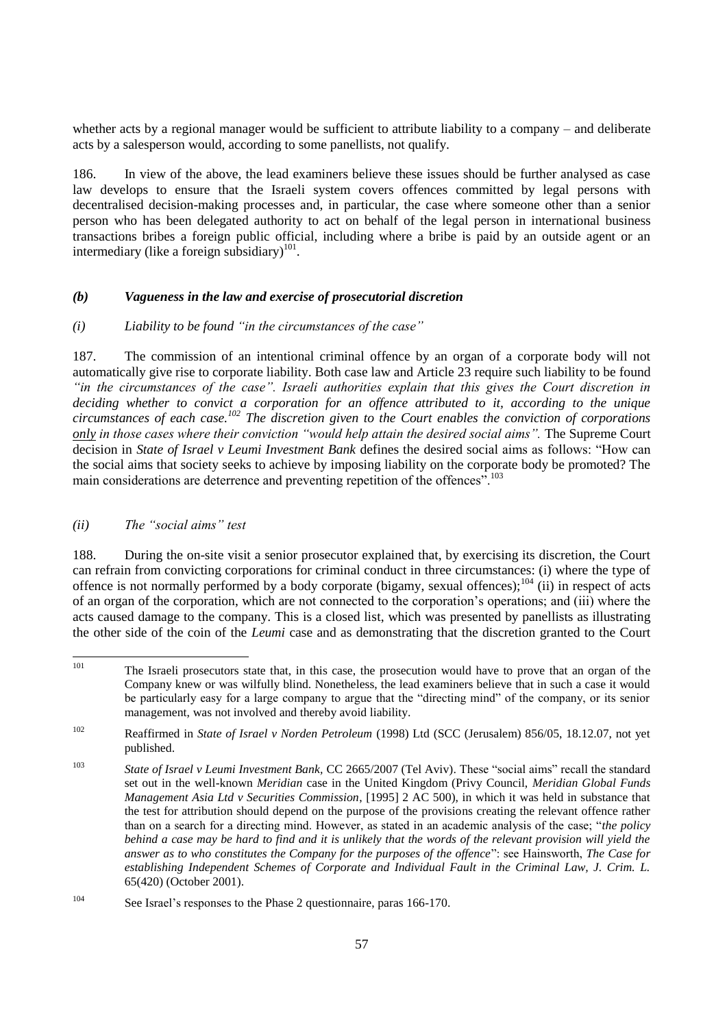whether acts by a regional manager would be sufficient to attribute liability to a company – and deliberate acts by a salesperson would, according to some panellists, not qualify.

186. In view of the above, the lead examiners believe these issues should be further analysed as case law develops to ensure that the Israeli system covers offences committed by legal persons with decentralised decision-making processes and, in particular, the case where someone other than a senior person who has been delegated authority to act on behalf of the legal person in international business transactions bribes a foreign public official, including where a bribe is paid by an outside agent or an intermediary (like a foreign subsidiary)[101].

### *(b) Vagueness in the law and exercise of prosecutorial discretion*

#### *(i) Liability to be found "in the circumstances of the case"*

187. The commission of an intentional criminal offence by an organ of a corporate body will not automatically give rise to corporate liability. Both case law and Article 23 require such liability to be found *"in the circumstances of the case". Israeli authorities explain that this gives the Court discretion in deciding whether to convict a corporation for an offence attributed to it, according to the unique circumstances of each case.[102] The discretion given to the Court enables the conviction of corporations only in those cases where their conviction "would help attain the desired social aims".* The Supreme Court decision in *State of Israel v Leumi Investment Bank* defines the desired social aims as follows: "How can the social aims that society seeks to achieve by imposing liability on the corporate body be promoted? The main considerations are deterrence and preventing repetition of the offences".[103]

#### *(ii) The "social aims" test*

188. During the on-site visit a senior prosecutor explained that, by exercising its discretion, the Court can refrain from convicting corporations for criminal conduct in three circumstances: (i) where the type of offence is not normally performed by a body corporate (bigamy, sexual offences);[104] (ii) in respect of acts of an organ of the corporation, which are not connected to the corporation's operations; and (iii) where the acts caused damage to the company. This is a closed list, which was presented by panellists as illustrating the other side of the coin of the *Leumi* case and as demonstrating that the discretion granted to the Court

---

[101] The Israeli prosecutors state that, in this case, the prosecution would have to prove that an organ of the Company knew or was wilfully blind. Nonetheless, the lead examiners believe that in such a case it would be particularly easy for a large company to argue that the "directing mind" of the company, or its senior management, was not involved and thereby avoid liability.

[102] Reaffirmed in *State of Israel v Norden Petroleum* (1998) Ltd (SCC (Jerusalem) 856/05, 18.12.07, not yet published.

[103] *State of Israel v Leumi Investment Bank*, CC 2665/2007 (Tel Aviv). These "social aims" recall the standard set out in the well-known *Meridian* case in the United Kingdom (Privy Council, *Meridian Global Funds Management Asia Ltd v Securities Commission*, [1995] 2 AC 500), in which it was held in substance that the test for attribution should depend on the purpose of the provisions creating the relevant offence rather than on a search for a directing mind. However, as stated in an academic analysis of the case; "*the policy behind a case may be hard to find and it is unlikely that the words of the relevant provision will yield the answer as to who constitutes the Company for the purposes of the offence*": see Hainsworth, *The Case for establishing Independent Schemes of Corporate and Individual Fault in the Criminal Law, J. Crim. L.* 65(420) (October 2001).

[104] See Israel's responses to the Phase 2 questionnaire, paras 166-170.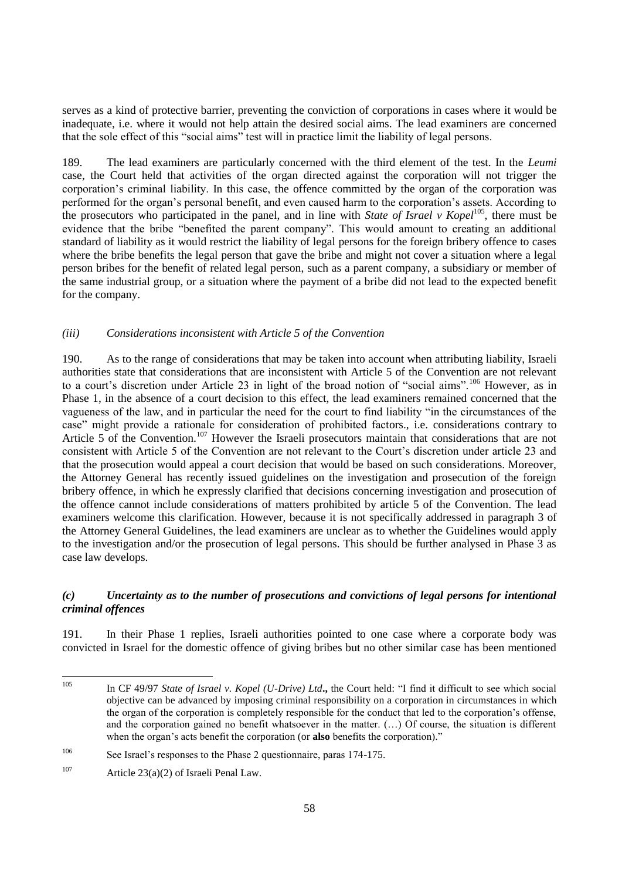serves as a kind of protective barrier, preventing the conviction of corporations in cases where it would be inadequate, i.e. where it would not help attain the desired social aims. The lead examiners are concerned that the sole effect of this "social aims" test will in practice limit the liability of legal persons.

189. The lead examiners are particularly concerned with the third element of the test. In the *Leumi* case, the Court held that activities of the organ directed against the corporation will not trigger the corporation's criminal liability. In this case, the offence committed by the organ of the corporation was performed for the organ's personal benefit, and even caused harm to the corporation's assets. According to the prosecutors who participated in the panel, and in line with *State of Israel v Kopel*[105], there must be evidence that the bribe "benefited the parent company". This would amount to creating an additional standard of liability as it would restrict the liability of legal persons for the foreign bribery offence to cases where the bribe benefits the legal person that gave the bribe and might not cover a situation where a legal person bribes for the benefit of related legal person, such as a parent company, a subsidiary or member of the same industrial group, or a situation where the payment of a bribe did not lead to the expected benefit for the company.

#### *(iii) Considerations inconsistent with Article 5 of the Convention*

190. As to the range of considerations that may be taken into account when attributing liability, Israeli authorities state that considerations that are inconsistent with Article 5 of the Convention are not relevant to a court's discretion under Article 23 in light of the broad notion of "social aims".[106] However, as in Phase 1, in the absence of a court decision to this effect, the lead examiners remained concerned that the vagueness of the law, and in particular the need for the court to find liability "in the circumstances of the case" might provide a rationale for consideration of prohibited factors., i.e. considerations contrary to Article 5 of the Convention.[107] However the Israeli prosecutors maintain that considerations that are not consistent with Article 5 of the Convention are not relevant to the Court's discretion under article 23 and that the prosecution would appeal a court decision that would be based on such considerations. Moreover, the Attorney General has recently issued guidelines on the investigation and prosecution of the foreign bribery offence, in which he expressly clarified that decisions concerning investigation and prosecution of the offence cannot include considerations of matters prohibited by article 5 of the Convention. The lead examiners welcome this clarification. However, because it is not specifically addressed in paragraph 3 of the Attorney General Guidelines, the lead examiners are unclear as to whether the Guidelines would apply to the investigation and/or the prosecution of legal persons. This should be further analysed in Phase 3 as case law develops.

### *(c) Uncertainty as to the number of prosecutions and convictions of legal persons for intentional criminal offences*

191. In their Phase 1 replies, Israeli authorities pointed to one case where a corporate body was convicted in Israel for the domestic offence of giving bribes but no other similar case has been mentioned

---

[105] In CF 49/97 *State of Israel v. Kopel (U-Drive) Ltd*.**,** the Court held: "I find it difficult to see which social objective can be advanced by imposing criminal responsibility on a corporation in circumstances in which the organ of the corporation is completely responsible for the conduct that led to the corporation's offense, and the corporation gained no benefit whatsoever in the matter. (…) Of course, the situation is different when the organ's acts benefit the corporation (or **also** benefits the corporation)."

[106] See Israel's responses to the Phase 2 questionnaire, paras 174-175.

[107] Article 23(a)(2) of Israeli Penal Law.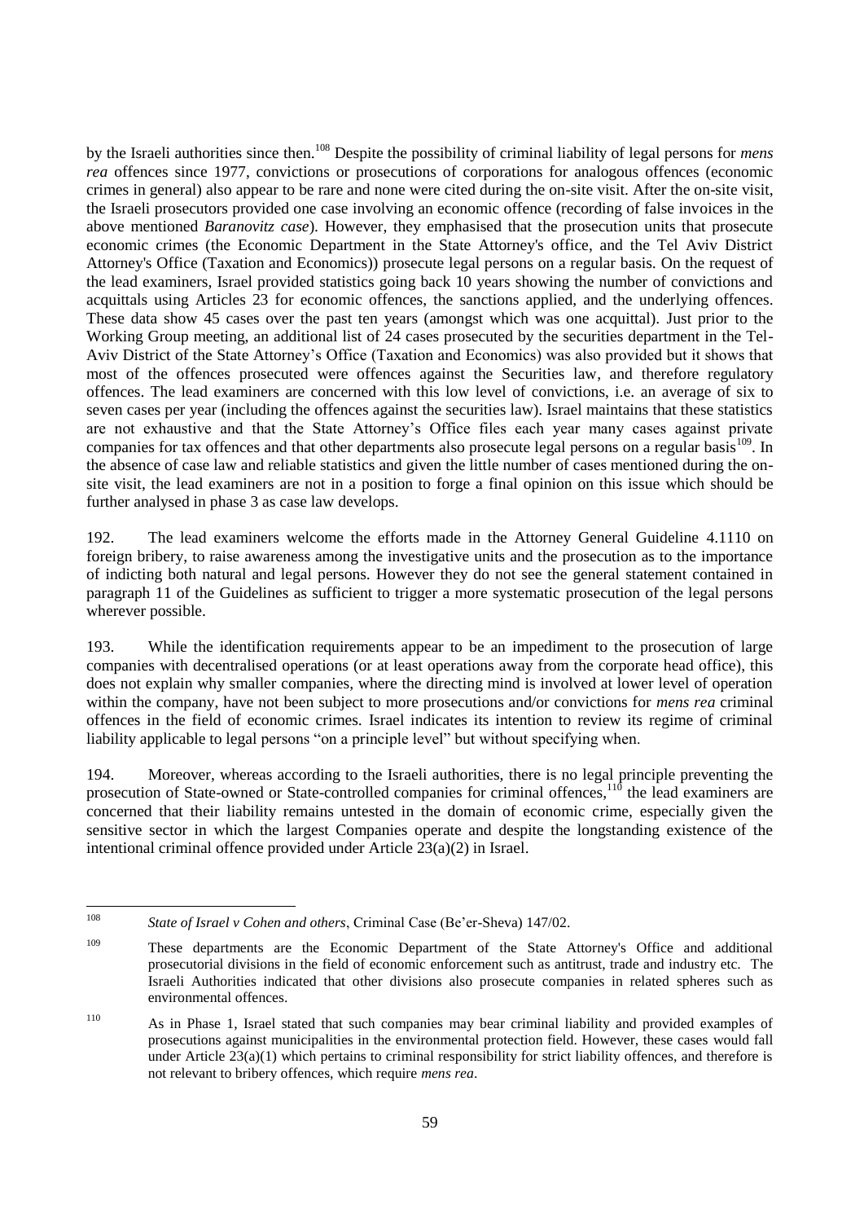by the Israeli authorities since then.[108] Despite the possibility of criminal liability of legal persons for *mens rea* offences since 1977, convictions or prosecutions of corporations for analogous offences (economic crimes in general) also appear to be rare and none were cited during the on-site visit. After the on-site visit, the Israeli prosecutors provided one case involving an economic offence (recording of false invoices in the above mentioned *Baranovitz case*). However, they emphasised that the prosecution units that prosecute economic crimes (the Economic Department in the State Attorney's office, and the Tel Aviv District Attorney's Office (Taxation and Economics)) prosecute legal persons on a regular basis. On the request of the lead examiners, Israel provided statistics going back 10 years showing the number of convictions and acquittals using Articles 23 for economic offences, the sanctions applied, and the underlying offences. These data show 45 cases over the past ten years (amongst which was one acquittal). Just prior to the Working Group meeting, an additional list of 24 cases prosecuted by the securities department in the Tel-Aviv District of the State Attorney's Office (Taxation and Economics) was also provided but it shows that most of the offences prosecuted were offences against the Securities law, and therefore regulatory offences. The lead examiners are concerned with this low level of convictions, i.e. an average of six to seven cases per year (including the offences against the securities law). Israel maintains that these statistics are not exhaustive and that the State Attorney's Office files each year many cases against private companies for tax offences and that other departments also prosecute legal persons on a regular basis[109]. In the absence of case law and reliable statistics and given the little number of cases mentioned during the on-site visit, the lead examiners are not in a position to forge a final opinion on this issue which should be further analysed in phase 3 as case law develops.

192. The lead examiners welcome the efforts made in the Attorney General Guideline 4.1110 on foreign bribery, to raise awareness among the investigative units and the prosecution as to the importance of indicting both natural and legal persons. However they do not see the general statement contained in paragraph 11 of the Guidelines as sufficient to trigger a more systematic prosecution of the legal persons wherever possible.

193. While the identification requirements appear to be an impediment to the prosecution of large companies with decentralised operations (or at least operations away from the corporate head office), this does not explain why smaller companies, where the directing mind is involved at lower level of operation within the company, have not been subject to more prosecutions and/or convictions for *mens rea* criminal offences in the field of economic crimes. Israel indicates its intention to review its regime of criminal liability applicable to legal persons "on a principle level" but without specifying when.

194. Moreover, whereas according to the Israeli authorities, there is no legal principle preventing the prosecution of State-owned or State-controlled companies for criminal offences,[110] the lead examiners are concerned that their liability remains untested in the domain of economic crime, especially given the sensitive sector in which the largest Companies operate and despite the longstanding existence of the intentional criminal offence provided under Article 23(a)(2) in Israel.

---

[108] *State of Israel v Cohen and others*, Criminal Case (Be'er-Sheva) 147/02.

[109] These departments are the Economic Department of the State Attorney's Office and additional prosecutorial divisions in the field of economic enforcement such as antitrust, trade and industry etc. The Israeli Authorities indicated that other divisions also prosecute companies in related spheres such as environmental offences.

[110] As in Phase 1, Israel stated that such companies may bear criminal liability and provided examples of prosecutions against municipalities in the environmental protection field. However, these cases would fall under Article 23(a)(1) which pertains to criminal responsibility for strict liability offences, and therefore is not relevant to bribery offences, which require *mens rea*.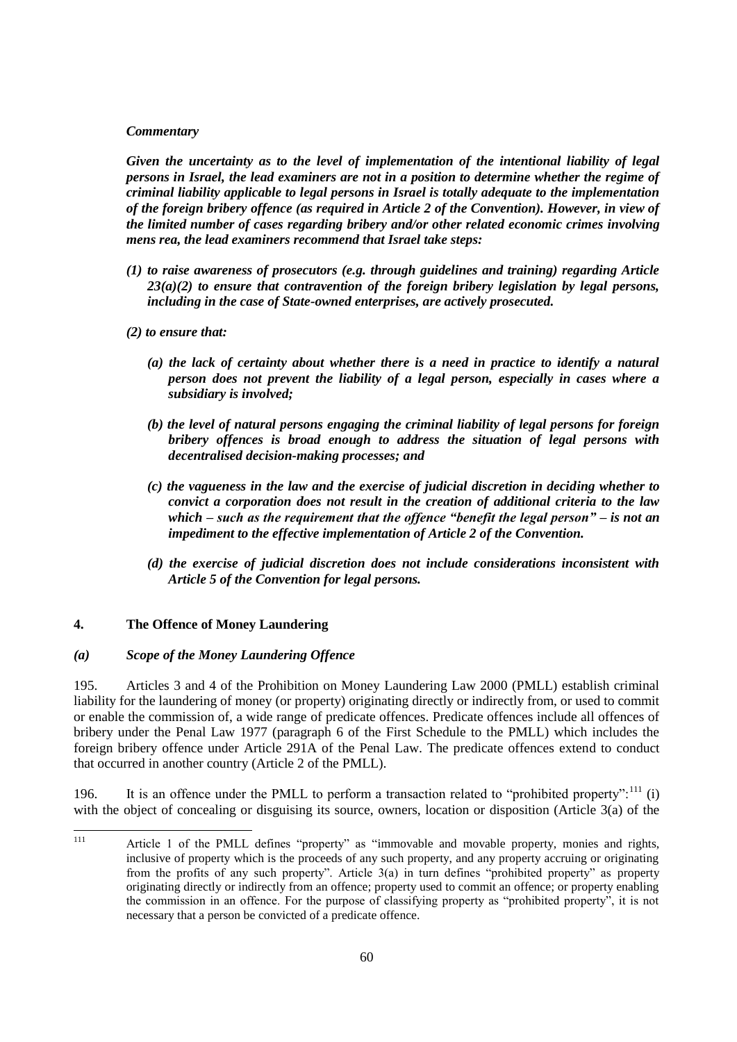***Commentary***

***Given the uncertainty as to the level of implementation of the intentional liability of legal persons in Israel, the lead examiners are not in a position to determine whether the regime of criminal liability applicable to legal persons in Israel is totally adequate to the implementation of the foreign bribery offence (as required in Article 2 of the Convention). However, in view of the limited number of cases regarding bribery and/or other related economic crimes involving mens rea, the lead examiners recommend that Israel take steps:***

***(1) to raise awareness of prosecutors (e.g. through guidelines and training) regarding Article 23(a)(2) to ensure that contravention of the foreign bribery legislation by legal persons, including in the case of State-owned enterprises, are actively prosecuted.***

***(2) to ensure that:***

***(a) the lack of certainty about whether there is a need in practice to identify a natural person does not prevent the liability of a legal person, especially in cases where a subsidiary is involved;***

***(b) the level of natural persons engaging the criminal liability of legal persons for foreign bribery offences is broad enough to address the situation of legal persons with decentralised decision-making processes; and***

***(c) the vagueness in the law and the exercise of judicial discretion in deciding whether to convict a corporation does not result in the creation of additional criteria to the law which – such as the requirement that the offence "benefit the legal person" – is not an impediment to the effective implementation of Article 2 of the Convention.***

***(d) the exercise of judicial discretion does not include considerations inconsistent with Article 5 of the Convention for legal persons.***

## 4. The Offence of Money Laundering

### *(a) Scope of the Money Laundering Offence*

195. Articles 3 and 4 of the Prohibition on Money Laundering Law 2000 (PMLL) establish criminal liability for the laundering of money (or property) originating directly or indirectly from, or used to commit or enable the commission of, a wide range of predicate offences. Predicate offences include all offences of bribery under the Penal Law 1977 (paragraph 6 of the First Schedule to the PMLL) which includes the foreign bribery offence under Article 291A of the Penal Law. The predicate offences extend to conduct that occurred in another country (Article 2 of the PMLL).

196. It is an offence under the PMLL to perform a transaction related to "prohibited property":[111] (i) with the object of concealing or disguising its source, owners, location or disposition (Article 3(a) of the

---

[111] Article 1 of the PMLL defines "property" as "immovable and movable property, monies and rights, inclusive of property which is the proceeds of any such property, and any property accruing or originating from the profits of any such property". Article 3(a) in turn defines "prohibited property" as property originating directly or indirectly from an offence; property used to commit an offence; or property enabling the commission in an offence. For the purpose of classifying property as "prohibited property", it is not necessary that a person be convicted of a predicate offence.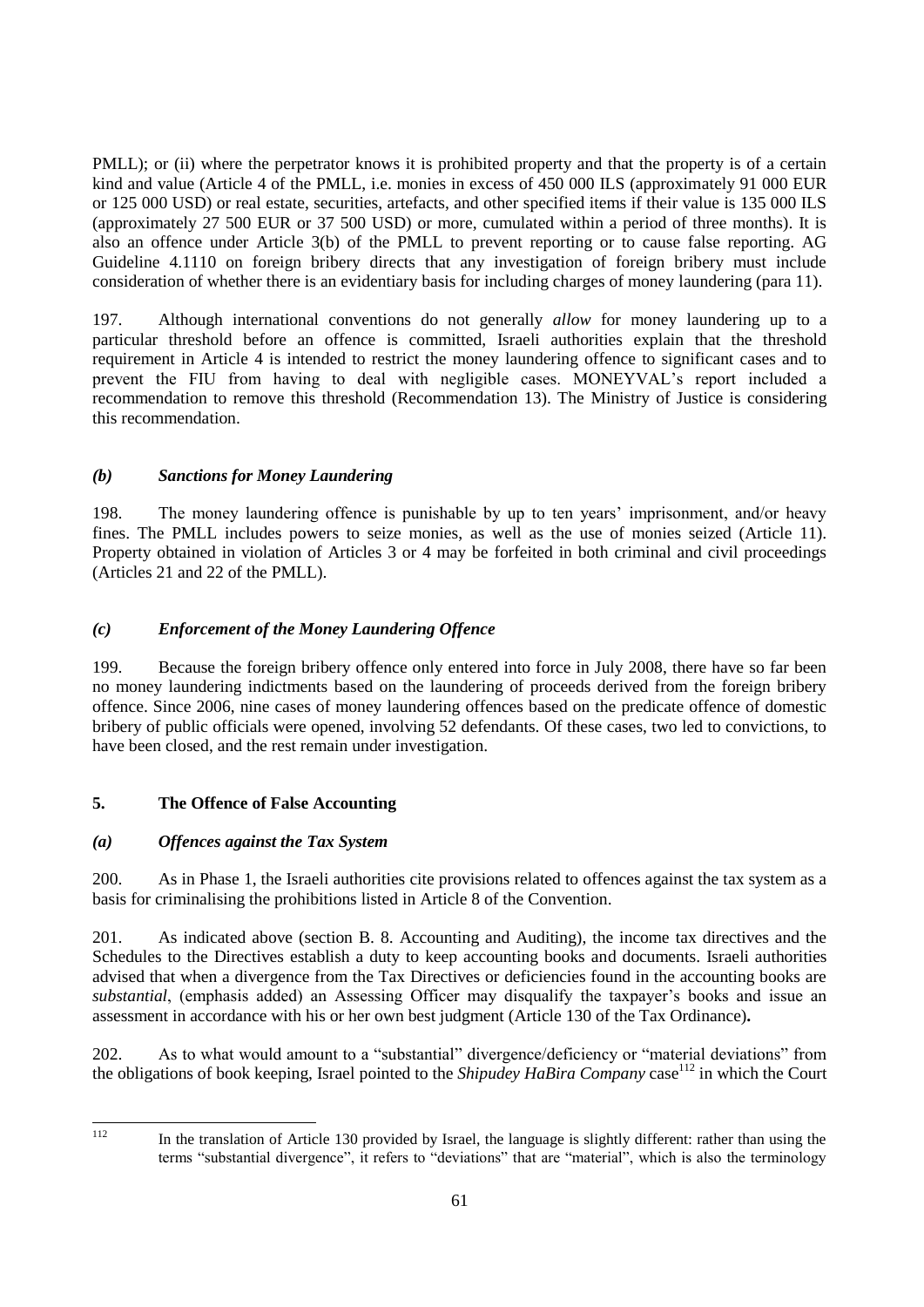PMLL); or (ii) where the perpetrator knows it is prohibited property and that the property is of a certain kind and value (Article 4 of the PMLL, i.e. monies in excess of 450 000 ILS (approximately 91 000 EUR or 125 000 USD) or real estate, securities, artefacts, and other specified items if their value is 135 000 ILS (approximately 27 500 EUR or 37 500 USD) or more, cumulated within a period of three months). It is also an offence under Article 3(b) of the PMLL to prevent reporting or to cause false reporting. AG Guideline 4.1110 on foreign bribery directs that any investigation of foreign bribery must include consideration of whether there is an evidentiary basis for including charges of money laundering (para 11).

197. Although international conventions do not generally *allow* for money laundering up to a particular threshold before an offence is committed, Israeli authorities explain that the threshold requirement in Article 4 is intended to restrict the money laundering offence to significant cases and to prevent the FIU from having to deal with negligible cases. MONEYVAL's report included a recommendation to remove this threshold (Recommendation 13). The Ministry of Justice is considering this recommendation.

### *(b) Sanctions for Money Laundering*

198. The money laundering offence is punishable by up to ten years' imprisonment, and/or heavy fines. The PMLL includes powers to seize monies, as well as the use of monies seized (Article 11). Property obtained in violation of Articles 3 or 4 may be forfeited in both criminal and civil proceedings (Articles 21 and 22 of the PMLL).

### *(c) Enforcement of the Money Laundering Offence*

199. Because the foreign bribery offence only entered into force in July 2008, there have so far been no money laundering indictments based on the laundering of proceeds derived from the foreign bribery offence. Since 2006, nine cases of money laundering offences based on the predicate offence of domestic bribery of public officials were opened, involving 52 defendants. Of these cases, two led to convictions, to have been closed, and the rest remain under investigation.

## 5. The Offence of False Accounting

### *(a) Offences against the Tax System*

200. As in Phase 1, the Israeli authorities cite provisions related to offences against the tax system as a basis for criminalising the prohibitions listed in Article 8 of the Convention.

201. As indicated above (section B. 8. Accounting and Auditing), the income tax directives and the Schedules to the Directives establish a duty to keep accounting books and documents. Israeli authorities advised that when a divergence from the Tax Directives or deficiencies found in the accounting books are *substantial*, (emphasis added) an Assessing Officer may disqualify the taxpayer's books and issue an assessment in accordance with his or her own best judgment (Article 130 of the Tax Ordinance)**.**

202. As to what would amount to a "substantial" divergence/deficiency or "material deviations" from the obligations of book keeping, Israel pointed to the *Shipudey HaBira Company* case[112] in which the Court

---

[112] In the translation of Article 130 provided by Israel, the language is slightly different: rather than using the terms "substantial divergence", it refers to "deviations" that are "material", which is also the terminology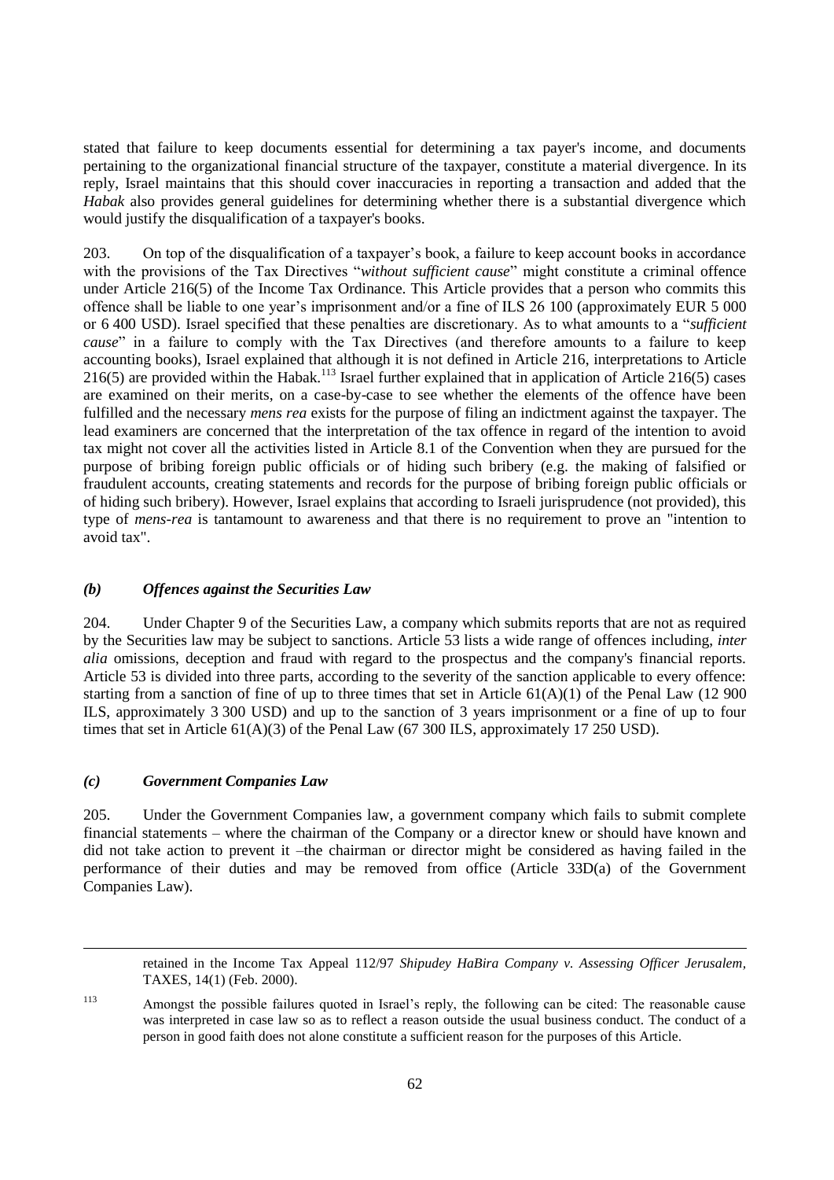stated that failure to keep documents essential for determining a tax payer's income, and documents pertaining to the organizational financial structure of the taxpayer, constitute a material divergence. In its reply, Israel maintains that this should cover inaccuracies in reporting a transaction and added that the *Habak* also provides general guidelines for determining whether there is a substantial divergence which would justify the disqualification of a taxpayer's books.

203. On top of the disqualification of a taxpayer's book, a failure to keep account books in accordance with the provisions of the Tax Directives "*without sufficient cause*" might constitute a criminal offence under Article 216(5) of the Income Tax Ordinance. This Article provides that a person who commits this offence shall be liable to one year's imprisonment and/or a fine of ILS 26 100 (approximately EUR 5 000 or 6 400 USD). Israel specified that these penalties are discretionary. As to what amounts to a "*sufficient cause*" in a failure to comply with the Tax Directives (and therefore amounts to a failure to keep accounting books), Israel explained that although it is not defined in Article 216, interpretations to Article 216(5) are provided within the Habak.[113] Israel further explained that in application of Article 216(5) cases are examined on their merits, on a case-by-case to see whether the elements of the offence have been fulfilled and the necessary *mens rea* exists for the purpose of filing an indictment against the taxpayer. The lead examiners are concerned that the interpretation of the tax offence in regard of the intention to avoid tax might not cover all the activities listed in Article 8.1 of the Convention when they are pursued for the purpose of bribing foreign public officials or of hiding such bribery (e.g. the making of falsified or fraudulent accounts, creating statements and records for the purpose of bribing foreign public officials or of hiding such bribery). However, Israel explains that according to Israeli jurisprudence (not provided), this type of *mens-rea* is tantamount to awareness and that there is no requirement to prove an "intention to avoid tax".

### *(b) Offences against the Securities Law*

204. Under Chapter 9 of the Securities Law, a company which submits reports that are not as required by the Securities law may be subject to sanctions. Article 53 lists a wide range of offences including, *inter alia* omissions, deception and fraud with regard to the prospectus and the company's financial reports. Article 53 is divided into three parts, according to the severity of the sanction applicable to every offence: starting from a sanction of fine of up to three times that set in Article 61(A)(1) of the Penal Law (12 900 ILS, approximately 3 300 USD) and up to the sanction of 3 years imprisonment or a fine of up to four times that set in Article 61(A)(3) of the Penal Law (67 300 ILS, approximately 17 250 USD).

### *(c) Government Companies Law*

205. Under the Government Companies law, a government company which fails to submit complete financial statements – where the chairman of the Company or a director knew or should have known and did not take action to prevent it –the chairman or director might be considered as having failed in the performance of their duties and may be removed from office (Article 33D(a) of the Government Companies Law).

---

retained in the Income Tax Appeal 112/97 *Shipudey HaBira Company v. Assessing Officer Jerusalem*, TAXES, 14(1) (Feb. 2000).

[113] Amongst the possible failures quoted in Israel's reply, the following can be cited: The reasonable cause was interpreted in case law so as to reflect a reason outside the usual business conduct. The conduct of a person in good faith does not alone constitute a sufficient reason for the purposes of this Article.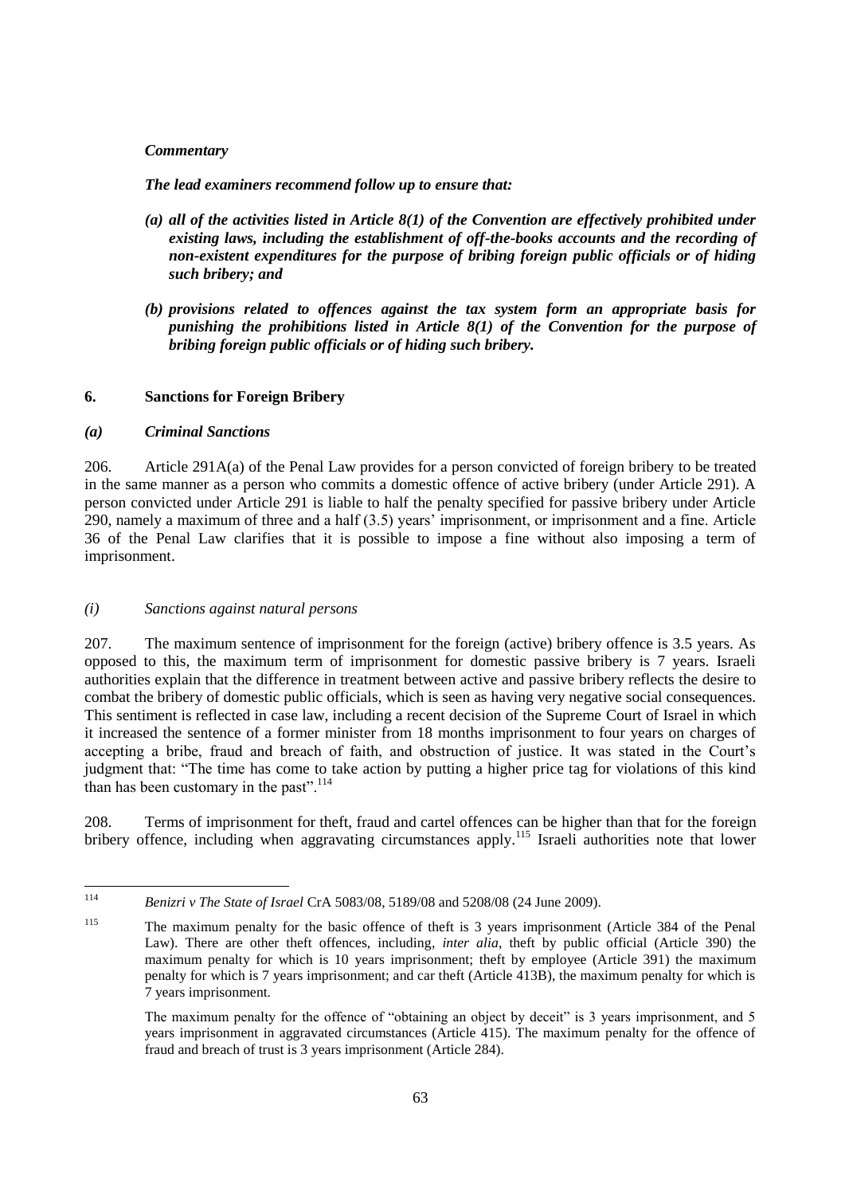***Commentary***

***The lead examiners recommend follow up to ensure that:***

- ***(a) all of the activities listed in Article 8(1) of the Convention are effectively prohibited under existing laws, including the establishment of off-the-books accounts and the recording of non-existent expenditures for the purpose of bribing foreign public officials or of hiding such bribery; and***

- ***(b) provisions related to offences against the tax system form an appropriate basis for punishing the prohibitions listed in Article 8(1) of the Convention for the purpose of bribing foreign public officials or of hiding such bribery.***

## 6. Sanctions for Foreign Bribery

### *(a) Criminal Sanctions*

206. Article 291A(a) of the Penal Law provides for a person convicted of foreign bribery to be treated in the same manner as a person who commits a domestic offence of active bribery (under Article 291). A person convicted under Article 291 is liable to half the penalty specified for passive bribery under Article 290, namely a maximum of three and a half (3.5) years' imprisonment, or imprisonment and a fine. Article 36 of the Penal Law clarifies that it is possible to impose a fine without also imposing a term of imprisonment.

#### *(i) Sanctions against natural persons*

207. The maximum sentence of imprisonment for the foreign (active) bribery offence is 3.5 years. As opposed to this, the maximum term of imprisonment for domestic passive bribery is 7 years. Israeli authorities explain that the difference in treatment between active and passive bribery reflects the desire to combat the bribery of domestic public officials, which is seen as having very negative social consequences. This sentiment is reflected in case law, including a recent decision of the Supreme Court of Israel in which it increased the sentence of a former minister from 18 months imprisonment to four years on charges of accepting a bribe, fraud and breach of faith, and obstruction of justice. It was stated in the Court's judgment that: "The time has come to take action by putting a higher price tag for violations of this kind than has been customary in the past".[114]

208. Terms of imprisonment for theft, fraud and cartel offences can be higher than that for the foreign bribery offence, including when aggravating circumstances apply.[115] Israeli authorities note that lower

---

[114] *Benizri v The State of Israel* CrA 5083/08, 5189/08 and 5208/08 (24 June 2009).

[115] The maximum penalty for the basic offence of theft is 3 years imprisonment (Article 384 of the Penal Law). There are other theft offences, including, *inter alia*, theft by public official (Article 390) the maximum penalty for which is 10 years imprisonment; theft by employee (Article 391) the maximum penalty for which is 7 years imprisonment; and car theft (Article 413B), the maximum penalty for which is 7 years imprisonment.

The maximum penalty for the offence of "obtaining an object by deceit" is 3 years imprisonment, and 5 years imprisonment in aggravated circumstances (Article 415). The maximum penalty for the offence of fraud and breach of trust is 3 years imprisonment (Article 284).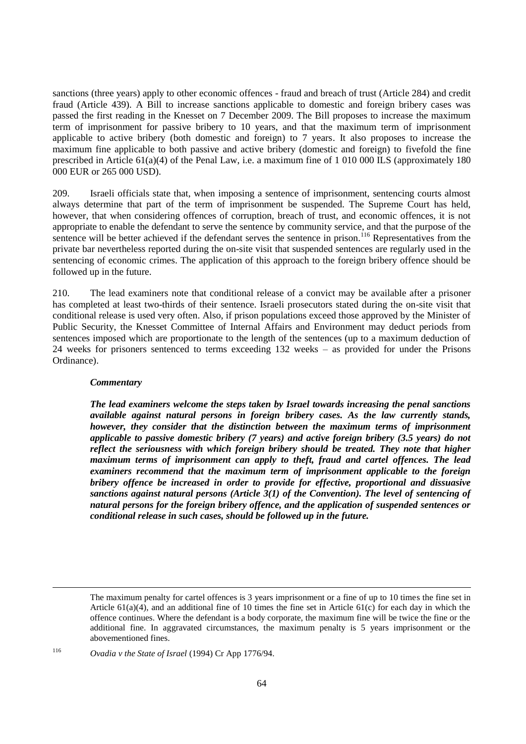sanctions (three years) apply to other economic offences - fraud and breach of trust (Article 284) and credit fraud (Article 439). A Bill to increase sanctions applicable to domestic and foreign bribery cases was passed the first reading in the Knesset on 7 December 2009. The Bill proposes to increase the maximum term of imprisonment for passive bribery to 10 years, and that the maximum term of imprisonment applicable to active bribery (both domestic and foreign) to 7 years. It also proposes to increase the maximum fine applicable to both passive and active bribery (domestic and foreign) to fivefold the fine prescribed in Article 61(a)(4) of the Penal Law, i.e. a maximum fine of 1 010 000 ILS (approximately 180 000 EUR or 265 000 USD).

209. Israeli officials state that, when imposing a sentence of imprisonment, sentencing courts almost always determine that part of the term of imprisonment be suspended. The Supreme Court has held, however, that when considering offences of corruption, breach of trust, and economic offences, it is not appropriate to enable the defendant to serve the sentence by community service, and that the purpose of the sentence will be better achieved if the defendant serves the sentence in prison.[116] Representatives from the private bar nevertheless reported during the on-site visit that suspended sentences are regularly used in the sentencing of economic crimes. The application of this approach to the foreign bribery offence should be followed up in the future.

210. The lead examiners note that conditional release of a convict may be available after a prisoner has completed at least two-thirds of their sentence. Israeli prosecutors stated during the on-site visit that conditional release is used very often. Also, if prison populations exceed those approved by the Minister of Public Security, the Knesset Committee of Internal Affairs and Environment may deduct periods from sentences imposed which are proportionate to the length of the sentences (up to a maximum deduction of 24 weeks for prisoners sentenced to terms exceeding 132 weeks – as provided for under the Prisons Ordinance).

***Commentary***

***The lead examiners welcome the steps taken by Israel towards increasing the penal sanctions available against natural persons in foreign bribery cases. As the law currently stands, however, they consider that the distinction between the maximum terms of imprisonment applicable to passive domestic bribery (7 years) and active foreign bribery (3.5 years) do not reflect the seriousness with which foreign bribery should be treated. They note that higher maximum terms of imprisonment can apply to theft, fraud and cartel offences. The lead examiners recommend that the maximum term of imprisonment applicable to the foreign bribery offence be increased in order to provide for effective, proportional and dissuasive sanctions against natural persons (Article 3(1) of the Convention). The level of sentencing of natural persons for the foreign bribery offence, and the application of suspended sentences or conditional release in such cases, should be followed up in the future.***

---

The maximum penalty for cartel offences is 3 years imprisonment or a fine of up to 10 times the fine set in Article 61(a)(4), and an additional fine of 10 times the fine set in Article 61(c) for each day in which the offence continues. Where the defendant is a body corporate, the maximum fine will be twice the fine or the additional fine. In aggravated circumstances, the maximum penalty is 5 years imprisonment or the abovementioned fines.

[116] *Ovadia v the State of Israel* (1994) Cr App 1776/94.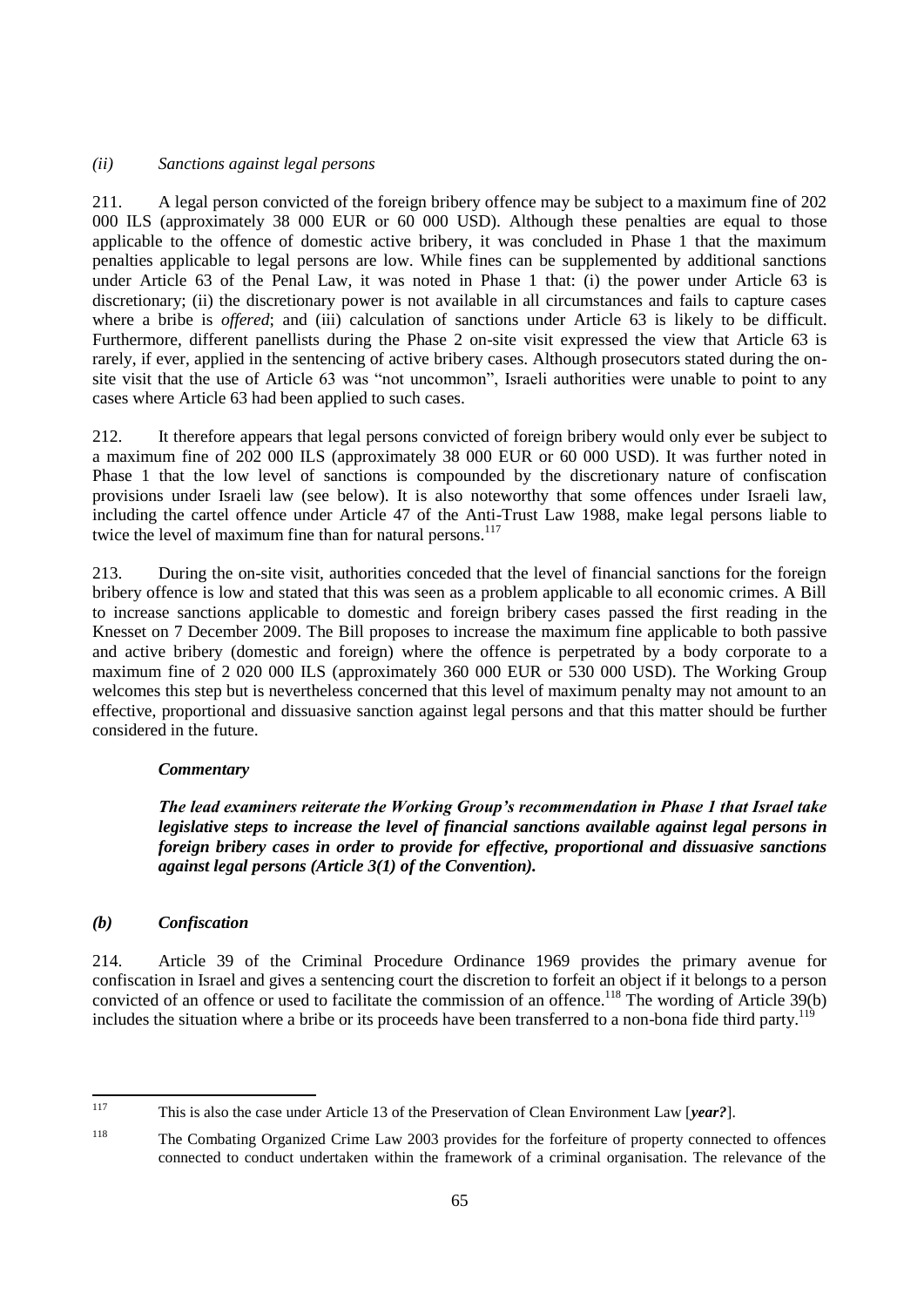*(ii) Sanctions against legal persons*

211. A legal person convicted of the foreign bribery offence may be subject to a maximum fine of 202 000 ILS (approximately 38 000 EUR or 60 000 USD). Although these penalties are equal to those applicable to the offence of domestic active bribery, it was concluded in Phase 1 that the maximum penalties applicable to legal persons are low. While fines can be supplemented by additional sanctions under Article 63 of the Penal Law, it was noted in Phase 1 that: (i) the power under Article 63 is discretionary; (ii) the discretionary power is not available in all circumstances and fails to capture cases where a bribe is *offered*; and (iii) calculation of sanctions under Article 63 is likely to be difficult. Furthermore, different panellists during the Phase 2 on-site visit expressed the view that Article 63 is rarely, if ever, applied in the sentencing of active bribery cases. Although prosecutors stated during the on-site visit that the use of Article 63 was "not uncommon", Israeli authorities were unable to point to any cases where Article 63 had been applied to such cases.

212. It therefore appears that legal persons convicted of foreign bribery would only ever be subject to a maximum fine of 202 000 ILS (approximately 38 000 EUR or 60 000 USD). It was further noted in Phase 1 that the low level of sanctions is compounded by the discretionary nature of confiscation provisions under Israeli law (see below). It is also noteworthy that some offences under Israeli law, including the cartel offence under Article 47 of the Anti-Trust Law 1988, make legal persons liable to twice the level of maximum fine than for natural persons.[117]

213. During the on-site visit, authorities conceded that the level of financial sanctions for the foreign bribery offence is low and stated that this was seen as a problem applicable to all economic crimes. A Bill to increase sanctions applicable to domestic and foreign bribery cases passed the first reading in the Knesset on 7 December 2009. The Bill proposes to increase the maximum fine applicable to both passive and active bribery (domestic and foreign) where the offence is perpetrated by a body corporate to a maximum fine of 2 020 000 ILS (approximately 360 000 EUR or 530 000 USD). The Working Group welcomes this step but is nevertheless concerned that this level of maximum penalty may not amount to an effective, proportional and dissuasive sanction against legal persons and that this matter should be further considered in the future.

***Commentary***

***The lead examiners reiterate the Working Group's recommendation in Phase 1 that Israel take legislative steps to increase the level of financial sanctions available against legal persons in foreign bribery cases in order to provide for effective, proportional and dissuasive sanctions against legal persons (Article 3(1) of the Convention).***

### *(b) Confiscation*

214. Article 39 of the Criminal Procedure Ordinance 1969 provides the primary avenue for confiscation in Israel and gives a sentencing court the discretion to forfeit an object if it belongs to a person convicted of an offence or used to facilitate the commission of an offence.[118] The wording of Article 39(b) includes the situation where a bribe or its proceeds have been transferred to a non-bona fide third party.[119]

---

[117] This is also the case under Article 13 of the Preservation of Clean Environment Law [***year?***].

[118] The Combating Organized Crime Law 2003 provides for the forfeiture of property connected to offences connected to conduct undertaken within the framework of a criminal organisation. The relevance of the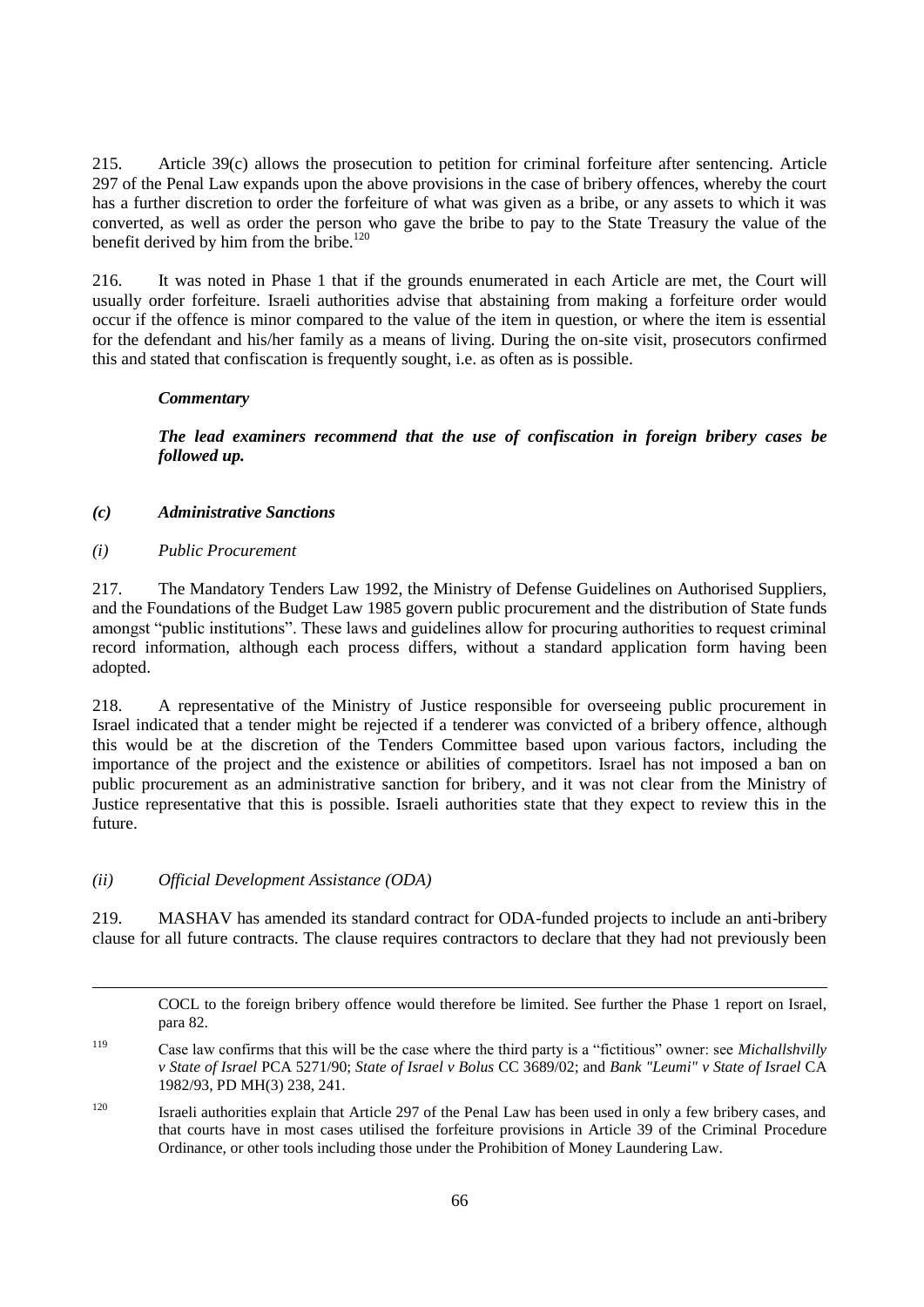215. Article 39(c) allows the prosecution to petition for criminal forfeiture after sentencing. Article 297 of the Penal Law expands upon the above provisions in the case of bribery offences, whereby the court has a further discretion to order the forfeiture of what was given as a bribe, or any assets to which it was converted, as well as order the person who gave the bribe to pay to the State Treasury the value of the benefit derived by him from the bribe.[120]

216. It was noted in Phase 1 that if the grounds enumerated in each Article are met, the Court will usually order forfeiture. Israeli authorities advise that abstaining from making a forfeiture order would occur if the offence is minor compared to the value of the item in question, or where the item is essential for the defendant and his/her family as a means of living. During the on-site visit, prosecutors confirmed this and stated that confiscation is frequently sought, i.e. as often as is possible.

***Commentary***

***The lead examiners recommend that the use of confiscation in foreign bribery cases be followed up.***

#### *(c) Administrative Sanctions*

##### *(i) Public Procurement*

217. The Mandatory Tenders Law 1992, the Ministry of Defense Guidelines on Authorised Suppliers, and the Foundations of the Budget Law 1985 govern public procurement and the distribution of State funds amongst "public institutions". These laws and guidelines allow for procuring authorities to request criminal record information, although each process differs, without a standard application form having been adopted.

218. A representative of the Ministry of Justice responsible for overseeing public procurement in Israel indicated that a tender might be rejected if a tenderer was convicted of a bribery offence, although this would be at the discretion of the Tenders Committee based upon various factors, including the importance of the project and the existence or abilities of competitors. Israel has not imposed a ban on public procurement as an administrative sanction for bribery, and it was not clear from the Ministry of Justice representative that this is possible. Israeli authorities state that they expect to review this in the future.

##### *(ii) Official Development Assistance (ODA)*

219. MASHAV has amended its standard contract for ODA-funded projects to include an anti-bribery clause for all future contracts. The clause requires contractors to declare that they had not previously been

---

COCL to the foreign bribery offence would therefore be limited. See further the Phase 1 report on Israel, para 82.

[119] Case law confirms that this will be the case where the third party is a "fictitious" owner: see *Michallshvilly v State of Israel* PCA 5271/90; *State of Israel v Bolus* CC 3689/02; and *Bank "Leumi" v State of Israel* CA 1982/93, PD MH(3) 238, 241.

[120] Israeli authorities explain that Article 297 of the Penal Law has been used in only a few bribery cases, and that courts have in most cases utilised the forfeiture provisions in Article 39 of the Criminal Procedure Ordinance, or other tools including those under the Prohibition of Money Laundering Law.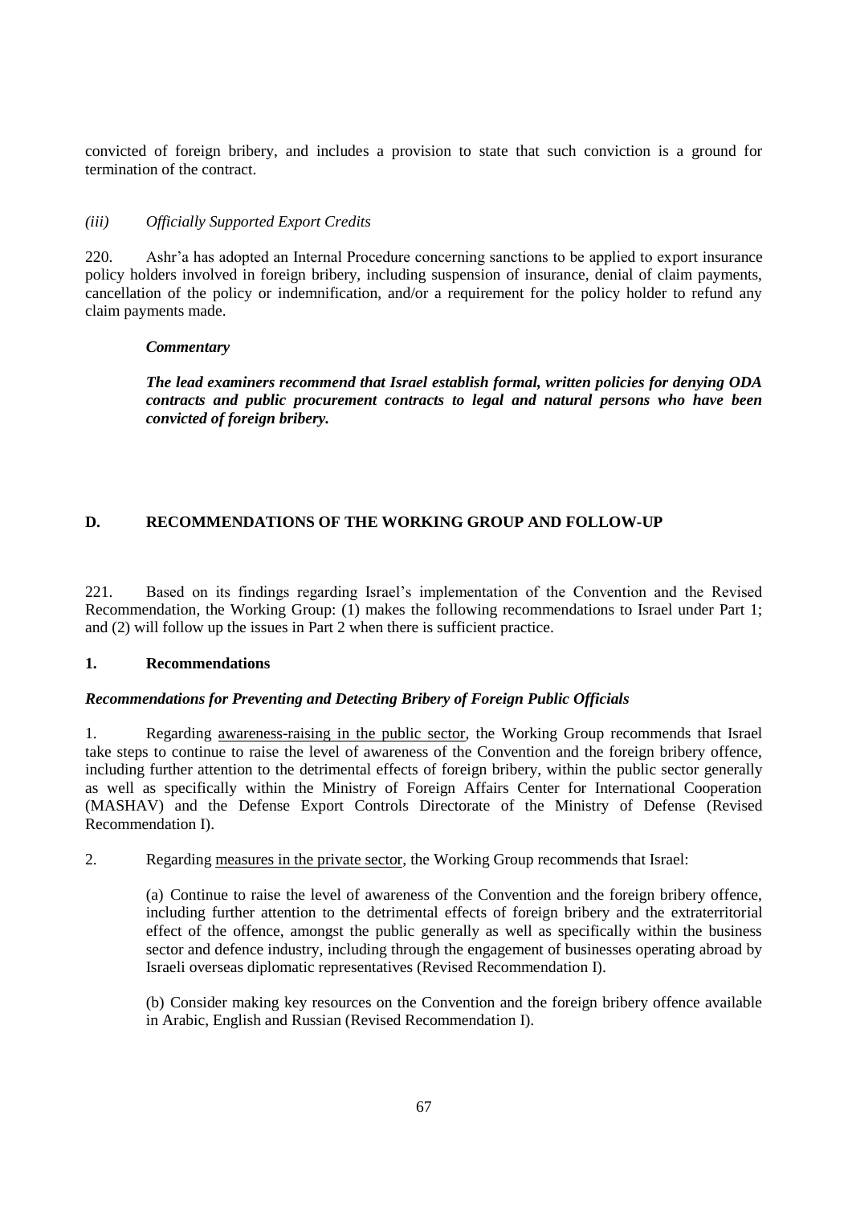convicted of foreign bribery, and includes a provision to state that such conviction is a ground for termination of the contract.

*(iii) Officially Supported Export Credits*

220. Ashr'a has adopted an Internal Procedure concerning sanctions to be applied to export insurance policy holders involved in foreign bribery, including suspension of insurance, denial of claim payments, cancellation of the policy or indemnification, and/or a requirement for the policy holder to refund any claim payments made.

***Commentary***

***The lead examiners recommend that Israel establish formal, written policies for denying ODA contracts and public procurement contracts to legal and natural persons who have been convicted of foreign bribery.***

## D. RECOMMENDATIONS OF THE WORKING GROUP AND FOLLOW-UP

221. Based on its findings regarding Israel's implementation of the Convention and the Revised Recommendation, the Working Group: (1) makes the following recommendations to Israel under Part 1; and (2) will follow up the issues in Part 2 when there is sufficient practice.

### 1. Recommendations

***Recommendations for Preventing and Detecting Bribery of Foreign Public Officials***

1. Regarding awareness-raising in the public sector, the Working Group recommends that Israel take steps to continue to raise the level of awareness of the Convention and the foreign bribery offence, including further attention to the detrimental effects of foreign bribery, within the public sector generally as well as specifically within the Ministry of Foreign Affairs Center for International Cooperation (MASHAV) and the Defense Export Controls Directorate of the Ministry of Defense (Revised Recommendation I).

2. Regarding measures in the private sector, the Working Group recommends that Israel:

(a) Continue to raise the level of awareness of the Convention and the foreign bribery offence, including further attention to the detrimental effects of foreign bribery and the extraterritorial effect of the offence, amongst the public generally as well as specifically within the business sector and defence industry, including through the engagement of businesses operating abroad by Israeli overseas diplomatic representatives (Revised Recommendation I).

(b) Consider making key resources on the Convention and the foreign bribery offence available in Arabic, English and Russian (Revised Recommendation I).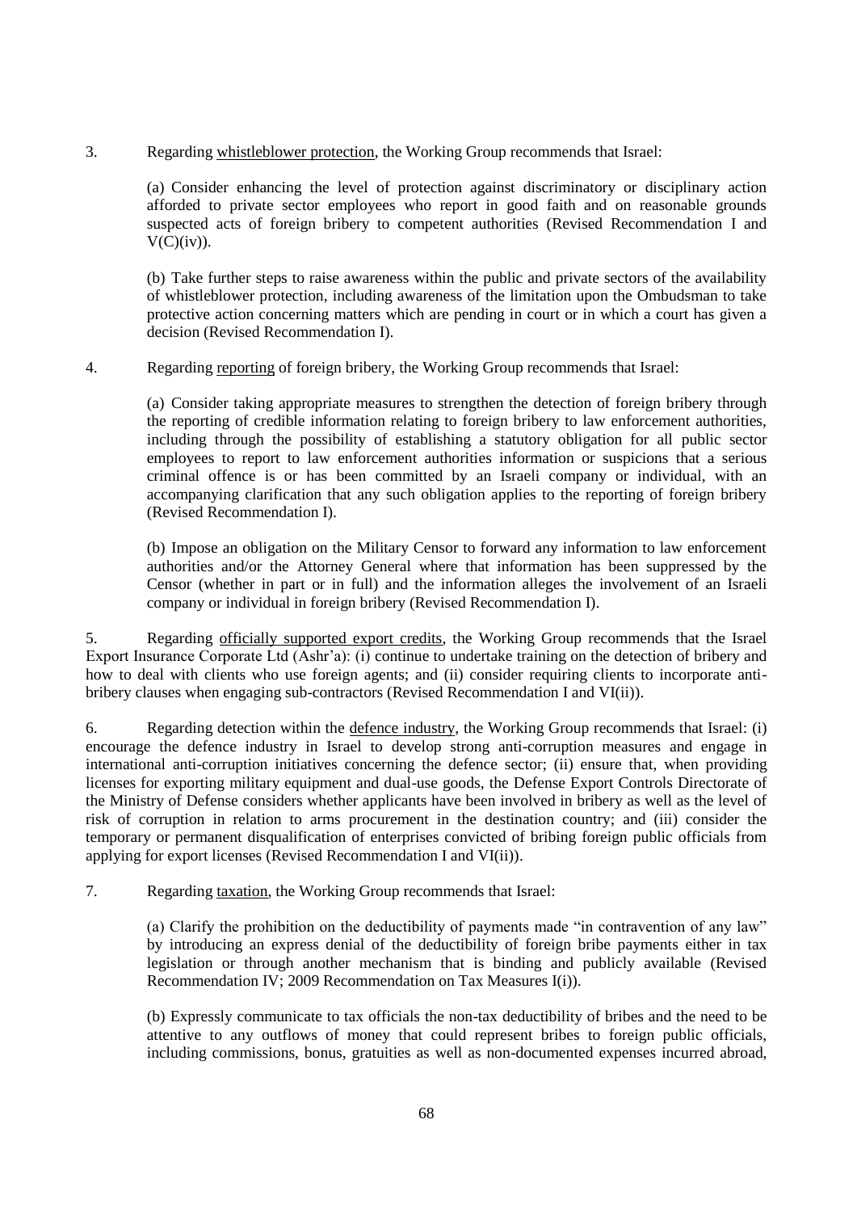3. Regarding whistleblower protection, the Working Group recommends that Israel:

   (a) Consider enhancing the level of protection against discriminatory or disciplinary action afforded to private sector employees who report in good faith and on reasonable grounds suspected acts of foreign bribery to competent authorities (Revised Recommendation I and V(C)(iv)).

   (b) Take further steps to raise awareness within the public and private sectors of the availability of whistleblower protection, including awareness of the limitation upon the Ombudsman to take protective action concerning matters which are pending in court or in which a court has given a decision (Revised Recommendation I).

4. Regarding reporting of foreign bribery, the Working Group recommends that Israel:

   (a) Consider taking appropriate measures to strengthen the detection of foreign bribery through the reporting of credible information relating to foreign bribery to law enforcement authorities, including through the possibility of establishing a statutory obligation for all public sector employees to report to law enforcement authorities information or suspicions that a serious criminal offence is or has been committed by an Israeli company or individual, with an accompanying clarification that any such obligation applies to the reporting of foreign bribery (Revised Recommendation I).

   (b) Impose an obligation on the Military Censor to forward any information to law enforcement authorities and/or the Attorney General where that information has been suppressed by the Censor (whether in part or in full) and the information alleges the involvement of an Israeli company or individual in foreign bribery (Revised Recommendation I).

5. Regarding officially supported export credits, the Working Group recommends that the Israel Export Insurance Corporate Ltd (Ashr'a): (i) continue to undertake training on the detection of bribery and how to deal with clients who use foreign agents; and (ii) consider requiring clients to incorporate anti-bribery clauses when engaging sub-contractors (Revised Recommendation I and VI(ii)).

6. Regarding detection within the defence industry, the Working Group recommends that Israel: (i) encourage the defence industry in Israel to develop strong anti-corruption measures and engage in international anti-corruption initiatives concerning the defence sector; (ii) ensure that, when providing licenses for exporting military equipment and dual-use goods, the Defense Export Controls Directorate of the Ministry of Defense considers whether applicants have been involved in bribery as well as the level of risk of corruption in relation to arms procurement in the destination country; and (iii) consider the temporary or permanent disqualification of enterprises convicted of bribing foreign public officials from applying for export licenses (Revised Recommendation I and VI(ii)).

7. Regarding taxation, the Working Group recommends that Israel:

   (a) Clarify the prohibition on the deductibility of payments made "in contravention of any law" by introducing an express denial of the deductibility of foreign bribe payments either in tax legislation or through another mechanism that is binding and publicly available (Revised Recommendation IV; 2009 Recommendation on Tax Measures I(i)).

   (b) Expressly communicate to tax officials the non-tax deductibility of bribes and the need to be attentive to any outflows of money that could represent bribes to foreign public officials, including commissions, bonus, gratuities as well as non-documented expenses incurred abroad,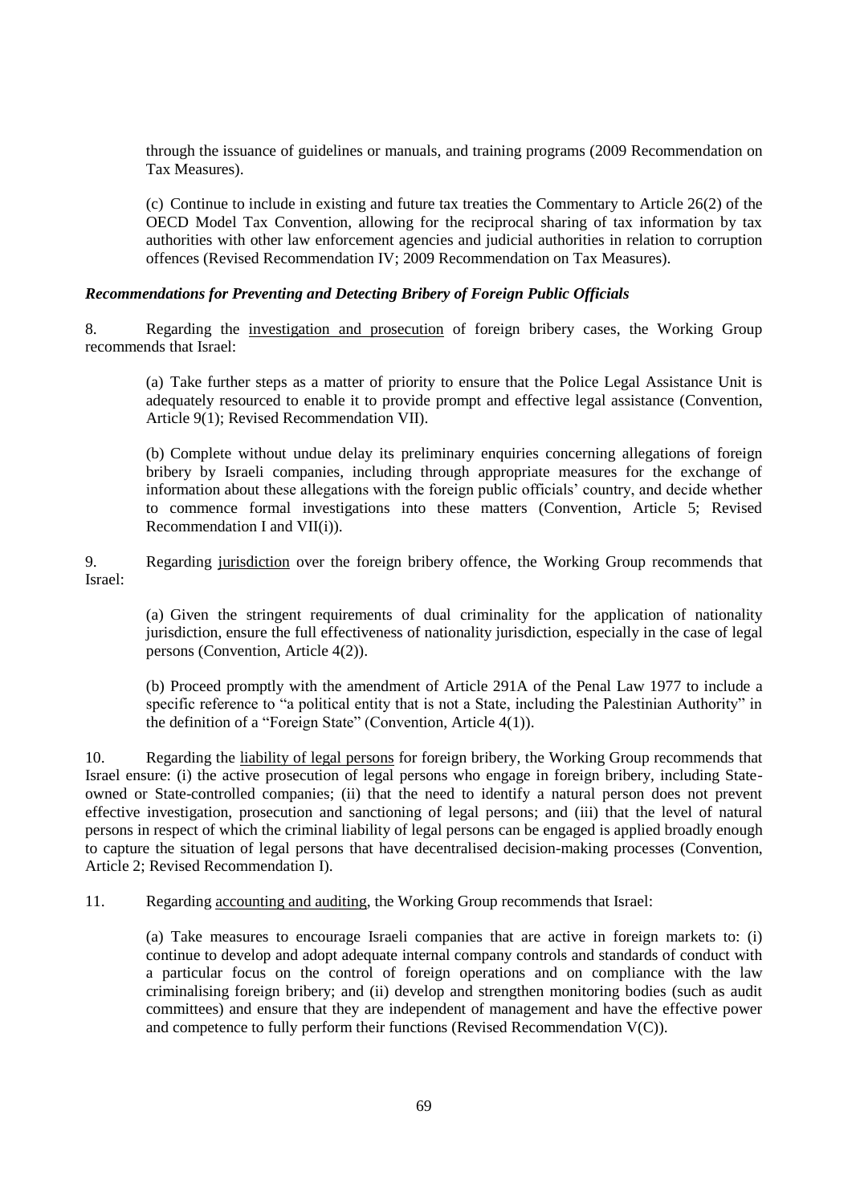through the issuance of guidelines or manuals, and training programs (2009 Recommendation on Tax Measures).

(c) Continue to include in existing and future tax treaties the Commentary to Article 26(2) of the OECD Model Tax Convention, allowing for the reciprocal sharing of tax information by tax authorities with other law enforcement agencies and judicial authorities in relation to corruption offences (Revised Recommendation IV; 2009 Recommendation on Tax Measures).

***Recommendations for Preventing and Detecting Bribery of Foreign Public Officials***

8. Regarding the investigation and prosecution of foreign bribery cases, the Working Group recommends that Israel:

(a) Take further steps as a matter of priority to ensure that the Police Legal Assistance Unit is adequately resourced to enable it to provide prompt and effective legal assistance (Convention, Article 9(1); Revised Recommendation VII).

(b) Complete without undue delay its preliminary enquiries concerning allegations of foreign bribery by Israeli companies, including through appropriate measures for the exchange of information about these allegations with the foreign public officials' country, and decide whether to commence formal investigations into these matters (Convention, Article 5; Revised Recommendation I and VII(i)).

9. Regarding jurisdiction over the foreign bribery offence, the Working Group recommends that Israel:

(a) Given the stringent requirements of dual criminality for the application of nationality jurisdiction, ensure the full effectiveness of nationality jurisdiction, especially in the case of legal persons (Convention, Article 4(2)).

(b) Proceed promptly with the amendment of Article 291A of the Penal Law 1977 to include a specific reference to "a political entity that is not a State, including the Palestinian Authority" in the definition of a "Foreign State" (Convention, Article 4(1)).

10. Regarding the liability of legal persons for foreign bribery, the Working Group recommends that Israel ensure: (i) the active prosecution of legal persons who engage in foreign bribery, including State-owned or State-controlled companies; (ii) that the need to identify a natural person does not prevent effective investigation, prosecution and sanctioning of legal persons; and (iii) that the level of natural persons in respect of which the criminal liability of legal persons can be engaged is applied broadly enough to capture the situation of legal persons that have decentralised decision-making processes (Convention, Article 2; Revised Recommendation I).

11. Regarding accounting and auditing, the Working Group recommends that Israel:

(a) Take measures to encourage Israeli companies that are active in foreign markets to: (i) continue to develop and adopt adequate internal company controls and standards of conduct with a particular focus on the control of foreign operations and on compliance with the law criminalising foreign bribery; and (ii) develop and strengthen monitoring bodies (such as audit committees) and ensure that they are independent of management and have the effective power and competence to fully perform their functions (Revised Recommendation V(C)).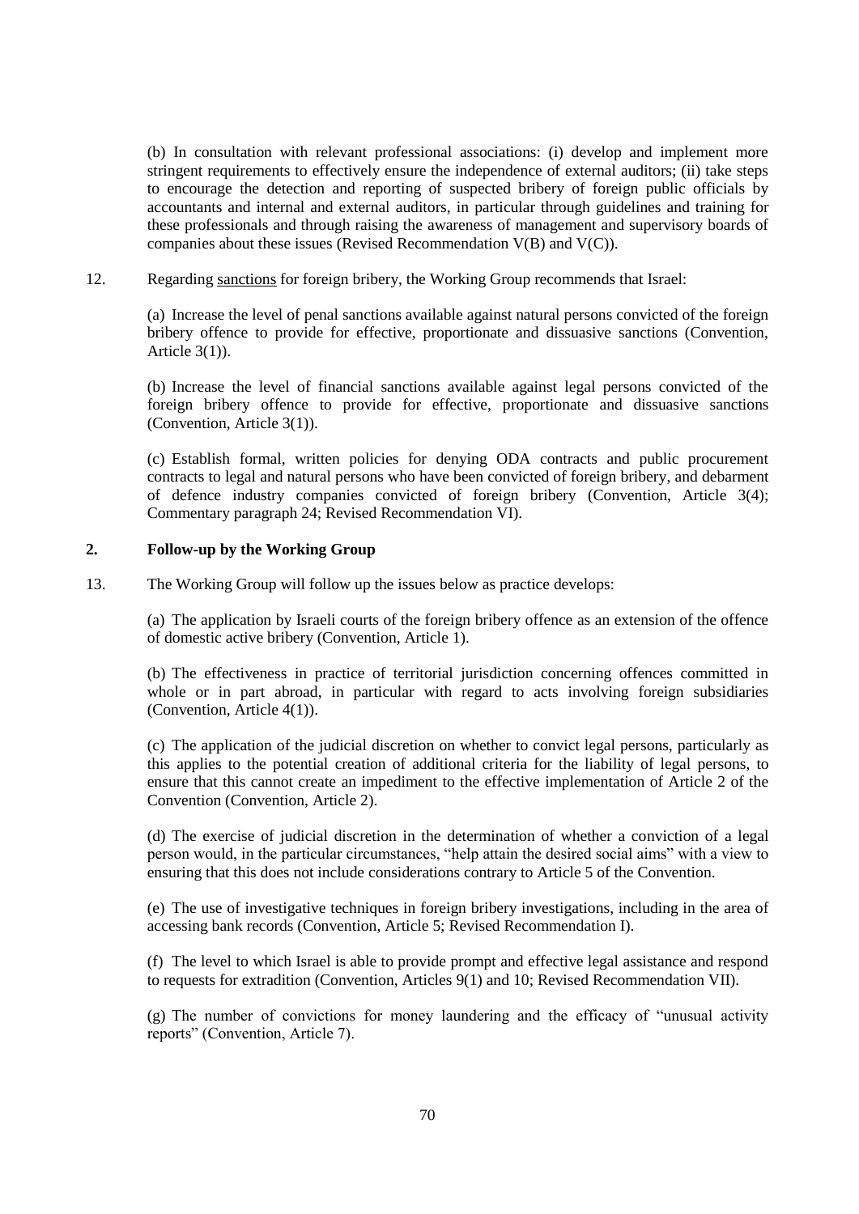(b) In consultation with relevant professional associations: (i) develop and implement more stringent requirements to effectively ensure the independence of external auditors; (ii) take steps to encourage the detection and reporting of suspected bribery of foreign public officials by accountants and internal and external auditors, in particular through guidelines and training for these professionals and through raising the awareness of management and supervisory boards of companies about these issues (Revised Recommendation V(B) and V(C)).

12. Regarding sanctions for foreign bribery, the Working Group recommends that Israel:

(a) Increase the level of penal sanctions available against natural persons convicted of the foreign bribery offence to provide for effective, proportionate and dissuasive sanctions (Convention, Article 3(1)).

(b) Increase the level of financial sanctions available against legal persons convicted of the foreign bribery offence to provide for effective, proportionate and dissuasive sanctions (Convention, Article 3(1)).

(c) Establish formal, written policies for denying ODA contracts and public procurement contracts to legal and natural persons who have been convicted of foreign bribery, and debarment of defence industry companies convicted of foreign bribery (Convention, Article 3(4); Commentary paragraph 24; Revised Recommendation VI).

## 2. Follow-up by the Working Group

13. The Working Group will follow up the issues below as practice develops:

(a) The application by Israeli courts of the foreign bribery offence as an extension of the offence of domestic active bribery (Convention, Article 1).

(b) The effectiveness in practice of territorial jurisdiction concerning offences committed in whole or in part abroad, in particular with regard to acts involving foreign subsidiaries (Convention, Article 4(1)).

(c) The application of the judicial discretion on whether to convict legal persons, particularly as this applies to the potential creation of additional criteria for the liability of legal persons, to ensure that this cannot create an impediment to the effective implementation of Article 2 of the Convention (Convention, Article 2).

(d) The exercise of judicial discretion in the determination of whether a conviction of a legal person would, in the particular circumstances, "help attain the desired social aims" with a view to ensuring that this does not include considerations contrary to Article 5 of the Convention.

(e) The use of investigative techniques in foreign bribery investigations, including in the area of accessing bank records (Convention, Article 5; Revised Recommendation I).

(f) The level to which Israel is able to provide prompt and effective legal assistance and respond to requests for extradition (Convention, Articles 9(1) and 10; Revised Recommendation VII).

(g) The number of convictions for money laundering and the efficacy of "unusual activity reports" (Convention, Article 7).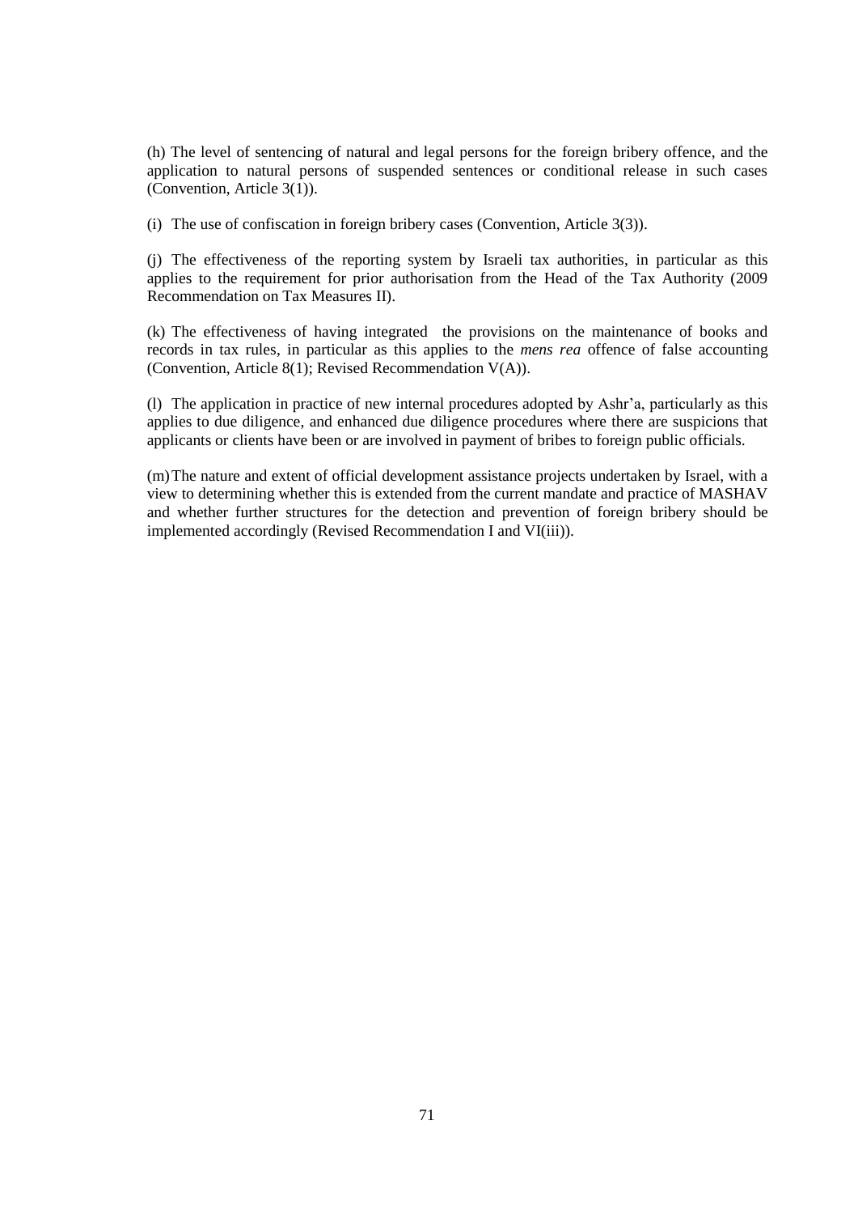(h) The level of sentencing of natural and legal persons for the foreign bribery offence, and the application to natural persons of suspended sentences or conditional release in such cases (Convention, Article 3(1)).

(i) The use of confiscation in foreign bribery cases (Convention, Article 3(3)).

(j) The effectiveness of the reporting system by Israeli tax authorities, in particular as this applies to the requirement for prior authorisation from the Head of the Tax Authority (2009 Recommendation on Tax Measures II).

(k) The effectiveness of having integrated the provisions on the maintenance of books and records in tax rules, in particular as this applies to the *mens rea* offence of false accounting (Convention, Article 8(1); Revised Recommendation V(A)).

(l) The application in practice of new internal procedures adopted by Ashr'a, particularly as this applies to due diligence, and enhanced due diligence procedures where there are suspicions that applicants or clients have been or are involved in payment of bribes to foreign public officials.

(m) The nature and extent of official development assistance projects undertaken by Israel, with a view to determining whether this is extended from the current mandate and practice of MASHAV and whether further structures for the detection and prevention of foreign bribery should be implemented accordingly (Revised Recommendation I and VI(iii)).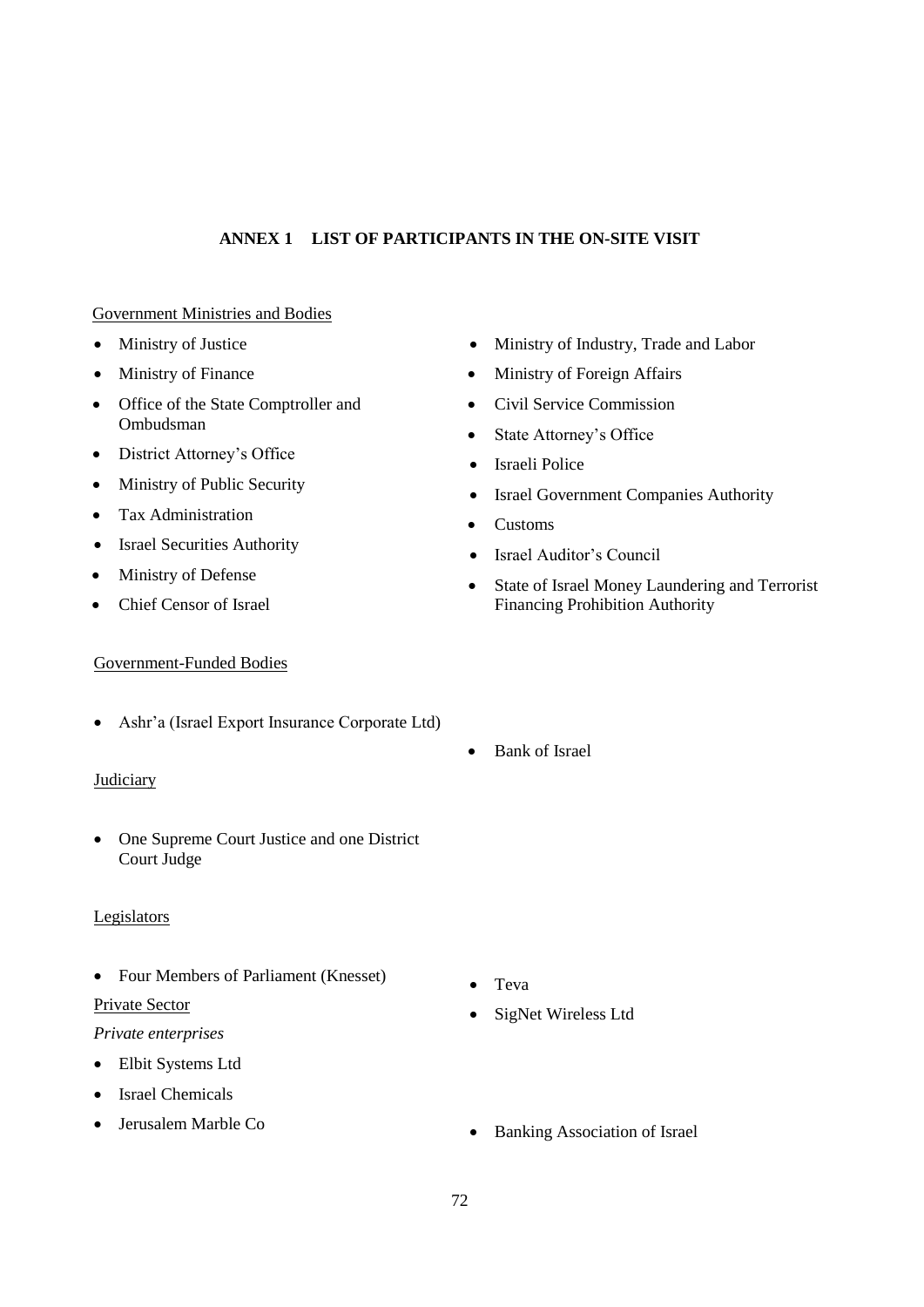# ANNEX 1 LIST OF PARTICIPANTS IN THE ON-SITE VISIT

Government Ministries and Bodies

- Ministry of Justice
- Ministry of Finance
- Office of the State Comptroller and Ombudsman
- District Attorney's Office
- Ministry of Public Security
- Tax Administration
- Israel Securities Authority
- Ministry of Defense
- Chief Censor of Israel
- Ministry of Industry, Trade and Labor
- Ministry of Foreign Affairs
- Civil Service Commission
- State Attorney's Office
- Israeli Police
- Israel Government Companies Authority
- Customs
- Israel Auditor's Council
- State of Israel Money Laundering and Terrorist Financing Prohibition Authority

Government-Funded Bodies

- Ashr'a (Israel Export Insurance Corporate Ltd)
- Bank of Israel

Judiciary

- One Supreme Court Justice and one District Court Judge

Legislators

- Four Members of Parliament (Knesset)

Private Sector

*Private enterprises*

- Elbit Systems Ltd
- Israel Chemicals
- Jerusalem Marble Co
- Teva
- SigNet Wireless Ltd
- Banking Association of Israel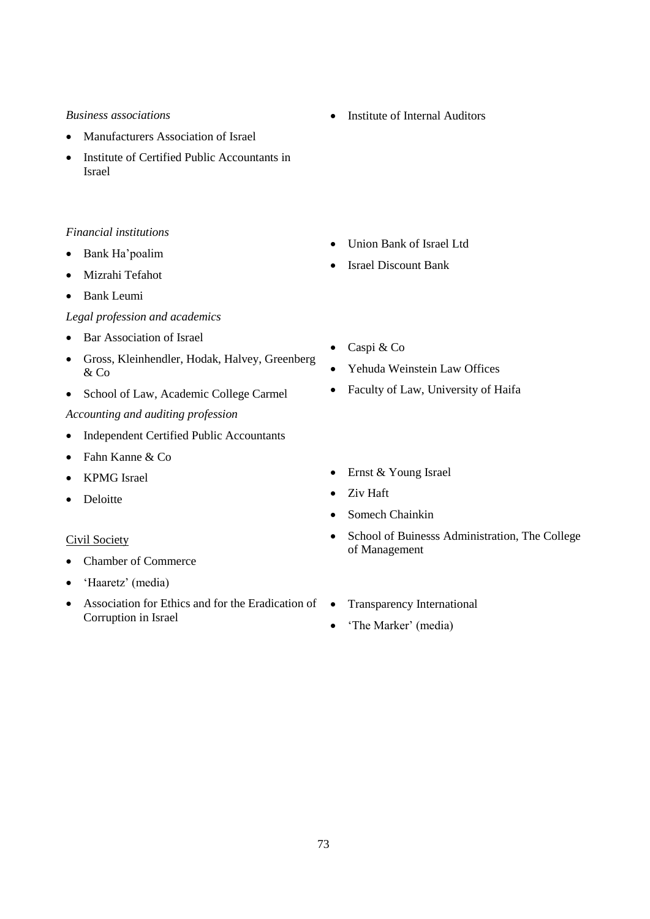*Business associations*

- Manufacturers Association of Israel
- Institute of Certified Public Accountants in Israel
- Institute of Internal Auditors

*Financial institutions*

- Bank Ha'poalim
- Mizrahi Tefahot
- Bank Leumi
- Union Bank of Israel Ltd
- Israel Discount Bank

*Legal profession and academics*

- Bar Association of Israel
- Gross, Kleinhendler, Hodak, Halvey, Greenberg & Co
- School of Law, Academic College Carmel
- Caspi & Co
- Yehuda Weinstein Law Offices
- Faculty of Law, University of Haifa

*Accounting and auditing profession*

- Independent Certified Public Accountants
- Fahn Kanne & Co
- KPMG Israel
- Deloitte
- Ernst & Young Israel
- Ziv Haft
- Somech Chainkin
- School of Buinesss Administration, The College of Management

<u>Civil Society</u>

- Chamber of Commerce
- 'Haaretz' (media)
- Association for Ethics and for the Eradication of Corruption in Israel
- Transparency International
- 'The Marker' (media)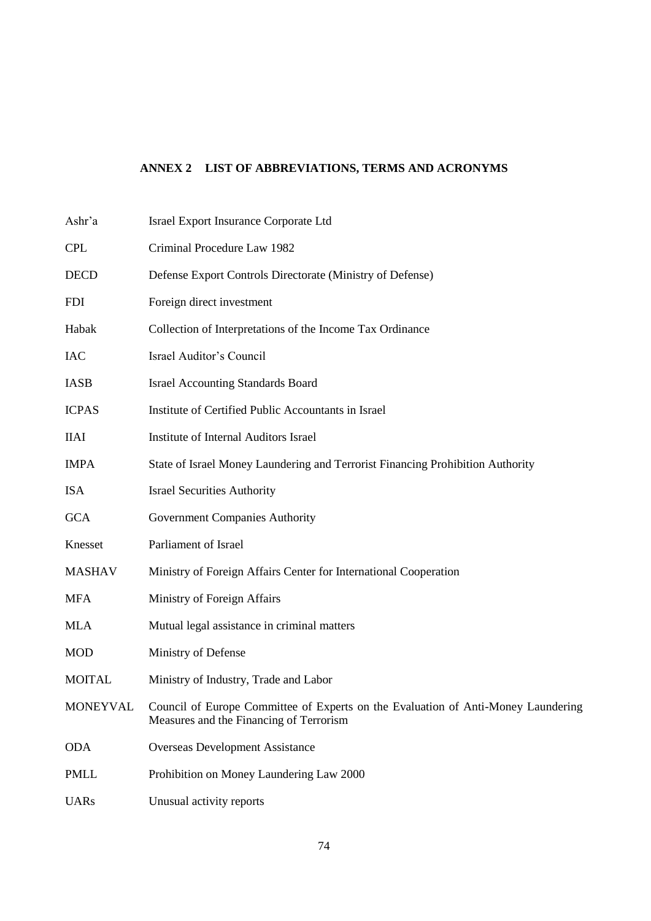## ANNEX 2 LIST OF ABBREVIATIONS, TERMS AND ACRONYMS

| | |
|---|---|
| Ashr'a | Israel Export Insurance Corporate Ltd |
| CPL | Criminal Procedure Law 1982 |
| DECD | Defense Export Controls Directorate (Ministry of Defense) |
| FDI | Foreign direct investment |
| Habak | Collection of Interpretations of the Income Tax Ordinance |
| IAC | Israel Auditor's Council |
| IASB | Israel Accounting Standards Board |
| ICPAS | Institute of Certified Public Accountants in Israel |
| IIAI | Institute of Internal Auditors Israel |
| IMPA | State of Israel Money Laundering and Terrorist Financing Prohibition Authority |
| ISA | Israel Securities Authority |
| GCA | Government Companies Authority |
| Knesset | Parliament of Israel |
| MASHAV | Ministry of Foreign Affairs Center for International Cooperation |
| MFA | Ministry of Foreign Affairs |
| MLA | Mutual legal assistance in criminal matters |
| MOD | Ministry of Defense |
| MOITAL | Ministry of Industry, Trade and Labor |
| MONEYVAL | Council of Europe Committee of Experts on the Evaluation of Anti-Money Laundering Measures and the Financing of Terrorism |
| ODA | Overseas Development Assistance |
| PMLL | Prohibition on Money Laundering Law 2000 |
| UARs | Unusual activity reports |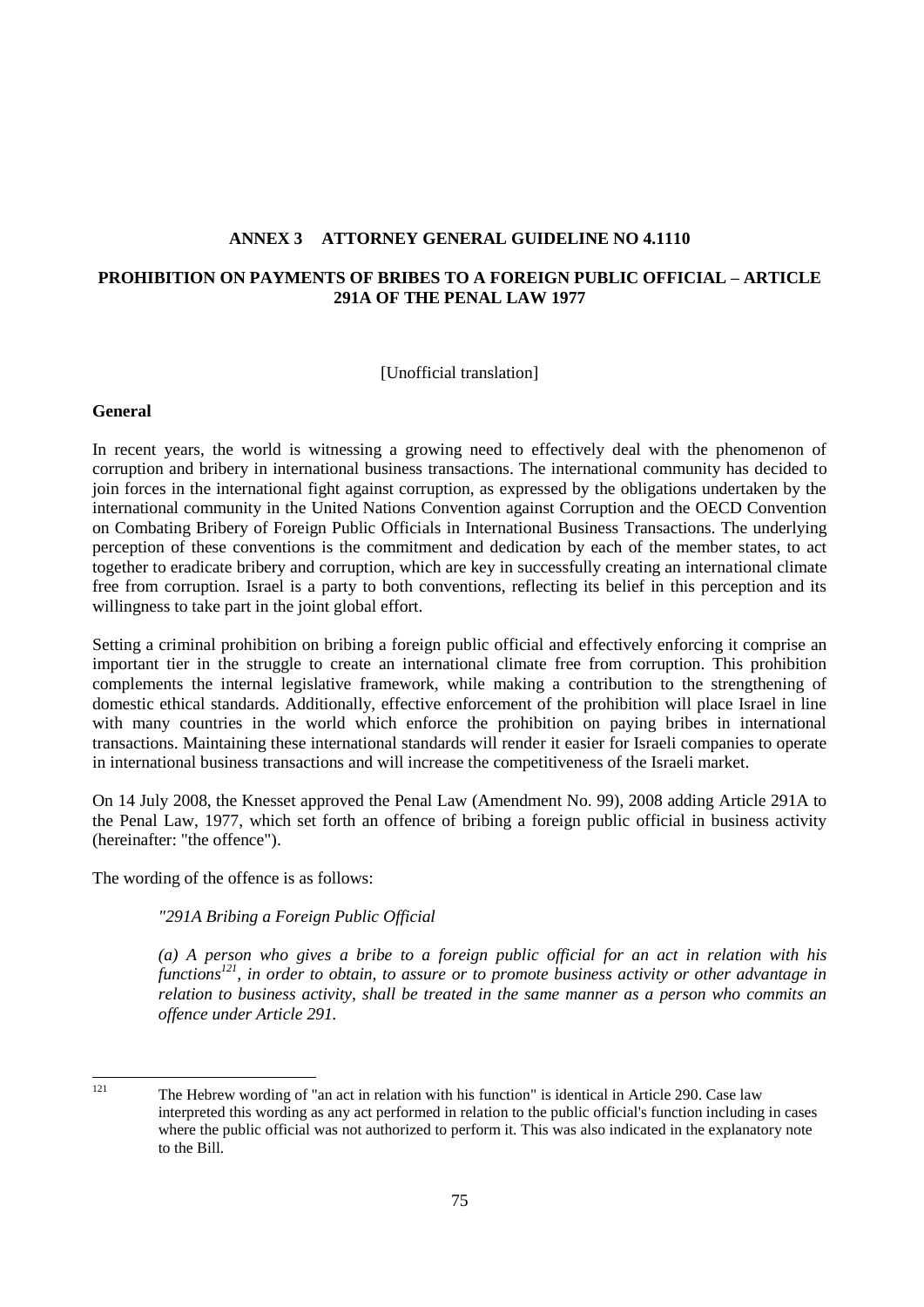## ANNEX 3 ATTORNEY GENERAL GUIDELINE NO 4.1110

## PROHIBITION ON PAYMENTS OF BRIBES TO A FOREIGN PUBLIC OFFICIAL – ARTICLE 291A OF THE PENAL LAW 1977

[Unofficial translation]

**General**

In recent years, the world is witnessing a growing need to effectively deal with the phenomenon of corruption and bribery in international business transactions. The international community has decided to join forces in the international fight against corruption, as expressed by the obligations undertaken by the international community in the United Nations Convention against Corruption and the OECD Convention on Combating Bribery of Foreign Public Officials in International Business Transactions. The underlying perception of these conventions is the commitment and dedication by each of the member states, to act together to eradicate bribery and corruption, which are key in successfully creating an international climate free from corruption. Israel is a party to both conventions, reflecting its belief in this perception and its willingness to take part in the joint global effort.

Setting a criminal prohibition on bribing a foreign public official and effectively enforcing it comprise an important tier in the struggle to create an international climate free from corruption. This prohibition complements the internal legislative framework, while making a contribution to the strengthening of domestic ethical standards. Additionally, effective enforcement of the prohibition will place Israel in line with many countries in the world which enforce the prohibition on paying bribes in international transactions. Maintaining these international standards will render it easier for Israeli companies to operate in international business transactions and will increase the competitiveness of the Israeli market.

On 14 July 2008, the Knesset approved the Penal Law (Amendment No. 99), 2008 adding Article 291A to the Penal Law, 1977, which set forth an offence of bribing a foreign public official in business activity (hereinafter: "the offence").

The wording of the offence is as follows:

> *"291A Bribing a Foreign Public Official*
>
> *(a) A person who gives a bribe to a foreign public official for an act in relation with his functions*[121]*, in order to obtain, to assure or to promote business activity or other advantage in relation to business activity, shall be treated in the same manner as a person who commits an offence under Article 291.*

---

[121] The Hebrew wording of "an act in relation with his function" is identical in Article 290. Case law interpreted this wording as any act performed in relation to the public official's function including in cases where the public official was not authorized to perform it. This was also indicated in the explanatory note to the Bill.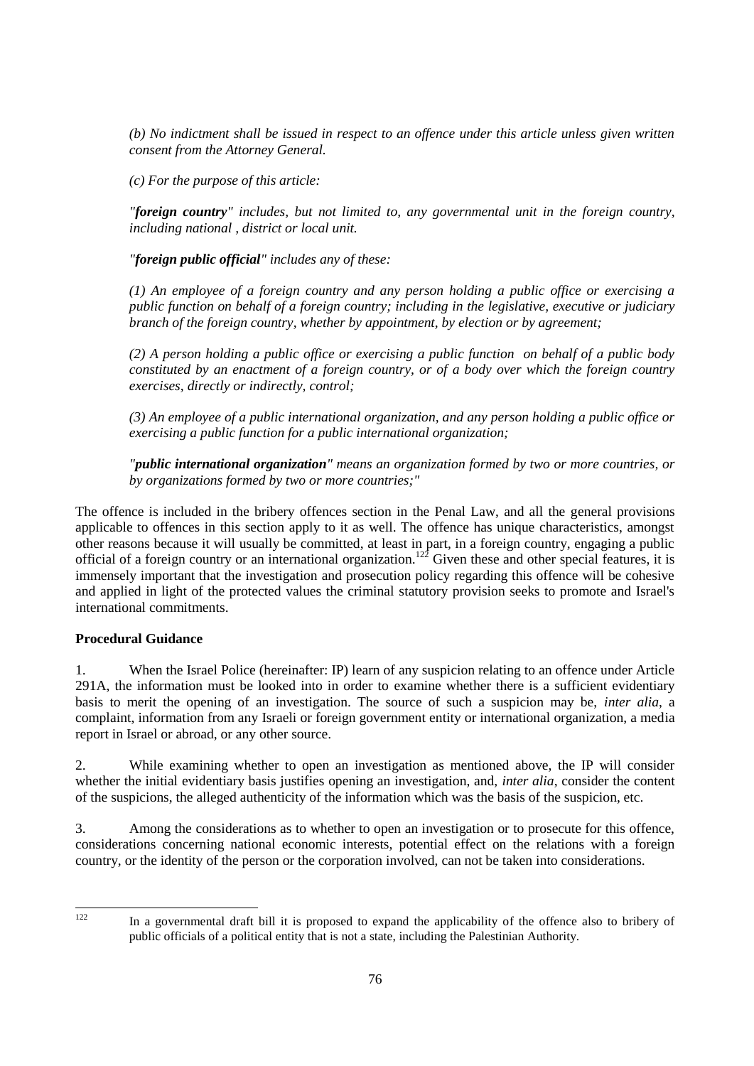*(b) No indictment shall be issued in respect to an offence under this article unless given written consent from the Attorney General.*

*(c) For the purpose of this article:*

*"**foreign country**" includes, but not limited to, any governmental unit in the foreign country, including national , district or local unit.*

*"**foreign public official**" includes any of these:*

*(1) An employee of a foreign country and any person holding a public office or exercising a public function on behalf of a foreign country; including in the legislative, executive or judiciary branch of the foreign country, whether by appointment, by election or by agreement;*

*(2) A person holding a public office or exercising a public function on behalf of a public body constituted by an enactment of a foreign country, or of a body over which the foreign country exercises, directly or indirectly, control;*

*(3) An employee of a public international organization, and any person holding a public office or exercising a public function for a public international organization;*

*"**public international organization**" means an organization formed by two or more countries, or by organizations formed by two or more countries;"*

The offence is included in the bribery offences section in the Penal Law, and all the general provisions applicable to offences in this section apply to it as well. The offence has unique characteristics, amongst other reasons because it will usually be committed, at least in part, in a foreign country, engaging a public official of a foreign country or an international organization.[122] Given these and other special features, it is immensely important that the investigation and prosecution policy regarding this offence will be cohesive and applied in light of the protected values the criminal statutory provision seeks to promote and Israel's international commitments.

**Procedural Guidance**

1. When the Israel Police (hereinafter: IP) learn of any suspicion relating to an offence under Article 291A, the information must be looked into in order to examine whether there is a sufficient evidentiary basis to merit the opening of an investigation. The source of such a suspicion may be, *inter alia*, a complaint, information from any Israeli or foreign government entity or international organization, a media report in Israel or abroad, or any other source.

2. While examining whether to open an investigation as mentioned above, the IP will consider whether the initial evidentiary basis justifies opening an investigation, and, *inter alia*, consider the content of the suspicions, the alleged authenticity of the information which was the basis of the suspicion, etc.

3. Among the considerations as to whether to open an investigation or to prosecute for this offence, considerations concerning national economic interests, potential effect on the relations with a foreign country, or the identity of the person or the corporation involved, can not be taken into considerations.

---

[122] In a governmental draft bill it is proposed to expand the applicability of the offence also to bribery of public officials of a political entity that is not a state, including the Palestinian Authority.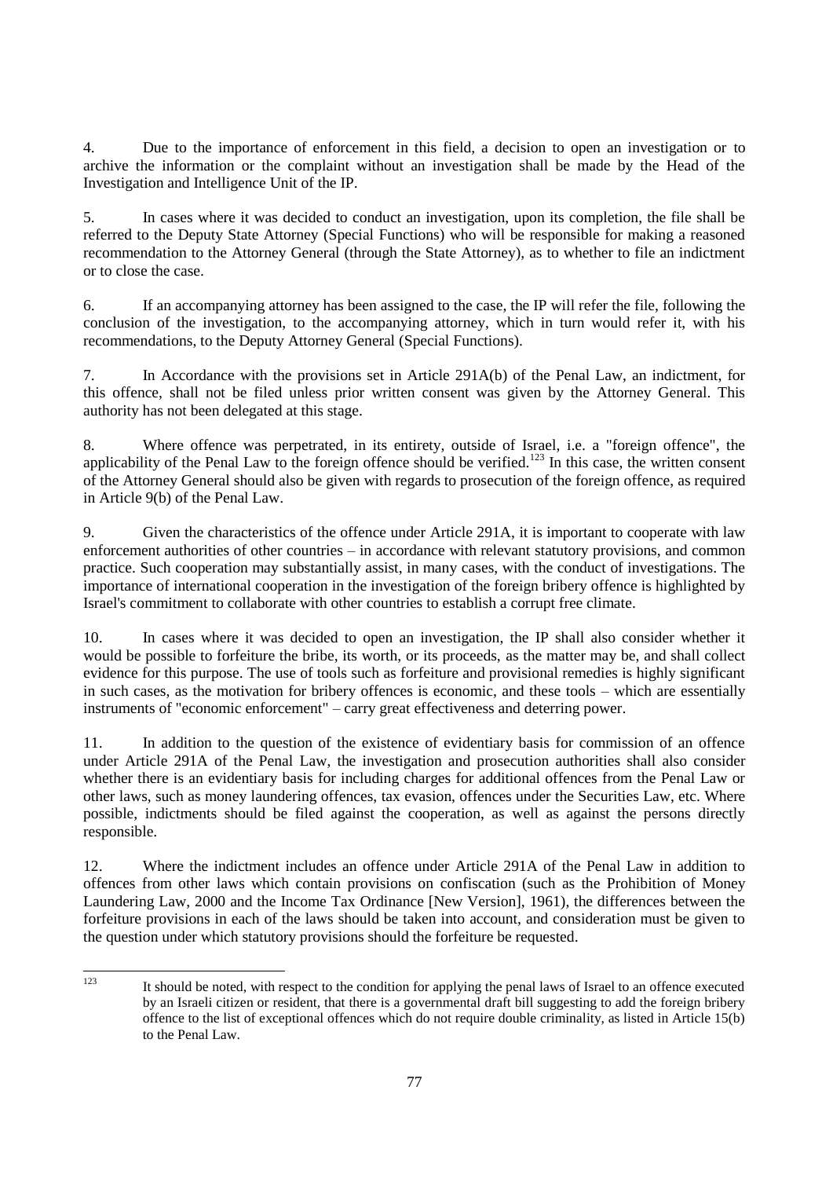4. Due to the importance of enforcement in this field, a decision to open an investigation or to archive the information or the complaint without an investigation shall be made by the Head of the Investigation and Intelligence Unit of the IP.

5. In cases where it was decided to conduct an investigation, upon its completion, the file shall be referred to the Deputy State Attorney (Special Functions) who will be responsible for making a reasoned recommendation to the Attorney General (through the State Attorney), as to whether to file an indictment or to close the case.

6. If an accompanying attorney has been assigned to the case, the IP will refer the file, following the conclusion of the investigation, to the accompanying attorney, which in turn would refer it, with his recommendations, to the Deputy Attorney General (Special Functions).

7. In Accordance with the provisions set in Article 291A(b) of the Penal Law, an indictment, for this offence, shall not be filed unless prior written consent was given by the Attorney General. This authority has not been delegated at this stage.

8. Where offence was perpetrated, in its entirety, outside of Israel, i.e. a "foreign offence", the applicability of the Penal Law to the foreign offence should be verified.[123] In this case, the written consent of the Attorney General should also be given with regards to prosecution of the foreign offence, as required in Article 9(b) of the Penal Law.

9. Given the characteristics of the offence under Article 291A, it is important to cooperate with law enforcement authorities of other countries – in accordance with relevant statutory provisions, and common practice. Such cooperation may substantially assist, in many cases, with the conduct of investigations. The importance of international cooperation in the investigation of the foreign bribery offence is highlighted by Israel's commitment to collaborate with other countries to establish a corrupt free climate.

10. In cases where it was decided to open an investigation, the IP shall also consider whether it would be possible to forfeiture the bribe, its worth, or its proceeds, as the matter may be, and shall collect evidence for this purpose. The use of tools such as forfeiture and provisional remedies is highly significant in such cases, as the motivation for bribery offences is economic, and these tools – which are essentially instruments of "economic enforcement" – carry great effectiveness and deterring power.

11. In addition to the question of the existence of evidentiary basis for commission of an offence under Article 291A of the Penal Law, the investigation and prosecution authorities shall also consider whether there is an evidentiary basis for including charges for additional offences from the Penal Law or other laws, such as money laundering offences, tax evasion, offences under the Securities Law, etc. Where possible, indictments should be filed against the cooperation, as well as against the persons directly responsible.

12. Where the indictment includes an offence under Article 291A of the Penal Law in addition to offences from other laws which contain provisions on confiscation (such as the Prohibition of Money Laundering Law, 2000 and the Income Tax Ordinance [New Version], 1961), the differences between the forfeiture provisions in each of the laws should be taken into account, and consideration must be given to the question under which statutory provisions should the forfeiture be requested.

---

[123] It should be noted, with respect to the condition for applying the penal laws of Israel to an offence executed by an Israeli citizen or resident, that there is a governmental draft bill suggesting to add the foreign bribery offence to the list of exceptional offences which do not require double criminality, as listed in Article 15(b) to the Penal Law.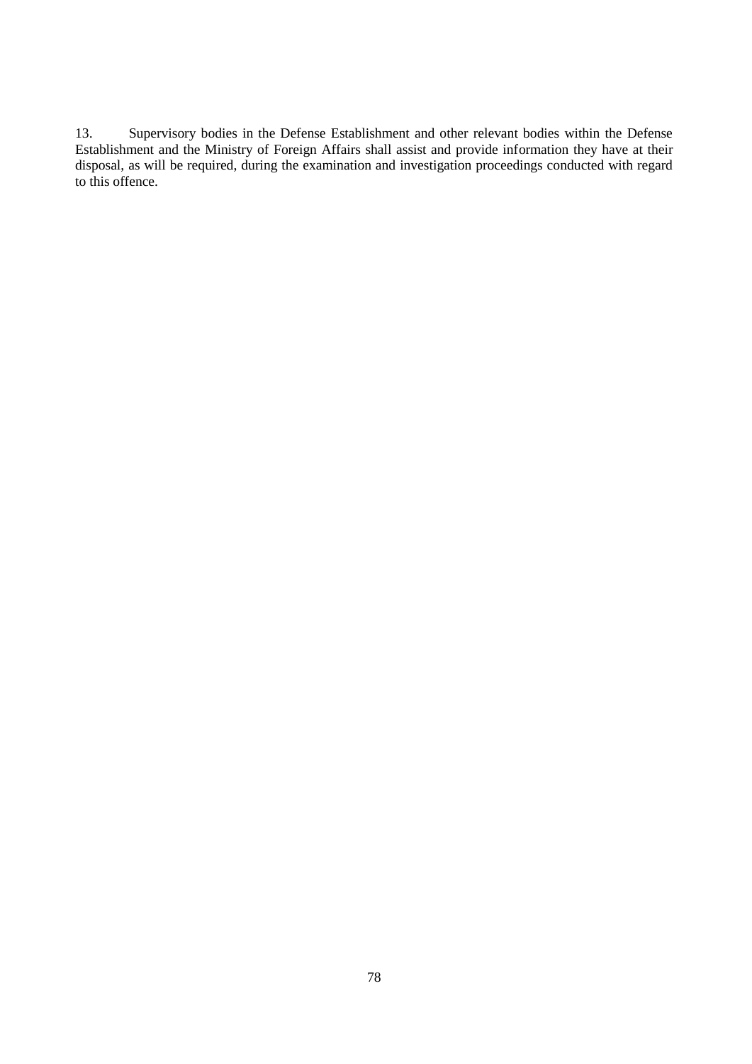13. Supervisory bodies in the Defense Establishment and other relevant bodies within the Defense Establishment and the Ministry of Foreign Affairs shall assist and provide information they have at their disposal, as will be required, during the examination and investigation proceedings conducted with regard to this offence.